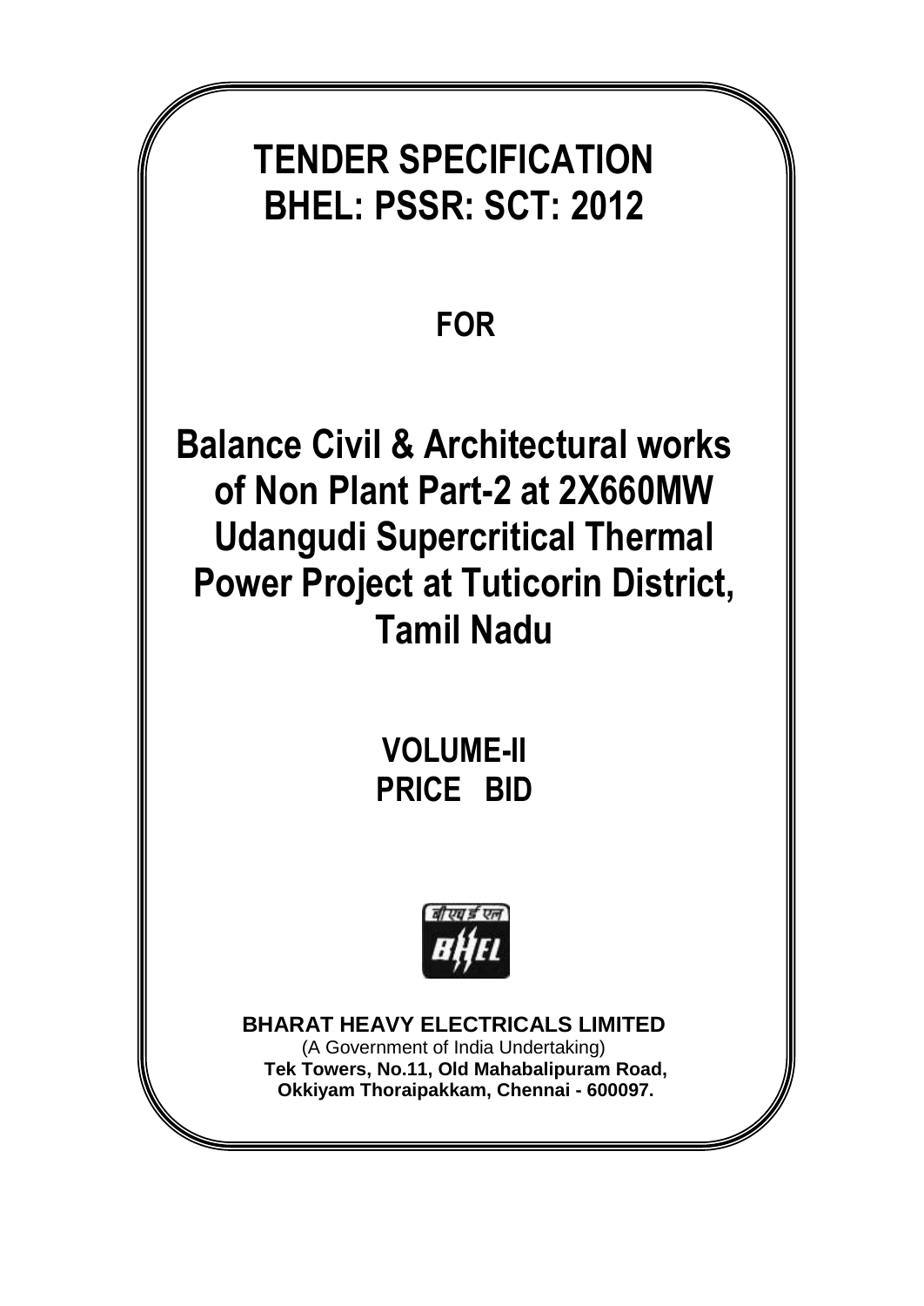# TENDER SPECIFICATION
# BHEL: PSSR: SCT: 2012

## FOR

# Balance Civil & Architectural works of Non Plant Part-2 at 2X660MW Udangudi Supercritical Thermal Power Project at Tuticorin District, Tamil Nadu

## VOLUME-II
## PRICE BID

**BHARAT HEAVY ELECTRICALS LIMITED**
(A Government of India Undertaking)
**Tek Towers, No.11, Old Mahabalipuram Road,**
**Okkiyam Thoraipakkam, Chennai - 600097.**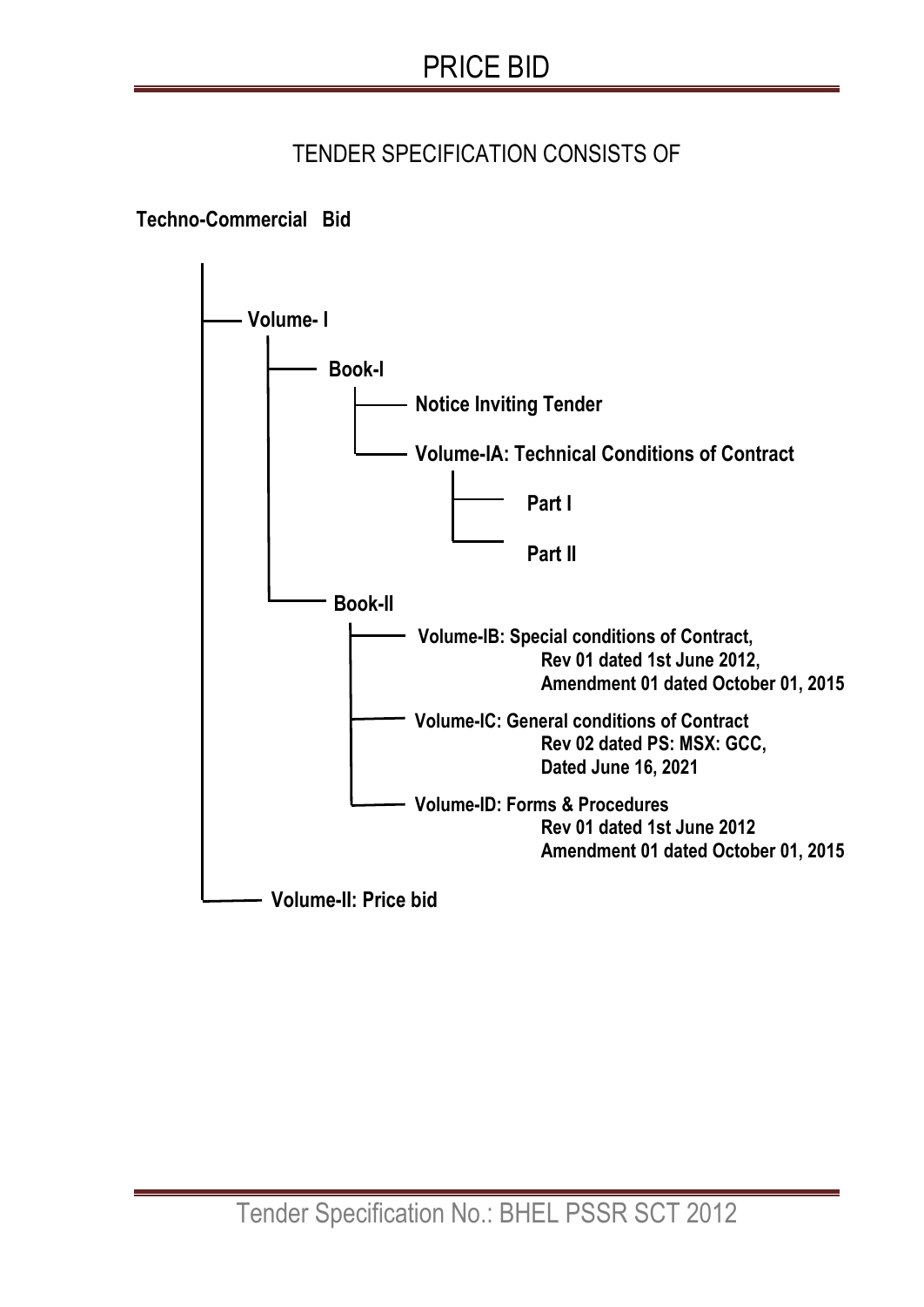# PRICE BID

## TENDER SPECIFICATION CONSISTS OF

**Techno-Commercial Bid**

- **Volume- I**
  - **Book-I**
    - **Notice Inviting Tender**
    - **Volume-IA: Technical Conditions of Contract**
      - **Part I**
      - **Part II**
  - **Book-II**
    - **Volume-IB: Special conditions of Contract, Rev 01 dated 1st June 2012, Amendment 01 dated October 01, 2015**
    - **Volume-IC: General conditions of Contract Rev 02 dated PS: MSX: GCC, Dated June 16, 2021**
    - **Volume-ID: Forms & Procedures Rev 01 dated 1st June 2012 Amendment 01 dated October 01, 2015**
- **Volume-II: Price bid**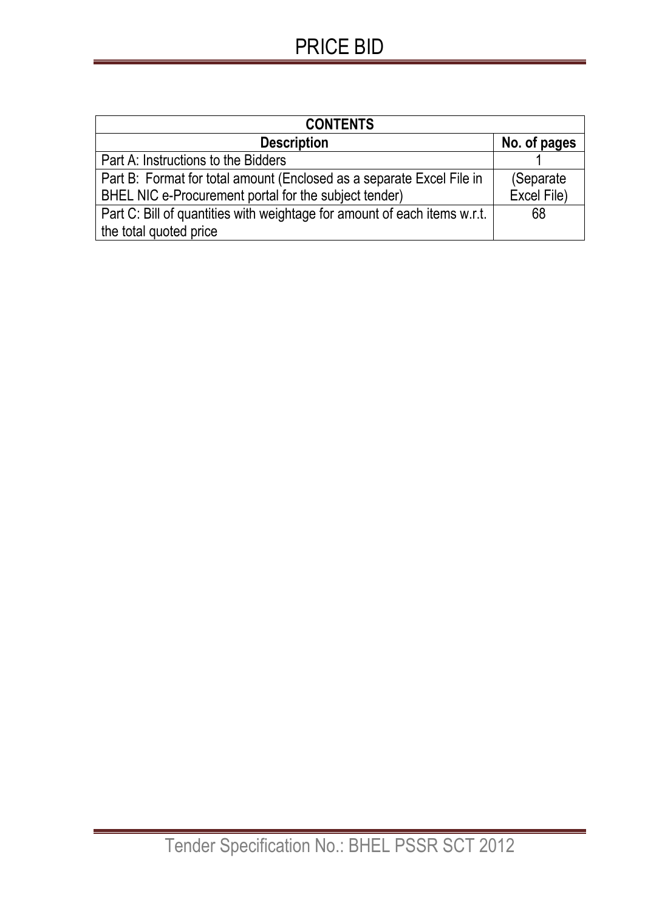# PRICE BID

| CONTENTS | |
|---|---|
| **Description** | **No. of pages** |
| Part A: Instructions to the Bidders | 1 |
| Part B: Format for total amount (Enclosed as a separate Excel File in BHEL NIC e-Procurement portal for the subject tender) | (Separate Excel File) |
| Part C: Bill of quantities with weightage for amount of each items w.r.t. the total quoted price | 68 |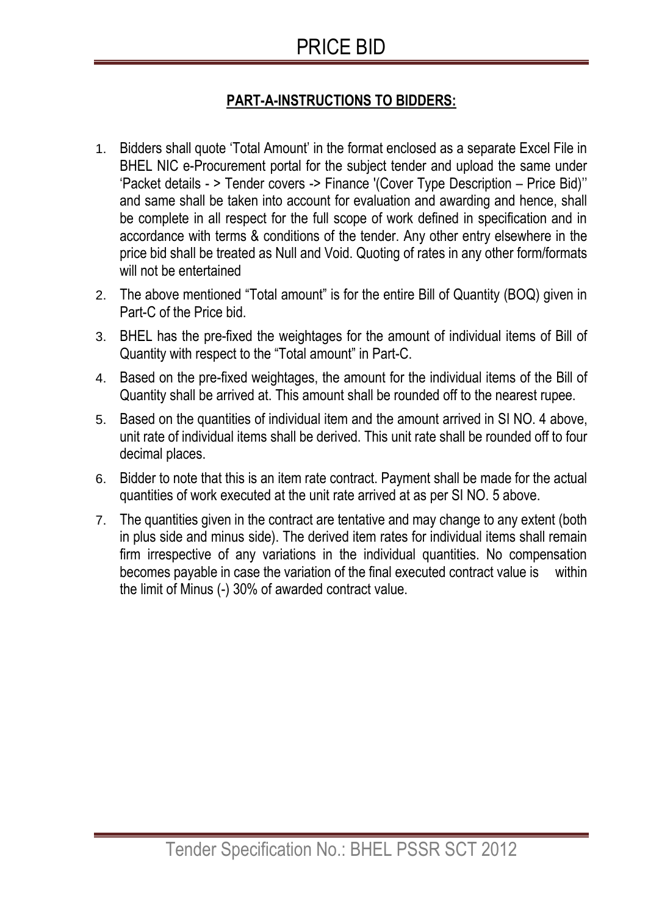# PRICE BID

## PART-A-INSTRUCTIONS TO BIDDERS:

1. Bidders shall quote 'Total Amount' in the format enclosed as a separate Excel File in BHEL NIC e-Procurement portal for the subject tender and upload the same under 'Packet details - > Tender covers -> Finance '(Cover Type Description – Price Bid)'' and same shall be taken into account for evaluation and awarding and hence, shall be complete in all respect for the full scope of work defined in specification and in accordance with terms & conditions of the tender. Any other entry elsewhere in the price bid shall be treated as Null and Void. Quoting of rates in any other form/formats will not be entertained
2. The above mentioned "Total amount" is for the entire Bill of Quantity (BOQ) given in Part-C of the Price bid.
3. BHEL has the pre-fixed the weightages for the amount of individual items of Bill of Quantity with respect to the "Total amount" in Part-C.
4. Based on the pre-fixed weightages, the amount for the individual items of the Bill of Quantity shall be arrived at. This amount shall be rounded off to the nearest rupee.
5. Based on the quantities of individual item and the amount arrived in SI NO. 4 above, unit rate of individual items shall be derived. This unit rate shall be rounded off to four decimal places.
6. Bidder to note that this is an item rate contract. Payment shall be made for the actual quantities of work executed at the unit rate arrived at as per SI NO. 5 above.
7. The quantities given in the contract are tentative and may change to any extent (both in plus side and minus side). The derived item rates for individual items shall remain firm irrespective of any variations in the individual quantities. No compensation becomes payable in case the variation of the final executed contract value is within the limit of Minus (-) 30% of awarded contract value.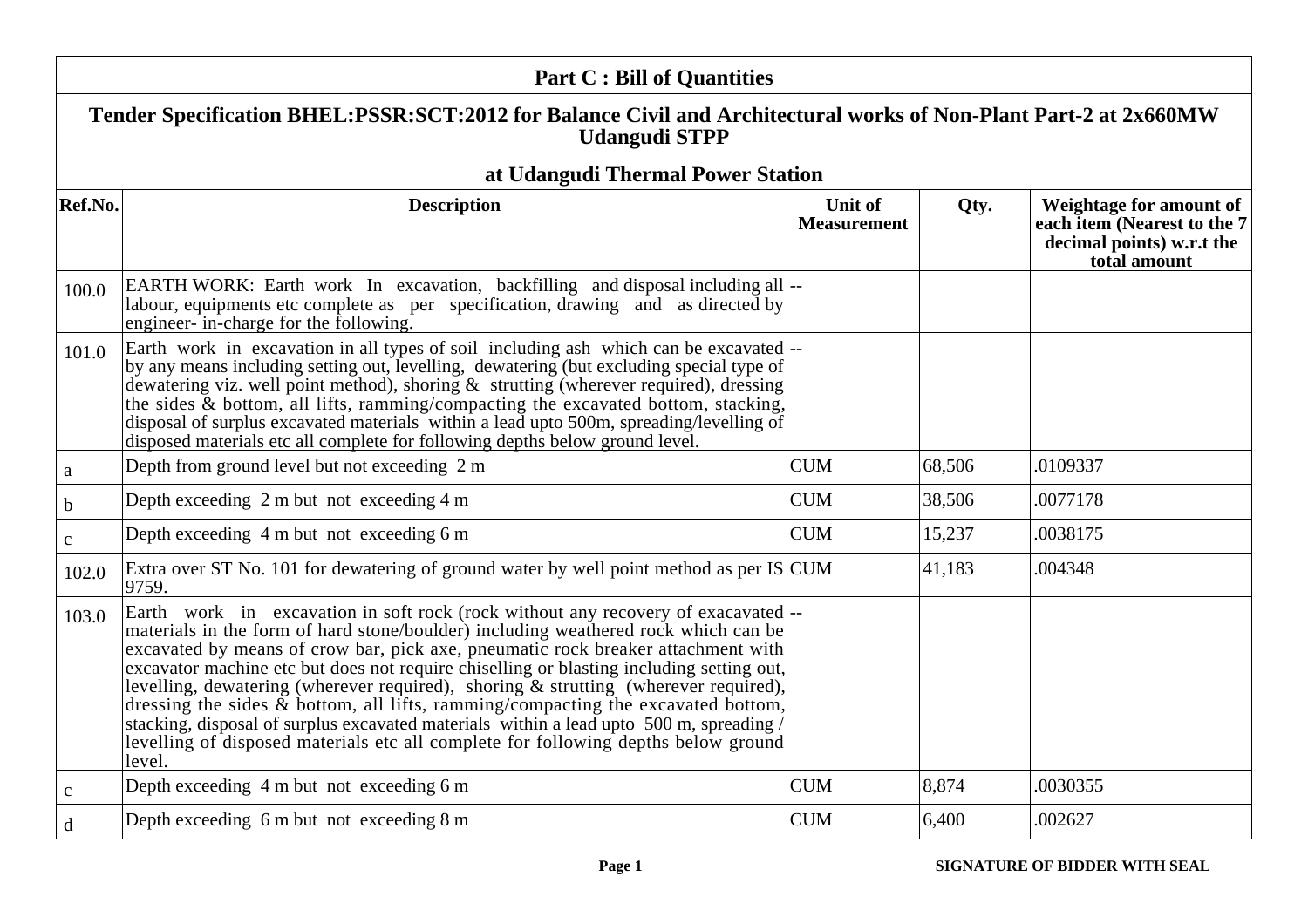## Part C : Bill of Quantities

### Tender Specification BHEL:PSSR:SCT:2012 for Balance Civil and Architectural works of Non-Plant Part-2 at 2x660MW Udangudi STPP

### at Udangudi Thermal Power Station

| Ref.No. | Description | Unit of Measurement | Qty. | Weightage for amount of each item (Nearest to the 7 decimal points) w.r.t the total amount |
|---|---|---|---|---|
| 100.0 | EARTH WORK: Earth work In excavation, backfilling and disposal including all labour, equipments etc complete as per specification, drawing and as directed by engineer- in-charge for the following. | -- | | |
| 101.0 | Earth work in excavation in all types of soil including ash which can be excavated by any means including setting out, levelling, dewatering (but excluding special type of dewatering viz. well point method), shoring & strutting (wherever required), dressing the sides & bottom, all lifts, ramming/compacting the excavated bottom, stacking, disposal of surplus excavated materials within a lead upto 500m, spreading/levelling of disposed materials etc all complete for following depths below ground level. | -- | | |
| a | Depth from ground level but not exceeding 2 m | CUM | 68,506 | .0109337 |
| b | Depth exceeding 2 m but not exceeding 4 m | CUM | 38,506 | .0077178 |
| c | Depth exceeding 4 m but not exceeding 6 m | CUM | 15,237 | .0038175 |
| 102.0 | Extra over ST No. 101 for dewatering of ground water by well point method as per IS 9759. | CUM | 41,183 | .004348 |
| 103.0 | Earth work in excavation in soft rock (rock without any recovery of exacavated materials in the form of hard stone/boulder) including weathered rock which can be excavated by means of crow bar, pick axe, pneumatic rock breaker attachment with excavator machine etc but does not require chiselling or blasting including setting out, levelling, dewatering (wherever required), shoring & strutting (wherever required), dressing the sides & bottom, all lifts, ramming/compacting the excavated bottom, stacking, disposal of surplus excavated materials within a lead upto 500 m, spreading / levelling of disposed materials etc all complete for following depths below ground level. | -- | | |
| c | Depth exceeding 4 m but not exceeding 6 m | CUM | 8,874 | .0030355 |
| d | Depth exceeding 6 m but not exceeding 8 m | CUM | 6,400 | .002627 |

SIGNATURE OF BIDDER WITH SEAL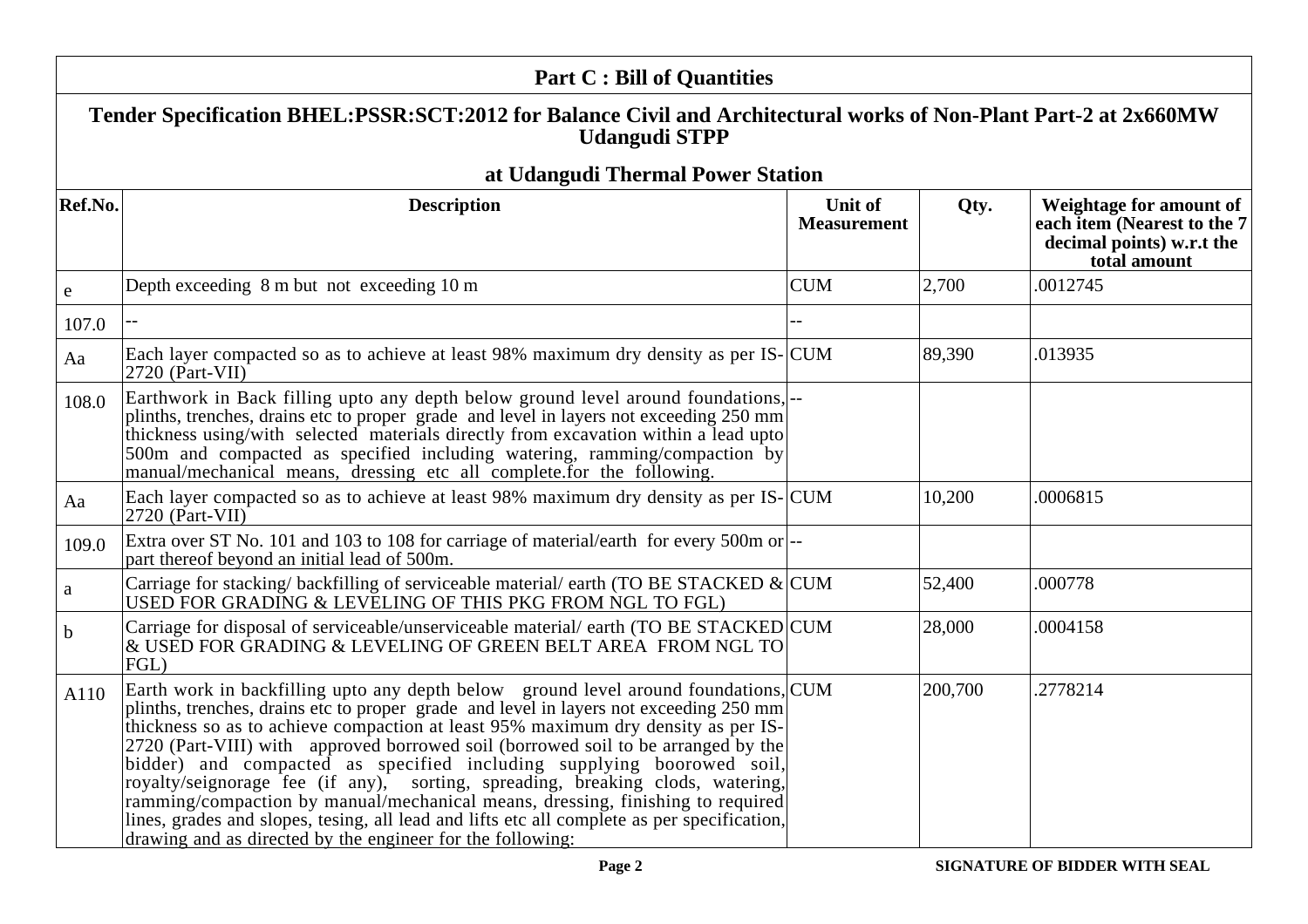## Part C : Bill of Quantities

### Tender Specification BHEL:PSSR:SCT:2012 for Balance Civil and Architectural works of Non-Plant Part-2 at 2x660MW Udangudi STPP

### at Udangudi Thermal Power Station

| Ref.No. | Description | Unit of Measurement | Qty. | Weightage for amount of each item (Nearest to the 7 decimal points) w.r.t the total amount |
|---|---|---|---|---|
| e | Depth exceeding 8 m but not exceeding 10 m | CUM | 2,700 | .0012745 |
| 107.0 | -- | -- | | |
| Aa | Each layer compacted so as to achieve at least 98% maximum dry density as per IS-2720 (Part-VII) | CUM | 89,390 | .013935 |
| 108.0 | Earthwork in Back filling upto any depth below ground level around foundations, plinths, trenches, drains etc to proper grade and level in layers not exceeding 250 mm thickness using/with selected materials directly from excavation within a lead upto 500m and compacted as specified including watering, ramming/compaction by manual/mechanical means, dressing etc all complete.for the following. | -- | | |
| Aa | Each layer compacted so as to achieve at least 98% maximum dry density as per IS-2720 (Part-VII) | CUM | 10,200 | .0006815 |
| 109.0 | Extra over ST No. 101 and 103 to 108 for carriage of material/earth for every 500m or part thereof beyond an initial lead of 500m. | -- | | |
| a | Carriage for stacking/ backfilling of serviceable material/ earth (TO BE STACKED & USED FOR GRADING & LEVELING OF THIS PKG FROM NGL TO FGL) | CUM | 52,400 | .000778 |
| b | Carriage for disposal of serviceable/unserviceable material/ earth (TO BE STACKED & USED FOR GRADING & LEVELING OF GREEN BELT AREA FROM NGL TO FGL) | CUM | 28,000 | .0004158 |
| A110 | Earth work in backfilling upto any depth below ground level around foundations, plinths, trenches, drains etc to proper grade and level in layers not exceeding 250 mm thickness so as to achieve compaction at least 95% maximum dry density as per IS-2720 (Part-VIII) with approved borrowed soil (borrowed soil to be arranged by the bidder) and compacted as specified including supplying boorowed soil, royalty/seignorage fee (if any), sorting, spreading, breaking clods, watering, ramming/compaction by manual/mechanical means, dressing, finishing to required lines, grades and slopes, tesing, all lead and lifts etc all complete as per specification, drawing and as directed by the engineer for the following: | CUM | 200,700 | .2778214 |

SIGNATURE OF BIDDER WITH SEAL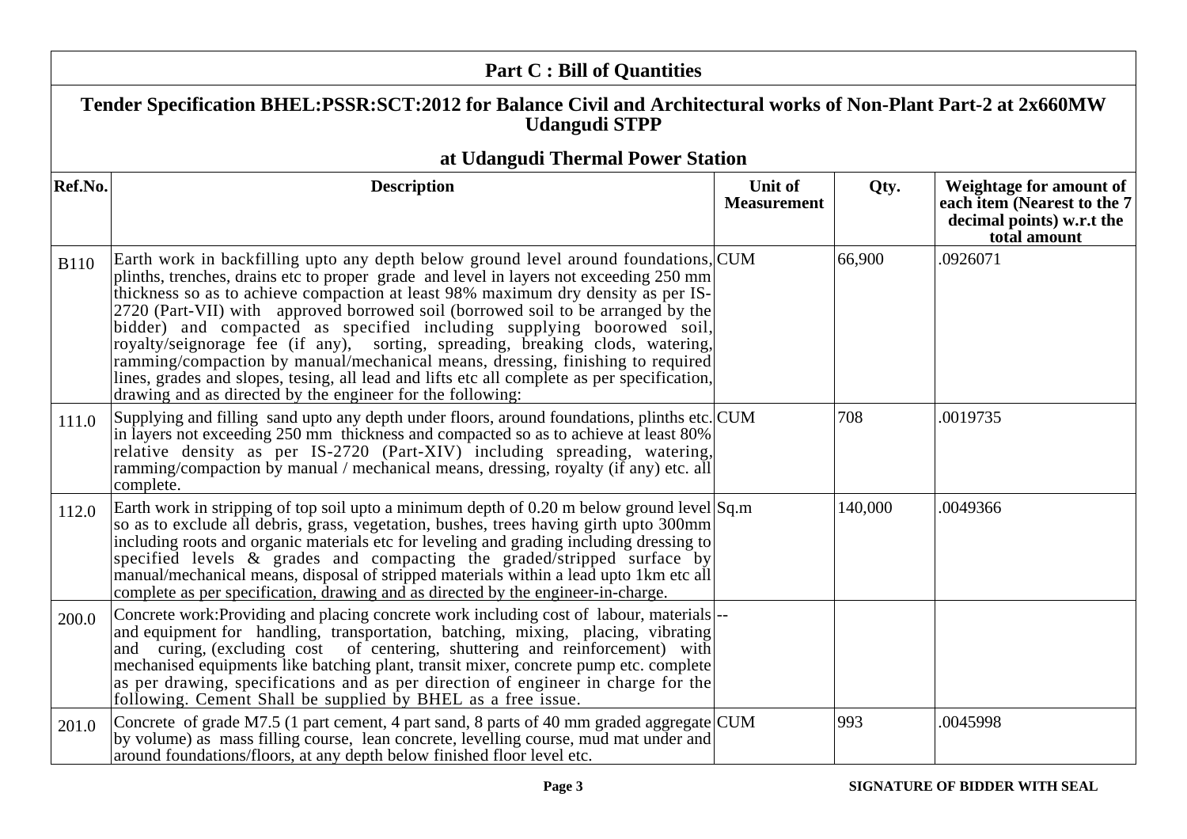## Part C : Bill of Quantities

### Tender Specification BHEL:PSSR:SCT:2012 for Balance Civil and Architectural works of Non-Plant Part-2 at 2x660MW Udangudi STPP

### at Udangudi Thermal Power Station

| Ref.No. | Description | Unit of Measurement | Qty. | Weightage for amount of each item (Nearest to the 7 decimal points) w.r.t the total amount |
|---|---|---|---|---|
| B110 | Earth work in backfilling upto any depth below ground level around foundations, plinths, trenches, drains etc to proper grade and level in layers not exceeding 250 mm thickness so as to achieve compaction at least 98% maximum dry density as per IS-2720 (Part-VII) with approved borrowed soil (borrowed soil to be arranged by the bidder) and compacted as specified including supplying boorowed soil, royalty/seignorage fee (if any), sorting, spreading, breaking clods, watering, ramming/compaction by manual/mechanical means, dressing, finishing to required lines, grades and slopes, tesing, all lead and lifts etc all complete as per specification, drawing and as directed by the engineer for the following: | CUM | 66,900 | .0926071 |
| 111.0 | Supplying and filling sand upto any depth under floors, around foundations, plinths etc. in layers not exceeding 250 mm thickness and compacted so as to achieve at least 80% relative density as per IS-2720 (Part-XIV) including spreading, watering, ramming/compaction by manual / mechanical means, dressing, royalty (if any) etc. all complete. | CUM | 708 | .0019735 |
| 112.0 | Earth work in stripping of top soil upto a minimum depth of 0.20 m below ground level so as to exclude all debris, grass, vegetation, bushes, trees having girth upto 300mm including roots and organic materials etc for leveling and grading including dressing to specified levels & grades and compacting the graded/stripped surface by manual/mechanical means, disposal of stripped materials within a lead upto 1km etc all complete as per specification, drawing and as directed by the engineer-in-charge. | Sq.m | 140,000 | .0049366 |
| 200.0 | Concrete work:Providing and placing concrete work including cost of labour, materials and equipment for handling, transportation, batching, mixing, placing, vibrating and curing, (excluding cost of centering, shuttering and reinforcement) with mechanised equipments like batching plant, transit mixer, concrete pump etc. complete as per drawing, specifications and as per direction of engineer in charge for the following. Cement Shall be supplied by BHEL as a free issue. | -- | | |
| 201.0 | Concrete of grade M7.5 (1 part cement, 4 part sand, 8 parts of 40 mm graded aggregate by volume) as mass filling course, lean concrete, levelling course, mud mat under and around foundations/floors, at any depth below finished floor level etc. | CUM | 993 | .0045998 |

SIGNATURE OF BIDDER WITH SEAL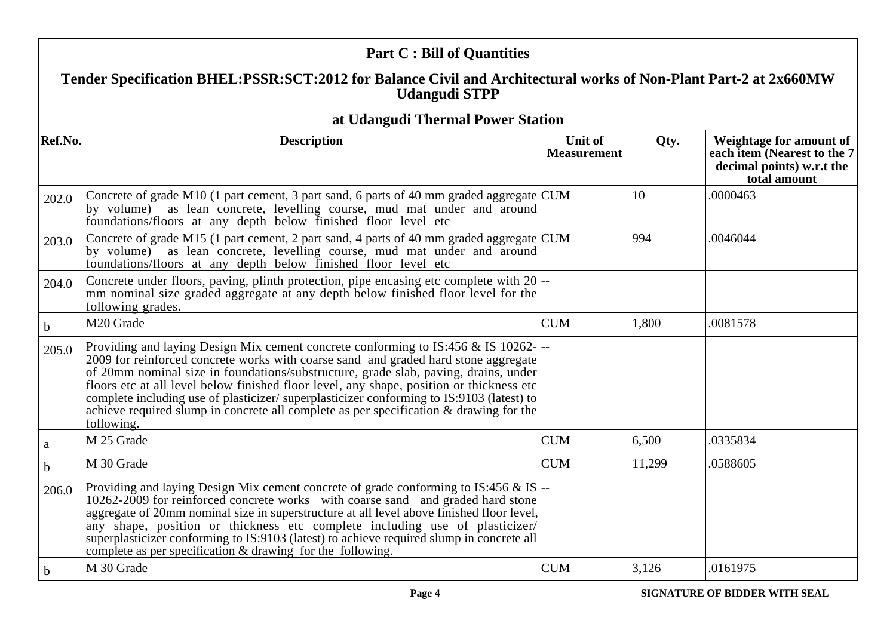## Part C : Bill of Quantities

### Tender Specification BHEL:PSSR:SCT:2012 for Balance Civil and Architectural works of Non-Plant Part-2 at 2x660MW Udangudi STPP

### at Udangudi Thermal Power Station

| Ref.No. | Description | Unit of Measurement | Qty. | Weightage for amount of each item (Nearest to the 7 decimal points) w.r.t the total amount |
|---|---|---|---|---|
| 202.0 | Concrete of grade M10 (1 part cement, 3 part sand, 6 parts of 40 mm graded aggregate by volume) as lean concrete, levelling course, mud mat under and around foundations/floors at any depth below finished floor level etc | CUM | 10 | .0000463 |
| 203.0 | Concrete of grade M15 (1 part cement, 2 part sand, 4 parts of 40 mm graded aggregate by volume) as lean concrete, levelling course, mud mat under and around foundations/floors at any depth below finished floor level etc | CUM | 994 | .0046044 |
| 204.0 | Concrete under floors, paving, plinth protection, pipe encasing etc complete with 20 mm nominal size graded aggregate at any depth below finished floor level for the following grades. | -- | | |
| b | M20 Grade | CUM | 1,800 | .0081578 |
| 205.0 | Providing and laying Design Mix cement concrete conforming to IS:456 & IS 10262-2009 for reinforced concrete works with coarse sand and graded hard stone aggregate of 20mm nominal size in foundations/substructure, grade slab, paving, drains, under floors etc at all level below finished floor level, any shape, position or thickness etc complete including use of plasticizer/ superplasticizer conforming to IS:9103 (latest) to achieve required slump in concrete all complete as per specification & drawing for the following. | -- | | |
| a | M 25 Grade | CUM | 6,500 | .0335834 |
| b | M 30 Grade | CUM | 11,299 | .0588605 |
| 206.0 | Providing and laying Design Mix cement concrete of grade conforming to IS:456 & IS 10262-2009 for reinforced concrete works with coarse sand and graded hard stone aggregate of 20mm nominal size in superstructure at all level above finished floor level, any shape, position or thickness etc complete including use of plasticizer/ superplasticizer conforming to IS:9103 (latest) to achieve required slump in concrete all complete as per specification & drawing for the following. | -- | | |
| b | M 30 Grade | CUM | 3,126 | .0161975 |

**SIGNATURE OF BIDDER WITH SEAL**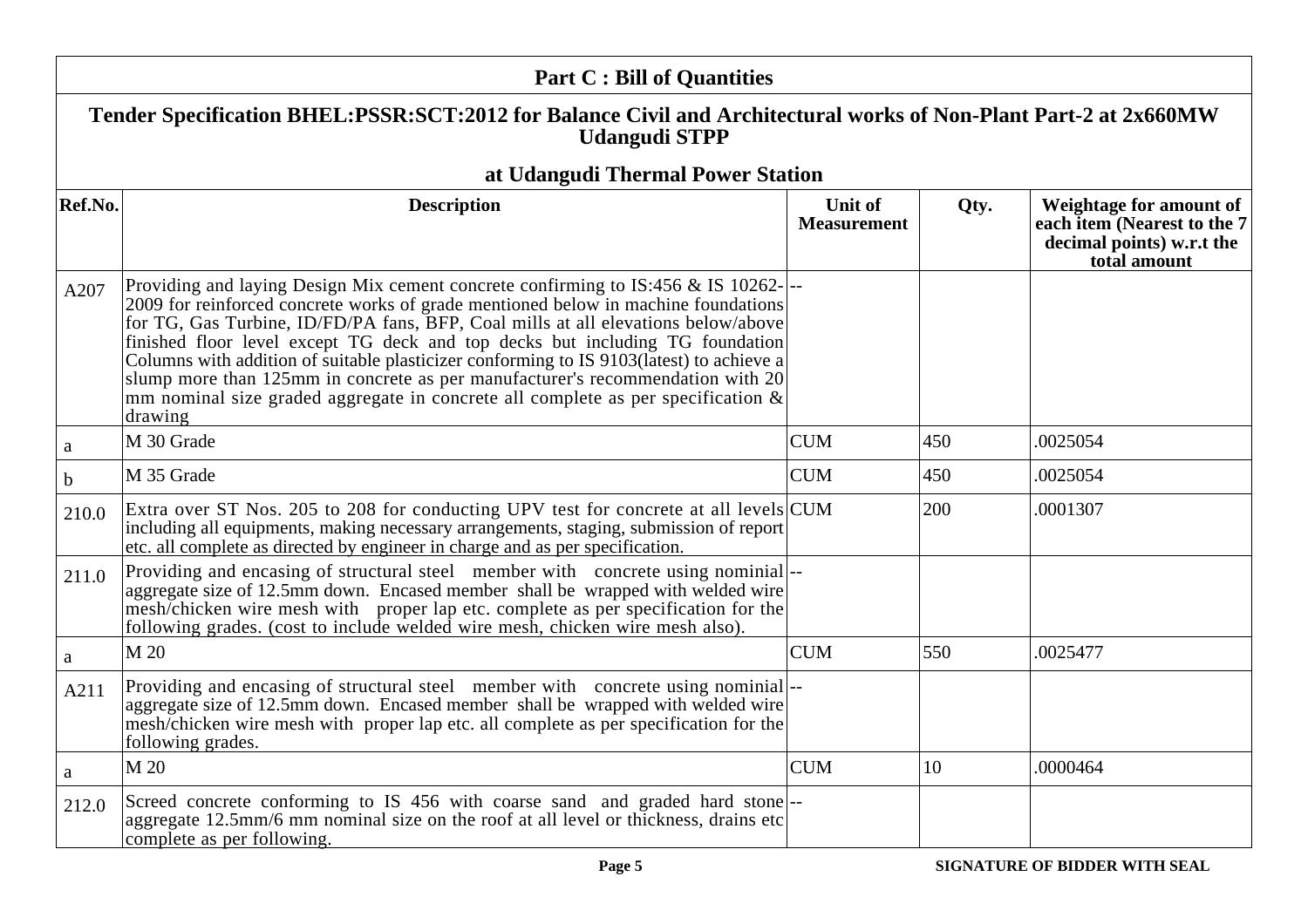## Part C : Bill of Quantities

### Tender Specification BHEL:PSSR:SCT:2012 for Balance Civil and Architectural works of Non-Plant Part-2 at 2x660MW Udangudi STPP

### at Udangudi Thermal Power Station

| Ref.No. | Description | Unit of Measurement | Qty. | Weightage for amount of each item (Nearest to the 7 decimal points) w.r.t the total amount |
|---|---|---|---|---|
| A207 | Providing and laying Design Mix cement concrete confirming to IS:456 & IS 10262-2009 for reinforced concrete works of grade mentioned below in machine foundations for TG, Gas Turbine, ID/FD/PA fans, BFP, Coal mills at all elevations below/above finished floor level except TG deck and top decks but including TG foundation Columns with addition of suitable plasticizer conforming to IS 9103(latest) to achieve a slump more than 125mm in concrete as per manufacturer's recommendation with 20 mm nominal size graded aggregate in concrete all complete as per specification & drawing | -- | | |
| a | M 30 Grade | CUM | 450 | .0025054 |
| b | M 35 Grade | CUM | 450 | .0025054 |
| 210.0 | Extra over ST Nos. 205 to 208 for conducting UPV test for concrete at all levels including all equipments, making necessary arrangements, staging, submission of report etc. all complete as directed by engineer in charge and as per specification. | CUM | 200 | .0001307 |
| 211.0 | Providing and encasing of structural steel member with concrete using nominial aggregate size of 12.5mm down. Encased member shall be wrapped with welded wire mesh/chicken wire mesh with proper lap etc. complete as per specification for the following grades. (cost to include welded wire mesh, chicken wire mesh also). | -- | | |
| a | M 20 | CUM | 550 | .0025477 |
| A211 | Providing and encasing of structural steel member with concrete using nominial aggregate size of 12.5mm down. Encased member shall be wrapped with welded wire mesh/chicken wire mesh with proper lap etc. all complete as per specification for the following grades. | -- | | |
| a | M 20 | CUM | 10 | .0000464 |
| 212.0 | Screed concrete conforming to IS 456 with coarse sand and graded hard stone aggregate 12.5mm/6 mm nominal size on the roof at all level or thickness, drains etc complete as per following. | -- | | |

SIGNATURE OF BIDDER WITH SEAL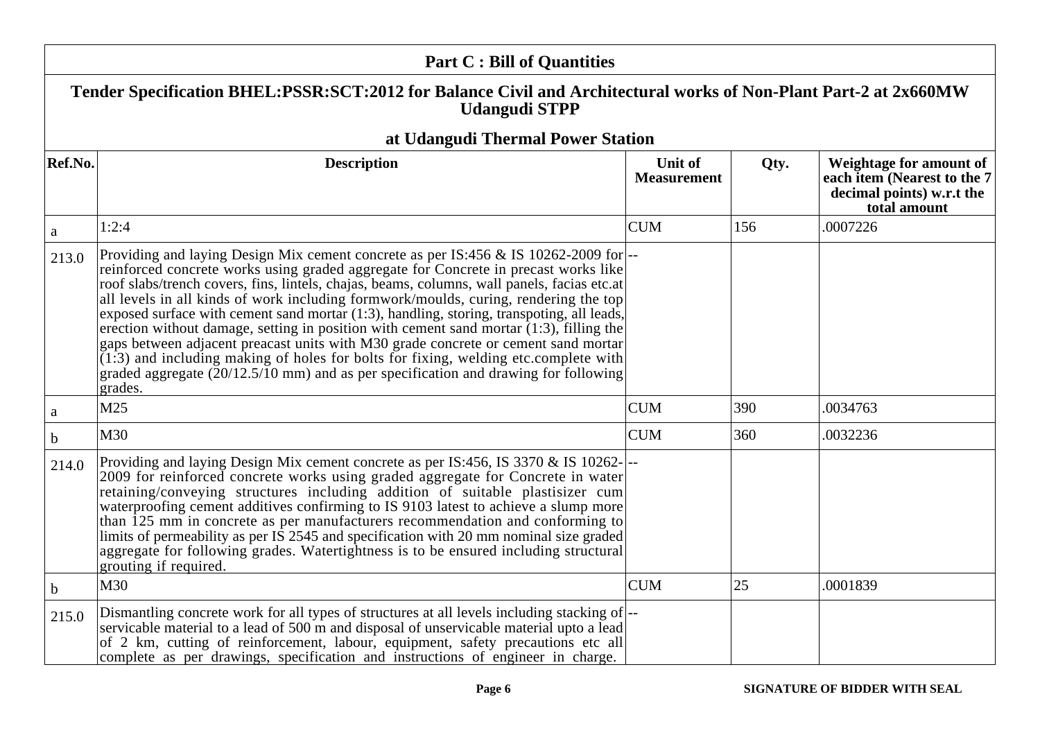## Part C : Bill of Quantities

### Tender Specification BHEL:PSSR:SCT:2012 for Balance Civil and Architectural works of Non-Plant Part-2 at 2x660MW Udangudi STPP

### at Udangudi Thermal Power Station

| Ref.No. | Description | Unit of Measurement | Qty. | Weightage for amount of each item (Nearest to the 7 decimal points) w.r.t the total amount |
|---|---|---|---|---|
| a | 1:2:4 | CUM | 156 | .0007226 |
| 213.0 | Providing and laying Design Mix cement concrete as per IS:456 & IS 10262-2009 for reinforced concrete works using graded aggregate for Concrete in precast works like roof slabs/trench covers, fins, lintels, chajas, beams, columns, wall panels, facias etc.at all levels in all kinds of work including formwork/moulds, curing, rendering the top exposed surface with cement sand mortar (1:3), handling, storing, transpoting, all leads, erection without damage, setting in position with cement sand mortar (1:3), filling the gaps between adjacent preacast units with M30 grade concrete or cement sand mortar (1:3) and including making of holes for bolts for fixing, welding etc.complete with graded aggregate (20/12.5/10 mm) and as per specification and drawing for following grades. | -- | | |
| a | M25 | CUM | 390 | .0034763 |
| b | M30 | CUM | 360 | .0032236 |
| 214.0 | Providing and laying Design Mix cement concrete as per IS:456, IS 3370 & IS 10262-2009 for reinforced concrete works using graded aggregate for Concrete in water retaining/conveying structures including addition of suitable plastisizer cum waterproofing cement additives confirming to IS 9103 latest to achieve a slump more than 125 mm in concrete as per manufacturers recommendation and conforming to limits of permeability as per IS 2545 and specification with 20 mm nominal size graded aggregate for following grades. Watertightness is to be ensured including structural grouting if required. | -- | | |
| b | M30 | CUM | 25 | .0001839 |
| 215.0 | Dismantling concrete work for all types of structures at all levels including stacking of servicable material to a lead of 500 m and disposal of unservicable material upto a lead of 2 km, cutting of reinforcement, labour, equipment, safety precautions etc all complete as per drawings, specification and instructions of engineer in charge. | -- | | |

SIGNATURE OF BIDDER WITH SEAL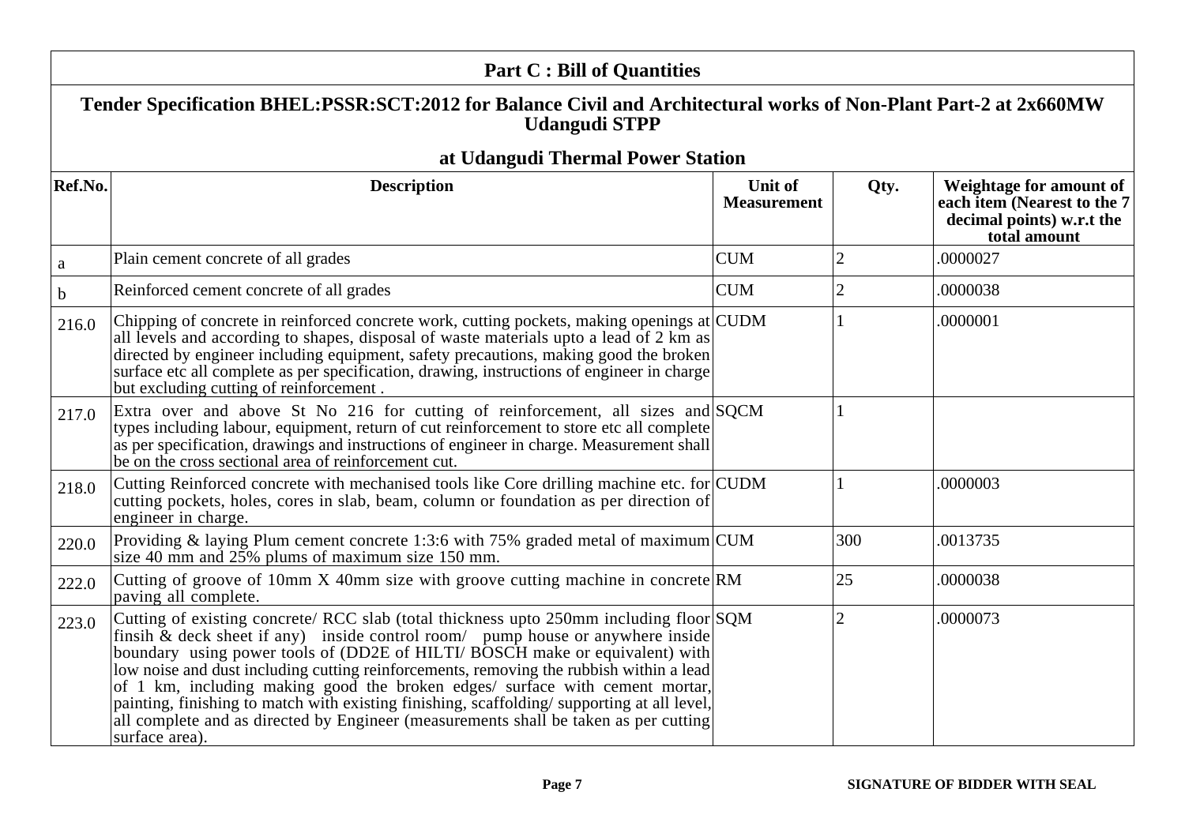## Part C : Bill of Quantities

### Tender Specification BHEL:PSSR:SCT:2012 for Balance Civil and Architectural works of Non-Plant Part-2 at 2x660MW Udangudi STPP

### at Udangudi Thermal Power Station

| Ref.No. | Description | Unit of Measurement | Qty. | Weightage for amount of each item (Nearest to the 7 decimal points) w.r.t the total amount |
|---|---|---|---|---|
| a | Plain cement concrete of all grades | CUM | 2 | .0000027 |
| b | Reinforced cement concrete of all grades | CUM | 2 | .0000038 |
| 216.0 | Chipping of concrete in reinforced concrete work, cutting pockets, making openings at all levels and according to shapes, disposal of waste materials upto a lead of 2 km as directed by engineer including equipment, safety precautions, making good the broken surface etc all complete as per specification, drawing, instructions of engineer in charge but excluding cutting of reinforcement . | CUDM | 1 | .0000001 |
| 217.0 | Extra over and above St No 216 for cutting of reinforcement, all sizes and types including labour, equipment, return of cut reinforcement to store etc all complete as per specification, drawings and instructions of engineer in charge. Measurement shall be on the cross sectional area of reinforcement cut. | SQCM | 1 | |
| 218.0 | Cutting Reinforced concrete with mechanised tools like Core drilling machine etc. for cutting pockets, holes, cores in slab, beam, column or foundation as per direction of engineer in charge. | CUDM | 1 | .0000003 |
| 220.0 | Providing & laying Plum cement concrete 1:3:6 with 75% graded metal of maximum size 40 mm and 25% plums of maximum size 150 mm. | CUM | 300 | .0013735 |
| 222.0 | Cutting of groove of 10mm X 40mm size with groove cutting machine in concrete paving all complete. | RM | 25 | .0000038 |
| 223.0 | Cutting of existing concrete/ RCC slab (total thickness upto 250mm including floor finsih & deck sheet if any) inside control room/ pump house or anywhere inside boundary using power tools of (DD2E of HILTI/ BOSCH make or equivalent) with low noise and dust including cutting reinforcements, removing the rubbish within a lead of 1 km, including making good the broken edges/ surface with cement mortar, painting, finishing to match with existing finishing, scaffolding/ supporting at all level, all complete and as directed by Engineer (measurements shall be taken as per cutting surface area). | SQM | 2 | .0000073 |

SIGNATURE OF BIDDER WITH SEAL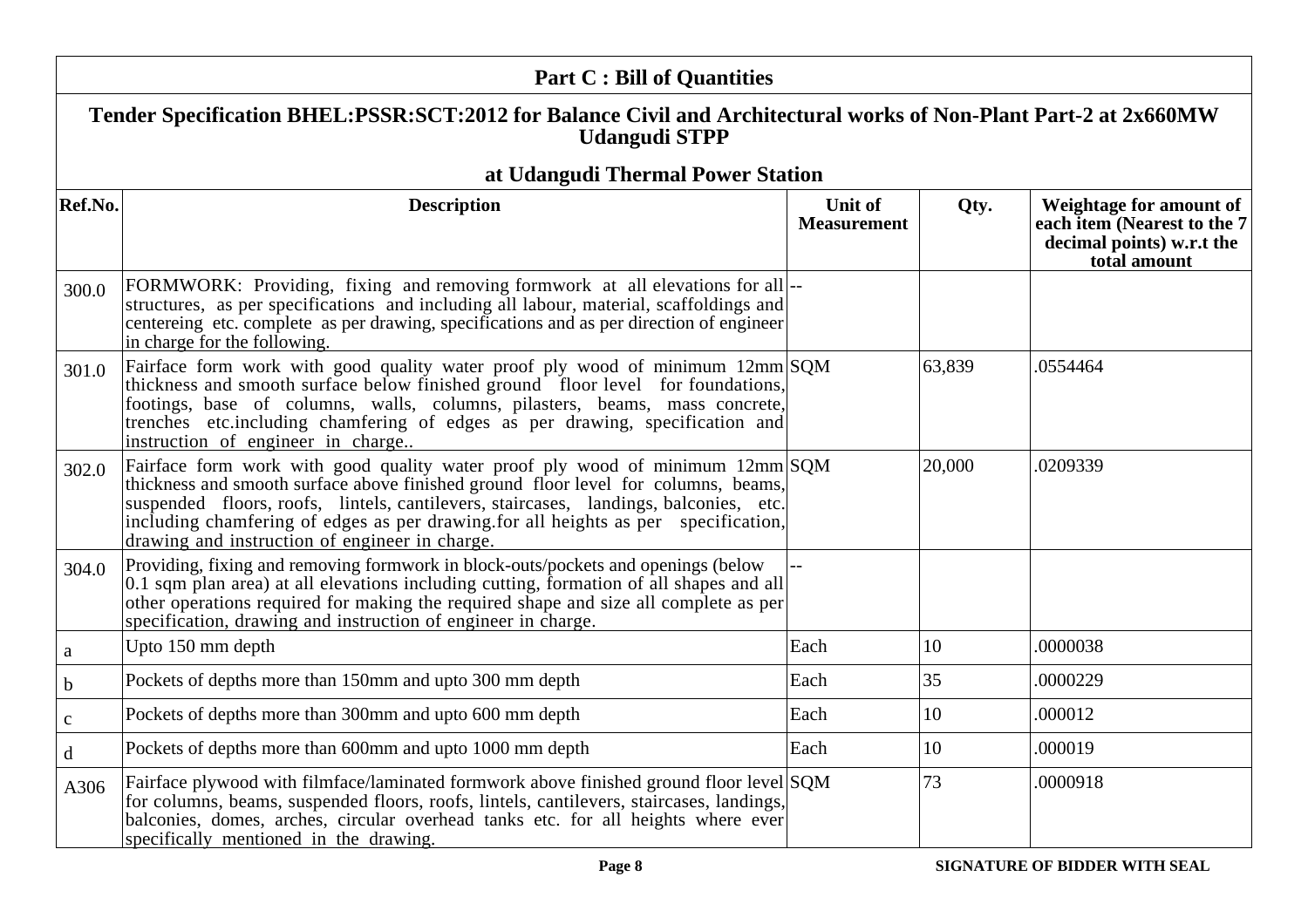## Part C : Bill of Quantities

### Tender Specification BHEL:PSSR:SCT:2012 for Balance Civil and Architectural works of Non-Plant Part-2 at 2x660MW Udangudi STPP

### at Udangudi Thermal Power Station

| Ref.No. | Description | Unit of Measurement | Qty. | Weightage for amount of each item (Nearest to the 7 decimal points) w.r.t the total amount |
|---|---|---|---|---|
| 300.0 | FORMWORK: Providing, fixing and removing formwork at all elevations for all structures, as per specifications and including all labour, material, scaffoldings and centereing etc. complete as per drawing, specifications and as per direction of engineer in charge for the following. | -- | | |
| 301.0 | Fairface form work with good quality water proof ply wood of minimum 12mm thickness and smooth surface below finished ground floor level for foundations, footings, base of columns, walls, columns, pilasters, beams, mass concrete, trenches etc.including chamfering of edges as per drawing, specification and instruction of engineer in charge.. | SQM | 63,839 | .0554464 |
| 302.0 | Fairface form work with good quality water proof ply wood of minimum 12mm thickness and smooth surface above finished ground floor level for columns, beams, suspended floors, roofs, lintels, cantilevers, staircases, landings, balconies, etc. including chamfering of edges as per drawing.for all heights as per specification, drawing and instruction of engineer in charge. | SQM | 20,000 | .0209339 |
| 304.0 | Providing, fixing and removing formwork in block-outs/pockets and openings (below 0.1 sqm plan area) at all elevations including cutting, formation of all shapes and all other operations required for making the required shape and size all complete as per specification, drawing and instruction of engineer in charge. | -- | | |
| a | Upto 150 mm depth | Each | 10 | .0000038 |
| b | Pockets of depths more than 150mm and upto 300 mm depth | Each | 35 | .0000229 |
| c | Pockets of depths more than 300mm and upto 600 mm depth | Each | 10 | .000012 |
| d | Pockets of depths more than 600mm and upto 1000 mm depth | Each | 10 | .000019 |
| A306 | Fairface plywood with filmface/laminated formwork above finished ground floor level for columns, beams, suspended floors, roofs, lintels, cantilevers, staircases, landings, balconies, domes, arches, circular overhead tanks etc. for all heights where ever specifically mentioned in the drawing. | SQM | 73 | .0000918 |

**SIGNATURE OF BIDDER WITH SEAL**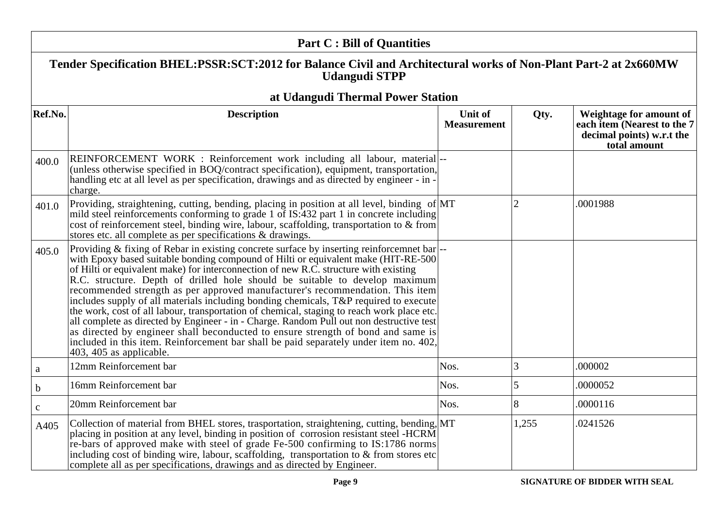## Part C : Bill of Quantities

### Tender Specification BHEL:PSSR:SCT:2012 for Balance Civil and Architectural works of Non-Plant Part-2 at 2x660MW Udangudi STPP

### at Udangudi Thermal Power Station

| Ref.No. | Description | Unit of Measurement | Qty. | Weightage for amount of each item (Nearest to the 7 decimal points) w.r.t the total amount |
|---|---|---|---|---|
| 400.0 | REINFORCEMENT WORK : Reinforcement work including all labour, material (unless otherwise specified in BOQ/contract specification), equipment, transportation, handling etc at all level as per specification, drawings and as directed by engineer - in - charge. | -- | | |
| 401.0 | Providing, straightening, cutting, bending, placing in position at all level, binding of mild steel reinforcements conforming to grade 1 of IS:432 part 1 in concrete including cost of reinforcement steel, binding wire, labour, scaffolding, transportation to & from stores etc. all complete as per specifications & drawings. | MT | 2 | .0001988 |
| 405.0 | Providing & fixing of Rebar in existing concrete surface by inserting reinforcemnet bar with Epoxy based suitable bonding compound of Hilti or equivalent make (HIT-RE-500 of Hilti or equivalent make) for interconnection of new R.C. structure with existing R.C. structure. Depth of drilled hole should be suitable to develop maximum recommended strength as per approved manufacturer's recommendation. This item includes supply of all materials including bonding chemicals, T&P required to execute the work, cost of all labour, transportation of chemical, staging to reach work place etc. all complete as directed by Engineer - in - Charge. Random Pull out non destructive test as directed by engineer shall beconducted to ensure strength of bond and same is included in this item. Reinforcement bar shall be paid separately under item no. 402, 403, 405 as applicable. | -- | | |
| a | 12mm Reinforcement bar | Nos. | 3 | .000002 |
| b | 16mm Reinforcement bar | Nos. | 5 | .0000052 |
| c | 20mm Reinforcement bar | Nos. | 8 | .0000116 |
| A405 | Collection of material from BHEL stores, trasportation, straightening, cutting, bending, placing in position at any level, binding in position of corrosion resistant steel -HCRM re-bars of approved make with steel of grade Fe-500 confirming to IS:1786 norms including cost of binding wire, labour, scaffolding, transportation to & from stores etc complete all as per specifications, drawings and as directed by Engineer. | MT | 1,255 | .0241526 |

SIGNATURE OF BIDDER WITH SEAL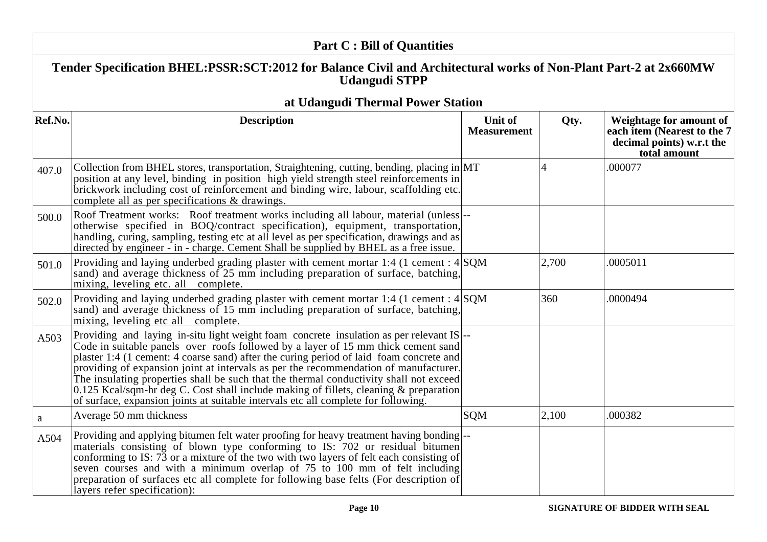## Part C : Bill of Quantities

### Tender Specification BHEL:PSSR:SCT:2012 for Balance Civil and Architectural works of Non-Plant Part-2 at 2x660MW Udangudi STPP

### at Udangudi Thermal Power Station

| Ref.No. | Description | Unit of Measurement | Qty. | Weightage for amount of each item (Nearest to the 7 decimal points) w.r.t the total amount |
|---|---|---|---|---|
| 407.0 | Collection from BHEL stores, transportation, Straightening, cutting, bending, placing in position at any level, binding in position high yield strength steel reinforcements in brickwork including cost of reinforcement and binding wire, labour, scaffolding etc. complete all as per specifications & drawings. | MT | 4 | .000077 |
| 500.0 | Roof Treatment works: Roof treatment works including all labour, material (unless otherwise specified in BOQ/contract specification), equipment, transportation, handling, curing, sampling, testing etc at all level as per specification, drawings and as directed by engineer - in - charge. Cement Shall be supplied by BHEL as a free issue. | -- | | |
| 501.0 | Providing and laying underbed grading plaster with cement mortar 1:4 (1 cement : 4 sand) and average thickness of 25 mm including preparation of surface, batching, mixing, leveling etc. all complete. | SQM | 2,700 | .0005011 |
| 502.0 | Providing and laying underbed grading plaster with cement mortar 1:4 (1 cement : 4 sand) and average thickness of 15 mm including preparation of surface, batching, mixing, leveling etc all complete. | SQM | 360 | .0000494 |
| A503 | Providing and laying in-situ light weight foam concrete insulation as per relevant IS Code in suitable panels over roofs followed by a layer of 15 mm thick cement sand plaster 1:4 (1 cement: 4 coarse sand) after the curing period of laid foam concrete and providing of expansion joint at intervals as per the recommendation of manufacturer. The insulating properties shall be such that the thermal conductivity shall not exceed 0.125 Kcal/sqm-hr deg C. Cost shall include making of fillets, cleaning & preparation of surface, expansion joints at suitable intervals etc all complete for following. | -- | | |
| a | Average 50 mm thickness | SQM | 2,100 | .000382 |
| A504 | Providing and applying bitumen felt water proofing for heavy treatment having bonding materials consisting of blown type conforming to IS: 702 or residual bitumen conforming to IS: 73 or a mixture of the two with two layers of felt each consisting of seven courses and with a minimum overlap of 75 to 100 mm of felt including preparation of surfaces etc all complete for following base felts (For description of layers refer specification): | -- | | |

SIGNATURE OF BIDDER WITH SEAL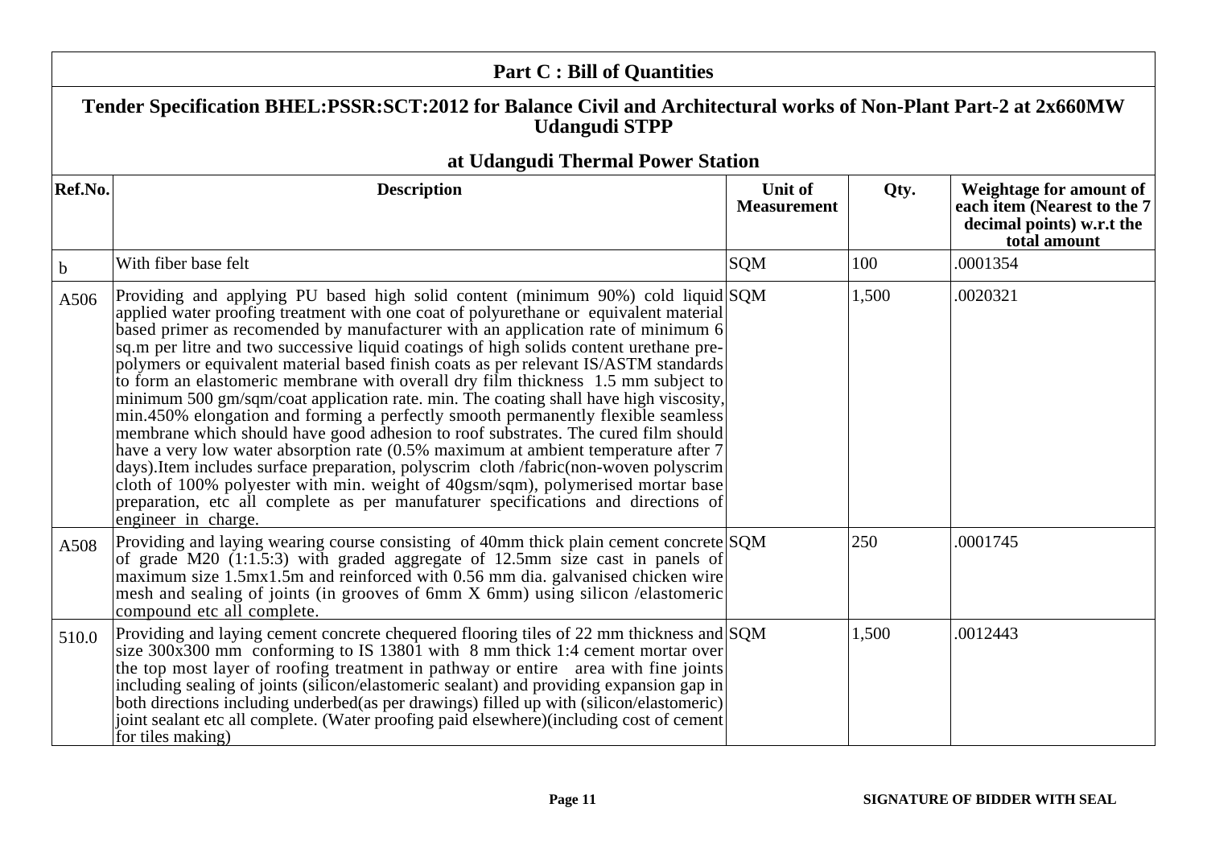## Part C : Bill of Quantities

### Tender Specification BHEL:PSSR:SCT:2012 for Balance Civil and Architectural works of Non-Plant Part-2 at 2x660MW Udangudi STPP

### at Udangudi Thermal Power Station

| Ref.No. | Description | Unit of Measurement | Qty. | Weightage for amount of each item (Nearest to the 7 decimal points) w.r.t the total amount |
|---|---|---|---|---|
| b | With fiber base felt | SQM | 100 | .0001354 |
| A506 | Providing and applying PU based high solid content (minimum 90%) cold liquid applied water proofing treatment with one coat of polyurethane or equivalent material based primer as recomended by manufacturer with an application rate of minimum 6 sq.m per litre and two successive liquid coatings of high solids content urethane pre-polymers or equivalent material based finish coats as per relevant IS/ASTM standards to form an elastomeric membrane with overall dry film thickness 1.5 mm subject to minimum 500 gm/sqm/coat application rate. min. The coating shall have high viscosity, min.450% elongation and forming a perfectly smooth permanently flexible seamless membrane which should have good adhesion to roof substrates. The cured film should have a very low water absorption rate (0.5% maximum at ambient temperature after 7 days).Item includes surface preparation, polyscrim cloth /fabric(non-woven polyscrim cloth of 100% polyester with min. weight of 40gsm/sqm), polymerised mortar base preparation, etc all complete as per manufaturer specifications and directions of engineer in charge. | SQM | 1,500 | .0020321 |
| A508 | Providing and laying wearing course consisting of 40mm thick plain cement concrete of grade M20 (1:1.5:3) with graded aggregate of 12.5mm size cast in panels of maximum size 1.5mx1.5m and reinforced with 0.56 mm dia. galvanised chicken wire mesh and sealing of joints (in grooves of 6mm X 6mm) using silicon /elastomeric compound etc all complete. | SQM | 250 | .0001745 |
| 510.0 | Providing and laying cement concrete chequered flooring tiles of 22 mm thickness and size 300x300 mm conforming to IS 13801 with 8 mm thick 1:4 cement mortar over the top most layer of roofing treatment in pathway or entire area with fine joints including sealing of joints (silicon/elastomeric sealant) and providing expansion gap in both directions including underbed(as per drawings) filled up with (silicon/elastomeric) joint sealant etc all complete. (Water proofing paid elsewhere)(including cost of cement for tiles making) | SQM | 1,500 | .0012443 |

**SIGNATURE OF BIDDER WITH SEAL**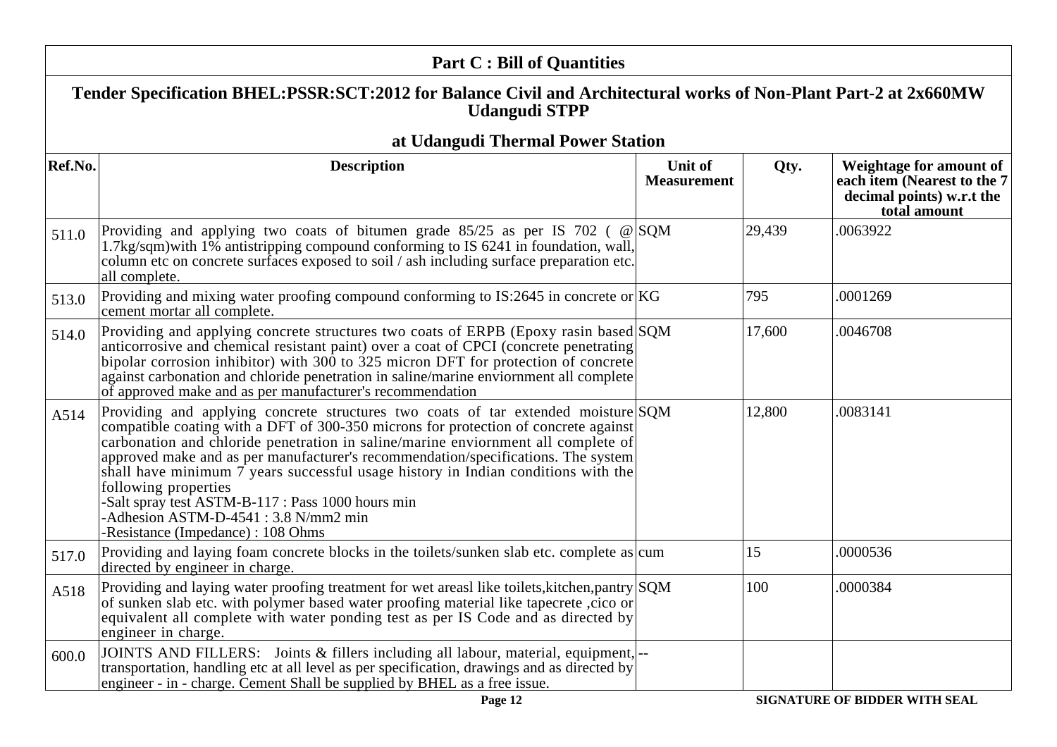## Part C : Bill of Quantities

### Tender Specification BHEL:PSSR:SCT:2012 for Balance Civil and Architectural works of Non-Plant Part-2 at 2x660MW Udangudi STPP

### at Udangudi Thermal Power Station

| Ref.No. | Description | Unit of Measurement | Qty. | Weightage for amount of each item (Nearest to the 7 decimal points) w.r.t the total amount |
|---|---|---|---|---|
| 511.0 | Providing and applying two coats of bitumen grade 85/25 as per IS 702 ( @ 1.7kg/sqm)with 1% antistripping compound conforming to IS 6241 in foundation, wall, column etc on concrete surfaces exposed to soil / ash including surface preparation etc. all complete. | SQM | 29,439 | .0063922 |
| 513.0 | Providing and mixing water proofing compound conforming to IS:2645 in concrete or cement mortar all complete. | KG | 795 | .0001269 |
| 514.0 | Providing and applying concrete structures two coats of ERPB (Epoxy rasin based anticorrosive and chemical resistant paint) over a coat of CPCI (concrete penetrating bipolar corrosion inhibitor) with 300 to 325 micron DFT for protection of concrete against carbonation and chloride penetration in saline/marine enviornment all complete of approved make and as per manufacturer's recommendation | SQM | 17,600 | .0046708 |
| A514 | Providing and applying concrete structures two coats of tar extended moisture compatible coating with a DFT of 300-350 microns for protection of concrete against carbonation and chloride penetration in saline/marine enviornment all complete of approved make and as per manufacturer's recommendation/specifications. The system shall have minimum 7 years successful usage history in Indian conditions with the following properties<br>-Salt spray test ASTM-B-117 : Pass 1000 hours min<br>-Adhesion ASTM-D-4541 : 3.8 N/mm2 min<br>-Resistance (Impedance) : 108 Ohms | SQM | 12,800 | .0083141 |
| 517.0 | Providing and laying foam concrete blocks in the toilets/sunken slab etc. complete as directed by engineer in charge. | cum | 15 | .0000536 |
| A518 | Providing and laying water proofing treatment for wet areasl like toilets,kitchen,pantry of sunken slab etc. with polymer based water proofing material like tapecrete ,cico or equivalent all complete with water ponding test as per IS Code and as directed by engineer in charge. | SQM | 100 | .0000384 |
| 600.0 | JOINTS AND FILLERS: Joints & fillers including all labour, material, equipment, transportation, handling etc at all level as per specification, drawings and as directed by engineer - in - charge. Cement Shall be supplied by BHEL as a free issue. | -- | | |

SIGNATURE OF BIDDER WITH SEAL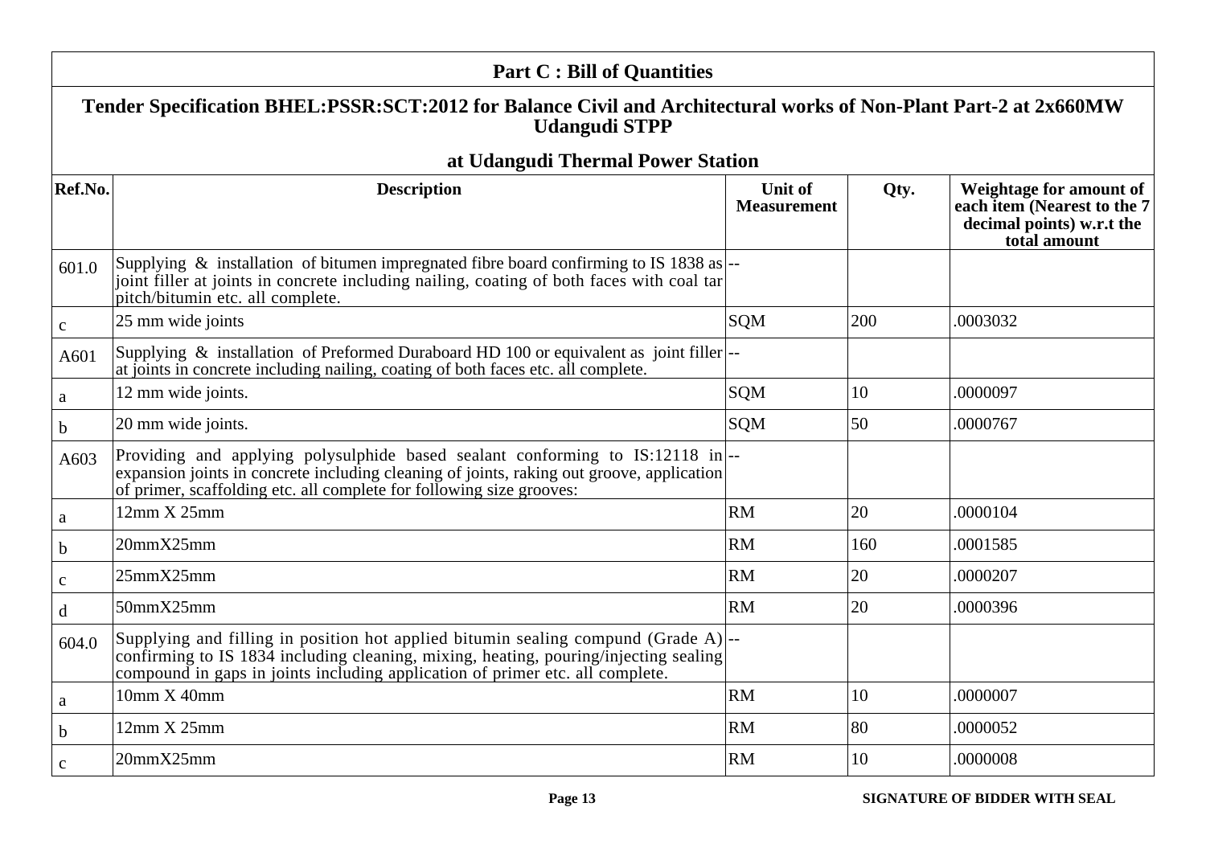## Part C : Bill of Quantities

### Tender Specification BHEL:PSSR:SCT:2012 for Balance Civil and Architectural works of Non-Plant Part-2 at 2x660MW Udangudi STPP

### at Udangudi Thermal Power Station

| Ref.No. | Description | Unit of Measurement | Qty. | Weightage for amount of each item (Nearest to the 7 decimal points) w.r.t the total amount |
|---|---|---|---|---|
| 601.0 | Supplying & installation of bitumen impregnated fibre board confirming to IS 1838 as joint filler at joints in concrete including nailing, coating of both faces with coal tar pitch/bitumin etc. all complete. | -- | | |
| c | 25 mm wide joints | SQM | 200 | .0003032 |
| A601 | Supplying & installation of Preformed Duraboard HD 100 or equivalent as joint filler at joints in concrete including nailing, coating of both faces etc. all complete. | -- | | |
| a | 12 mm wide joints. | SQM | 10 | .0000097 |
| b | 20 mm wide joints. | SQM | 50 | .0000767 |
| A603 | Providing and applying polysulphide based sealant conforming to IS:12118 in expansion joints in concrete including cleaning of joints, raking out groove, application of primer, scaffolding etc. all complete for following size grooves: | -- | | |
| a | 12mm X 25mm | RM | 20 | .0000104 |
| b | 20mmX25mm | RM | 160 | .0001585 |
| c | 25mmX25mm | RM | 20 | .0000207 |
| d | 50mmX25mm | RM | 20 | .0000396 |
| 604.0 | Supplying and filling in position hot applied bitumin sealing compund (Grade A) confirming to IS 1834 including cleaning, mixing, heating, pouring/injecting sealing compound in gaps in joints including application of primer etc. all complete. | -- | | |
| a | 10mm X 40mm | RM | 10 | .0000007 |
| b | 12mm X 25mm | RM | 80 | .0000052 |
| c | 20mmX25mm | RM | 10 | .0000008 |

SIGNATURE OF BIDDER WITH SEAL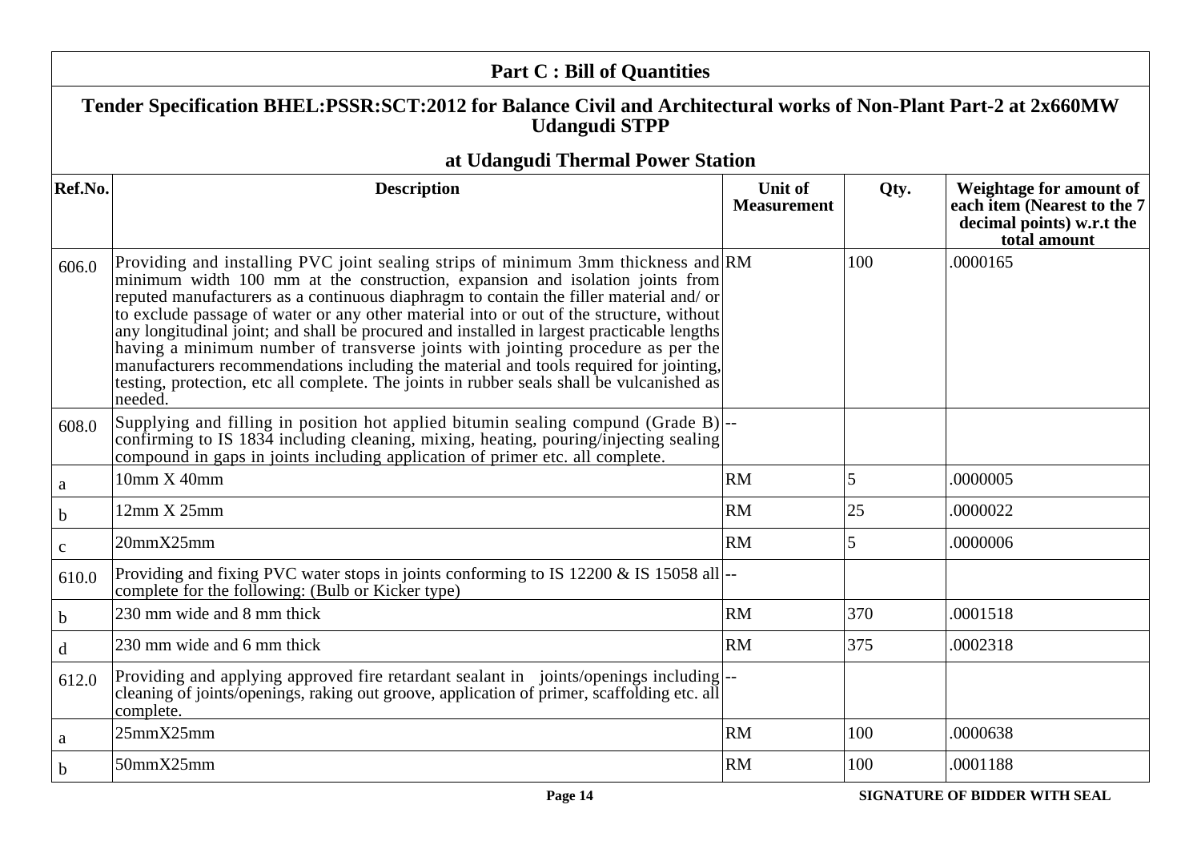## Part C : Bill of Quantities

### Tender Specification BHEL:PSSR:SCT:2012 for Balance Civil and Architectural works of Non-Plant Part-2 at 2x660MW Udangudi STPP

### at Udangudi Thermal Power Station

| Ref.No. | Description | Unit of Measurement | Qty. | Weightage for amount of each item (Nearest to the 7 decimal points) w.r.t the total amount |
|---|---|---|---|---|
| 606.0 | Providing and installing PVC joint sealing strips of minimum 3mm thickness and minimum width 100 mm at the construction, expansion and isolation joints from reputed manufacturers as a continuous diaphragm to contain the filler material and/ or to exclude passage of water or any other material into or out of the structure, without any longitudinal joint; and shall be procured and installed in largest practicable lengths having a minimum number of transverse joints with jointing procedure as per the manufacturers recommendations including the material and tools required for jointing, testing, protection, etc all complete. The joints in rubber seals shall be vulcanished as needed. | RM | 100 | .0000165 |
| 608.0 | Supplying and filling in position hot applied bitumin sealing compund (Grade B) confirming to IS 1834 including cleaning, mixing, heating, pouring/injecting sealing compound in gaps in joints including application of primer etc. all complete. | -- | | |
| a | 10mm X 40mm | RM | 5 | .0000005 |
| b | 12mm X 25mm | RM | 25 | .0000022 |
| c | 20mmX25mm | RM | 5 | .0000006 |
| 610.0 | Providing and fixing PVC water stops in joints conforming to IS 12200 & IS 15058 all complete for the following: (Bulb or Kicker type) | -- | | |
| b | 230 mm wide and 8 mm thick | RM | 370 | .0001518 |
| d | 230 mm wide and 6 mm thick | RM | 375 | .0002318 |
| 612.0 | Providing and applying approved fire retardant sealant in joints/openings including cleaning of joints/openings, raking out groove, application of primer, scaffolding etc. all complete. | -- | | |
| a | 25mmX25mm | RM | 100 | .0000638 |
| b | 50mmX25mm | RM | 100 | .0001188 |

SIGNATURE OF BIDDER WITH SEAL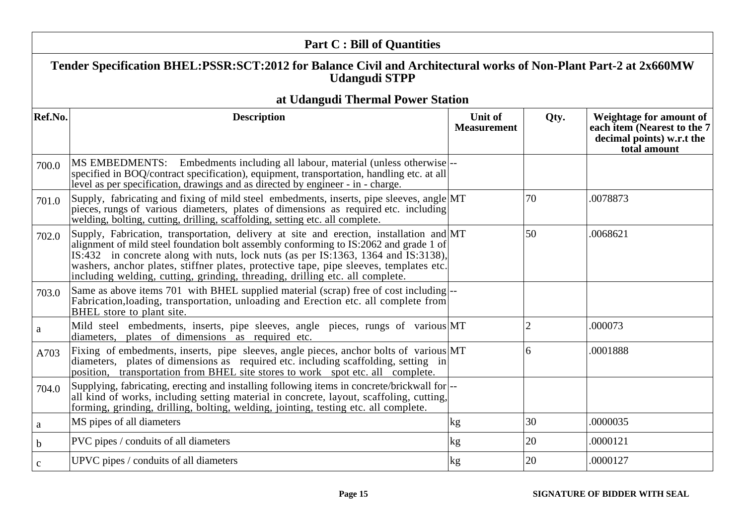## Part C : Bill of Quantities

### Tender Specification BHEL:PSSR:SCT:2012 for Balance Civil and Architectural works of Non-Plant Part-2 at 2x660MW Udangudi STPP

### at Udangudi Thermal Power Station

| Ref.No. | Description | Unit of Measurement | Qty. | Weightage for amount of each item (Nearest to the 7 decimal points) w.r.t the total amount |
|---|---|---|---|---|
| 700.0 | MS EMBEDMENTS: Embedments including all labour, material (unless otherwise specified in BOQ/contract specification), equipment, transportation, handling etc. at all level as per specification, drawings and as directed by engineer - in - charge. | -- | | |
| 701.0 | Supply, fabricating and fixing of mild steel embedments, inserts, pipe sleeves, angle pieces, rungs of various diameters, plates of dimensions as required etc. including welding, bolting, cutting, drilling, scaffolding, setting etc. all complete. | MT | 70 | .0078873 |
| 702.0 | Supply, Fabrication, transportation, delivery at site and erection, installation and alignment of mild steel foundation bolt assembly conforming to IS:2062 and grade 1 of IS:432 in concrete along with nuts, lock nuts (as per IS:1363, 1364 and IS:3138), washers, anchor plates, stiffner plates, protective tape, pipe sleeves, templates etc. including welding, cutting, grinding, threading, drilling etc. all complete. | MT | 50 | .0068621 |
| 703.0 | Same as above items 701 with BHEL supplied material (scrap) free of cost including Fabrication,loading, transportation, unloading and Erection etc. all complete from BHEL store to plant site. | -- | | |
| a | Mild steel embedments, inserts, pipe sleeves, angle pieces, rungs of various diameters, plates of dimensions as required etc. | MT | 2 | .000073 |
| A703 | Fixing of embedments, inserts, pipe sleeves, angle pieces, anchor bolts of various diameters, plates of dimensions as required etc. including scaffolding, setting in position, transportation from BHEL site stores to work spot etc. all complete. | MT | 6 | .0001888 |
| 704.0 | Supplying, fabricating, erecting and installing following items in concrete/brickwall for all kind of works, including setting material in concrete, layout, scaffoling, cutting, forming, grinding, drilling, bolting, welding, jointing, testing etc. all complete. | -- | | |
| a | MS pipes of all diameters | kg | 30 | .0000035 |
| b | PVC pipes / conduits of all diameters | kg | 20 | .0000121 |
| c | UPVC pipes / conduits of all diameters | kg | 20 | .0000127 |

SIGNATURE OF BIDDER WITH SEAL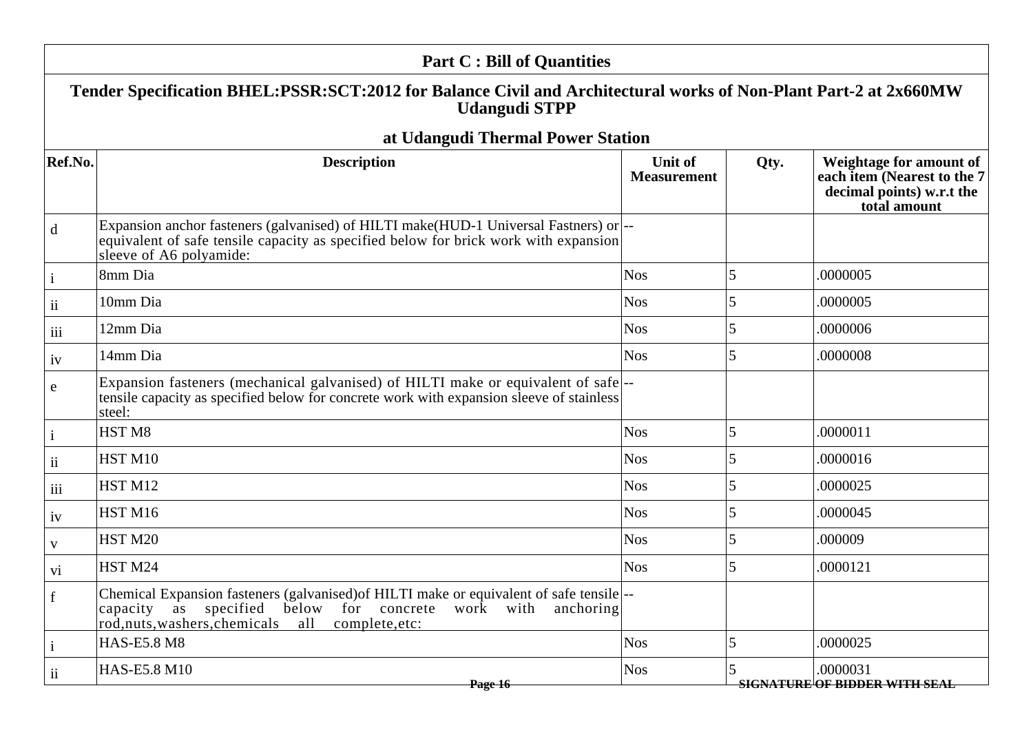## Part C : Bill of Quantities

### Tender Specification BHEL:PSSR:SCT:2012 for Balance Civil and Architectural works of Non-Plant Part-2 at 2x660MW Udangudi STPP

### at Udangudi Thermal Power Station

| Ref.No. | Description | Unit of Measurement | Qty. | Weightage for amount of each item (Nearest to the 7 decimal points) w.r.t the total amount |
|---|---|---|---|---|
| d | Expansion anchor fasteners (galvanised) of HILTI make(HUD-1 Universal Fastners) or equivalent of safe tensile capacity as specified below for brick work with expansion sleeve of A6 polyamide: | -- | | |
| i | 8mm Dia | Nos | 5 | .0000005 |
| ii | 10mm Dia | Nos | 5 | .0000005 |
| iii | 12mm Dia | Nos | 5 | .0000006 |
| iv | 14mm Dia | Nos | 5 | .0000008 |
| e | Expansion fasteners (mechanical galvanised) of HILTI make or equivalent of safe tensile capacity as specified below for concrete work with expansion sleeve of stainless steel: | -- | | |
| i | HST M8 | Nos | 5 | .0000011 |
| ii | HST M10 | Nos | 5 | .0000016 |
| iii | HST M12 | Nos | 5 | .0000025 |
| iv | HST M16 | Nos | 5 | .0000045 |
| v | HST M20 | Nos | 5 | .000009 |
| vi | HST M24 | Nos | 5 | .0000121 |
| f | Chemical Expansion fasteners (galvanised)of HILTI make or equivalent of safe tensile capacity as specified below for concrete work with anchoring rod,nuts,washers,chemicals all complete,etc: | -- | | |
| i | HAS-E5.8 M8 | Nos | 5 | .0000025 |
| ii | HAS-E5.8 M10 | Nos | 5 | .0000031 |

SIGNATURE OF BIDDER WITH SEAL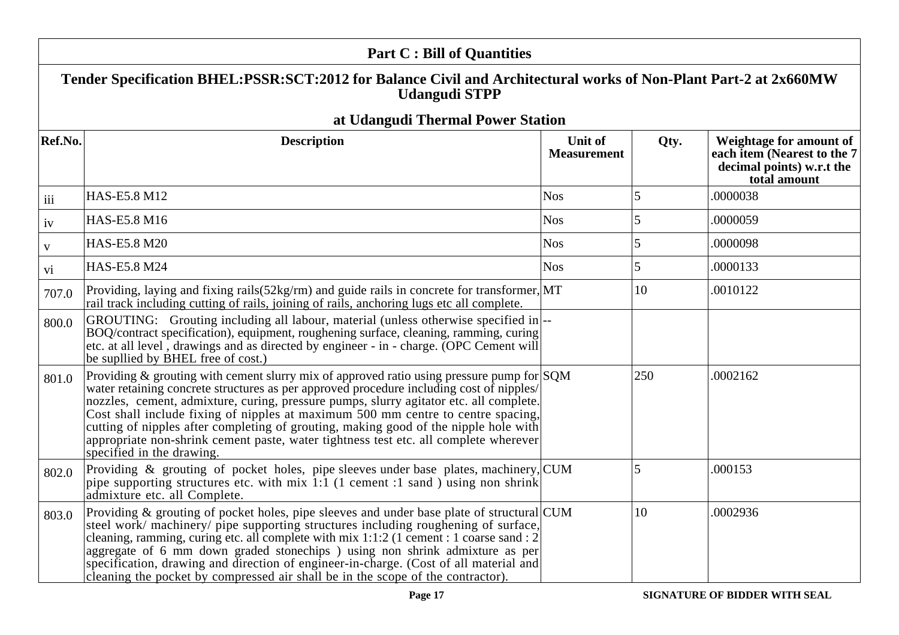## Part C : Bill of Quantities

### Tender Specification BHEL:PSSR:SCT:2012 for Balance Civil and Architectural works of Non-Plant Part-2 at 2x660MW Udangudi STPP

### at Udangudi Thermal Power Station

| Ref.No. | Description | Unit of Measurement | Qty. | Weightage for amount of each item (Nearest to the 7 decimal points) w.r.t the total amount |
|---|---|---|---|---|
| iii | HAS-E5.8 M12 | Nos | 5 | .0000038 |
| iv | HAS-E5.8 M16 | Nos | 5 | .0000059 |
| v | HAS-E5.8 M20 | Nos | 5 | .0000098 |
| vi | HAS-E5.8 M24 | Nos | 5 | .0000133 |
| 707.0 | Providing, laying and fixing rails(52kg/rm) and guide rails in concrete for transformer, rail track including cutting of rails, joining of rails, anchoring lugs etc all complete. | MT | 10 | .0010122 |
| 800.0 | GROUTING: Grouting including all labour, material (unless otherwise specified in BOQ/contract specification), equipment, roughening surface, cleaning, ramming, curing etc. at all level , drawings and as directed by engineer - in - charge. (OPC Cement will be supllied by BHEL free of cost.) | -- | | |
| 801.0 | Providing & grouting with cement slurry mix of approved ratio using pressure pump for water retaining concrete structures as per approved procedure including cost of nipples/ nozzles, cement, admixture, curing, pressure pumps, slurry agitator etc. all complete. Cost shall include fixing of nipples at maximum 500 mm centre to centre spacing, cutting of nipples after completing of grouting, making good of the nipple hole with appropriate non-shrink cement paste, water tightness test etc. all complete wherever specified in the drawing. | SQM | 250 | .0002162 |
| 802.0 | Providing & grouting of pocket holes, pipe sleeves under base plates, machinery, pipe supporting structures etc. with mix 1:1 (1 cement :1 sand ) using non shrink admixture etc. all Complete. | CUM | 5 | .000153 |
| 803.0 | Providing & grouting of pocket holes, pipe sleeves and under base plate of structural steel work/ machinery/ pipe supporting structures including roughening of surface, cleaning, ramming, curing etc. all complete with mix 1:1:2 (1 cement : 1 coarse sand : 2 aggregate of 6 mm down graded stonechips ) using non shrink admixture as per specification, drawing and direction of engineer-in-charge. (Cost of all material and cleaning the pocket by compressed air shall be in the scope of the contractor). | CUM | 10 | .0002936 |

SIGNATURE OF BIDDER WITH SEAL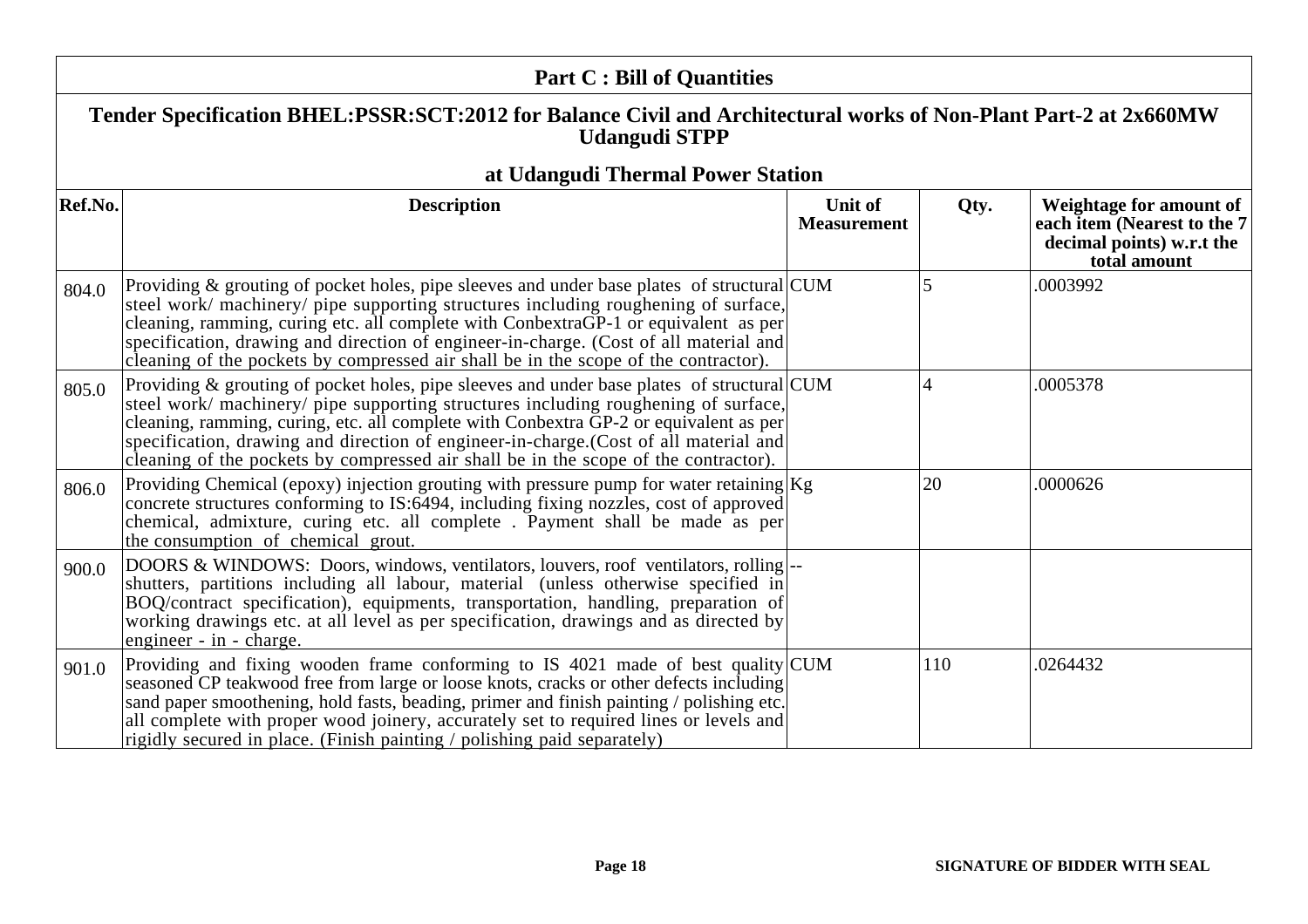## Part C : Bill of Quantities

### Tender Specification BHEL:PSSR:SCT:2012 for Balance Civil and Architectural works of Non-Plant Part-2 at 2x660MW Udangudi STPP

### at Udangudi Thermal Power Station

| Ref.No. | Description | Unit of Measurement | Qty. | Weightage for amount of each item (Nearest to the 7 decimal points) w.r.t the total amount |
|---|---|---|---|---|
| 804.0 | Providing & grouting of pocket holes, pipe sleeves and under base plates of structural steel work/ machinery/ pipe supporting structures including roughening of surface, cleaning, ramming, curing etc. all complete with ConbextraGP-1 or equivalent as per specification, drawing and direction of engineer-in-charge. (Cost of all material and cleaning of the pockets by compressed air shall be in the scope of the contractor). | CUM | 5 | .0003992 |
| 805.0 | Providing & grouting of pocket holes, pipe sleeves and under base plates of structural steel work/ machinery/ pipe supporting structures including roughening of surface, cleaning, ramming, curing, etc. all complete with Conbextra GP-2 or equivalent as per specification, drawing and direction of engineer-in-charge.(Cost of all material and cleaning of the pockets by compressed air shall be in the scope of the contractor). | CUM | 4 | .0005378 |
| 806.0 | Providing Chemical (epoxy) injection grouting with pressure pump for water retaining concrete structures conforming to IS:6494, including fixing nozzles, cost of approved chemical, admixture, curing etc. all complete . Payment shall be made as per the consumption of chemical grout. | Kg | 20 | .0000626 |
| 900.0 | DOORS & WINDOWS: Doors, windows, ventilators, louvers, roof ventilators, rolling shutters, partitions including all labour, material (unless otherwise specified in BOQ/contract specification), equipments, transportation, handling, preparation of working drawings etc. at all level as per specification, drawings and as directed by engineer - in - charge. | -- | | |
| 901.0 | Providing and fixing wooden frame conforming to IS 4021 made of best quality seasoned CP teakwood free from large or loose knots, cracks or other defects including sand paper smoothening, hold fasts, beading, primer and finish painting / polishing etc. all complete with proper wood joinery, accurately set to required lines or levels and rigidly secured in place. (Finish painting / polishing paid separately) | CUM | 110 | .0264432 |

SIGNATURE OF BIDDER WITH SEAL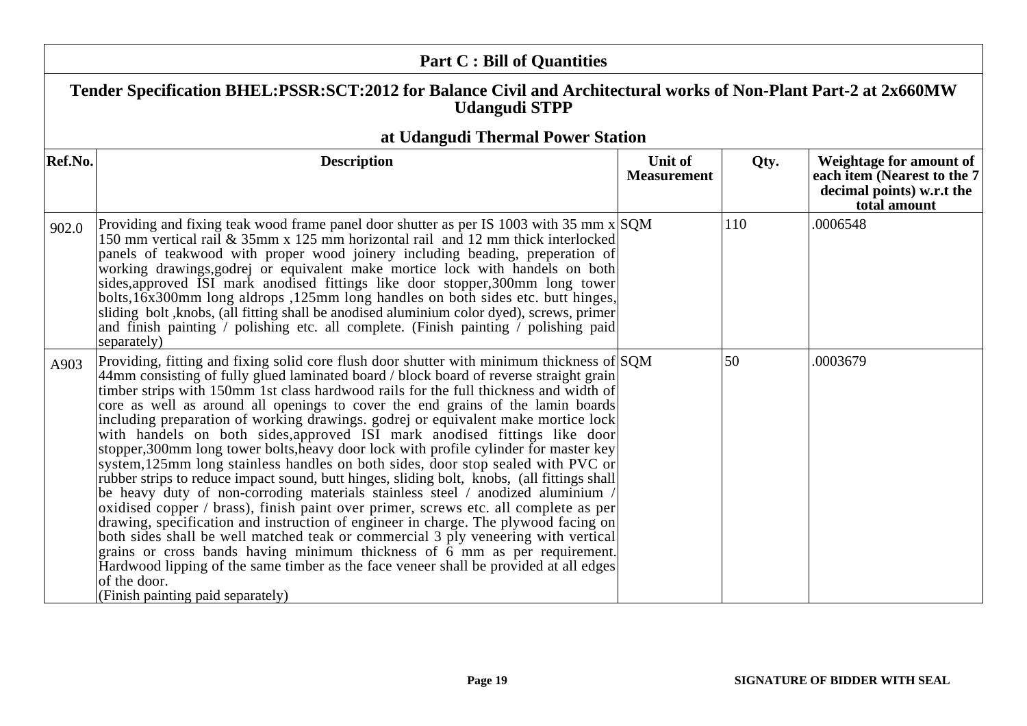## Part C : Bill of Quantities

### Tender Specification BHEL:PSSR:SCT:2012 for Balance Civil and Architectural works of Non-Plant Part-2 at 2x660MW Udangudi STPP

### at Udangudi Thermal Power Station

| Ref.No. | Description | Unit of Measurement | Qty. | Weightage for amount of each item (Nearest to the 7 decimal points) w.r.t the total amount |
|---|---|---|---|---|
| 902.0 | Providing and fixing teak wood frame panel door shutter as per IS 1003 with 35 mm x 150 mm vertical rail & 35mm x 125 mm horizontal rail and 12 mm thick interlocked panels of teakwood with proper wood joinery including beading, preperation of working drawings,godrej or equivalent make mortice lock with handels on both sides,approved ISI mark anodised fittings like door stopper,300mm long tower bolts,16x300mm long aldrops ,125mm long handles on both sides etc. butt hinges, sliding bolt ,knobs, (all fitting shall be anodised aluminium color dyed), screws, primer and finish painting / polishing etc. all complete. (Finish painting / polishing paid separately) | SQM | 110 | .0006548 |
| A903 | Providing, fitting and fixing solid core flush door shutter with minimum thickness of 44mm consisting of fully glued laminated board / block board of reverse straight grain timber strips with 150mm 1st class hardwood rails for the full thickness and width of core as well as around all openings to cover the end grains of the lamin boards including preparation of working drawings. godrej or equivalent make mortice lock with handels on both sides,approved ISI mark anodised fittings like door stopper,300mm long tower bolts,heavy door lock with profile cylinder for master key system,125mm long stainless handles on both sides, door stop sealed with PVC or rubber strips to reduce impact sound, butt hinges, sliding bolt, knobs, (all fittings shall be heavy duty of non-corroding materials stainless steel / anodized aluminium / oxidised copper / brass), finish paint over primer, screws etc. all complete as per drawing, specification and instruction of engineer in charge. The plywood facing on both sides shall be well matched teak or commercial 3 ply veneering with vertical grains or cross bands having minimum thickness of 6 mm as per requirement. Hardwood lipping of the same timber as the face veneer shall be provided at all edges of the door. (Finish painting paid separately) | SQM | 50 | .0003679 |

SIGNATURE OF BIDDER WITH SEAL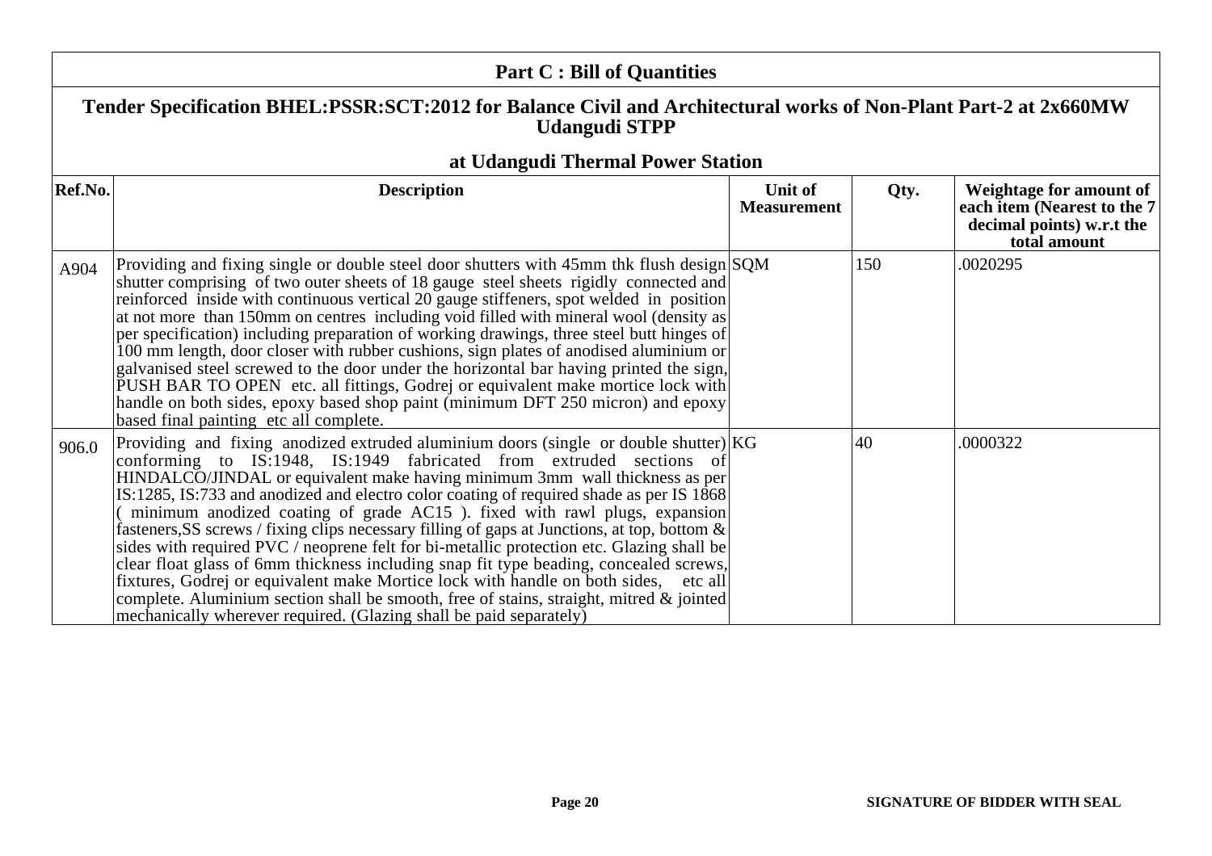## Part C : Bill of Quantities

### Tender Specification BHEL:PSSR:SCT:2012 for Balance Civil and Architectural works of Non-Plant Part-2 at 2x660MW Udangudi STPP

### at Udangudi Thermal Power Station

| Ref.No. | Description | Unit of Measurement | Qty. | Weightage for amount of each item (Nearest to the 7 decimal points) w.r.t the total amount |
|---|---|---|---|---|
| A904 | Providing and fixing single or double steel door shutters with 45mm thk flush design shutter comprising of two outer sheets of 18 gauge steel sheets rigidly connected and reinforced inside with continuous vertical 20 gauge stiffeners, spot welded in position at not more than 150mm on centres including void filled with mineral wool (density as per specification) including preparation of working drawings, three steel butt hinges of 100 mm length, door closer with rubber cushions, sign plates of anodised aluminium or galvanised steel screwed to the door under the horizontal bar having printed the sign, PUSH BAR TO OPEN etc. all fittings, Godrej or equivalent make mortice lock with handle on both sides, epoxy based shop paint (minimum DFT 250 micron) and epoxy based final painting etc all complete. | SQM | 150 | .0020295 |
| 906.0 | Providing and fixing anodized extruded aluminium doors (single or double shutter) conforming to IS:1948, IS:1949 fabricated from extruded sections of HINDALCO/JINDAL or equivalent make having minimum 3mm wall thickness as per IS:1285, IS:733 and anodized and electro color coating of required shade as per IS 1868 ( minimum anodized coating of grade AC15 ). fixed with rawl plugs, expansion fasteners,SS screws / fixing clips necessary filling of gaps at Junctions, at top, bottom & sides with required PVC / neoprene felt for bi-metallic protection etc. Glazing shall be clear float glass of 6mm thickness including snap fit type beading, concealed screws, fixtures, Godrej or equivalent make Mortice lock with handle on both sides, etc all complete. Aluminium section shall be smooth, free of stains, straight, mitred & jointed mechanically wherever required. (Glazing shall be paid separately) | KG | 40 | .0000322 |

SIGNATURE OF BIDDER WITH SEAL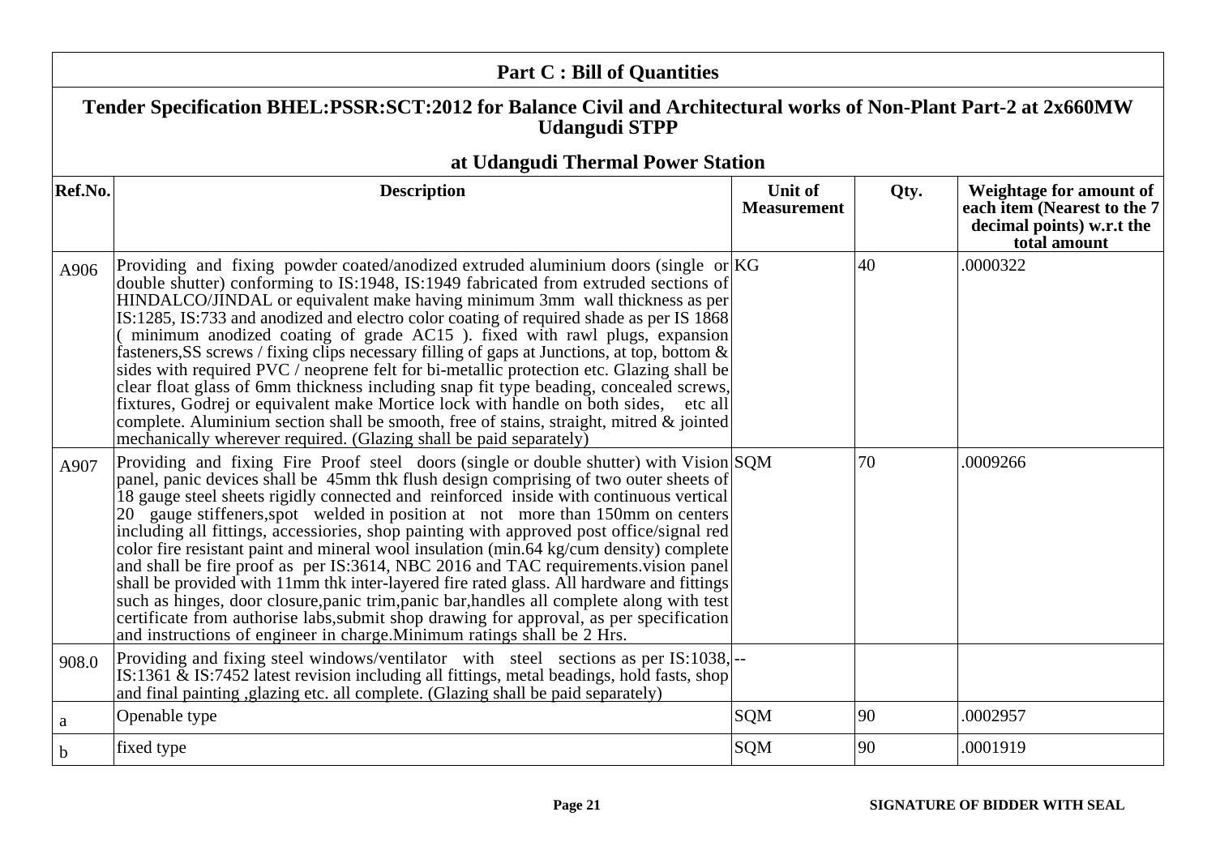## Part C : Bill of Quantities

### Tender Specification BHEL:PSSR:SCT:2012 for Balance Civil and Architectural works of Non-Plant Part-2 at 2x660MW Udangudi STPP

### at Udangudi Thermal Power Station

| Ref.No. | Description | Unit of Measurement | Qty. | Weightage for amount of each item (Nearest to the 7 decimal points) w.r.t the total amount |
|---|---|---|---|---|
| A906 | Providing and fixing powder coated/anodized extruded aluminium doors (single or double shutter) conforming to IS:1948, IS:1949 fabricated from extruded sections of HINDALCO/JINDAL or equivalent make having minimum 3mm wall thickness as per IS:1285, IS:733 and anodized and electro color coating of required shade as per IS 1868 ( minimum anodized coating of grade AC15 ). fixed with rawl plugs, expansion fasteners,SS screws / fixing clips necessary filling of gaps at Junctions, at top, bottom & sides with required PVC / neoprene felt for bi-metallic protection etc. Glazing shall be clear float glass of 6mm thickness including snap fit type beading, concealed screws, fixtures, Godrej or equivalent make Mortice lock with handle on both sides, etc all complete. Aluminium section shall be smooth, free of stains, straight, mitred & jointed mechanically wherever required. (Glazing shall be paid separately) | KG | 40 | .0000322 |
| A907 | Providing and fixing Fire Proof steel doors (single or double shutter) with Vision panel, panic devices shall be 45mm thk flush design comprising of two outer sheets of 18 gauge steel sheets rigidly connected and reinforced inside with continuous vertical 20 gauge stiffeners,spot welded in position at not more than 150mm on centers including all fittings, accessiories, shop painting with approved post office/signal red color fire resistant paint and mineral wool insulation (min.64 kg/cum density) complete and shall be fire proof as per IS:3614, NBC 2016 and TAC requirements.vision panel shall be provided with 11mm thk inter-layered fire rated glass. All hardware and fittings such as hinges, door closure,panic trim,panic bar,handles all complete along with test certificate from authorise labs,submit shop drawing for approval, as per specification and instructions of engineer in charge.Minimum ratings shall be 2 Hrs. | SQM | 70 | .0009266 |
| 908.0 | Providing and fixing steel windows/ventilator with steel sections as per IS:1038, IS:1361 & IS:7452 latest revision including all fittings, metal beadings, hold fasts, shop and final painting ,glazing etc. all complete. (Glazing shall be paid separately) | -- | | |
| a | Openable type | SQM | 90 | .0002957 |
| b | fixed type | SQM | 90 | .0001919 |

**SIGNATURE OF BIDDER WITH SEAL**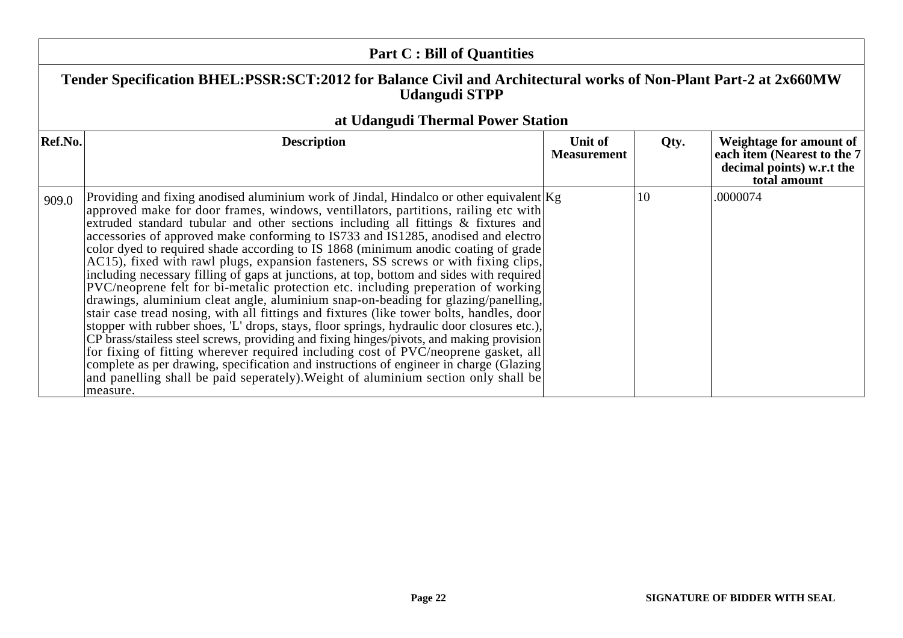## Part C : Bill of Quantities

### Tender Specification BHEL:PSSR:SCT:2012 for Balance Civil and Architectural works of Non-Plant Part-2 at 2x660MW Udangudi STPP

### at Udangudi Thermal Power Station

| Ref.No. | Description | Unit of Measurement | Qty. | Weightage for amount of each item (Nearest to the 7 decimal points) w.r.t the total amount |
|---|---|---|---|---|
| 909.0 | Providing and fixing anodised aluminium work of Jindal, Hindalco or other equivalent approved make for door frames, windows, ventillators, partitions, railing etc with extruded standard tubular and other sections including all fittings & fixtures and accessories of approved make conforming to IS733 and IS1285, anodised and electro color dyed to required shade according to IS 1868 (minimum anodic coating of grade AC15), fixed with rawl plugs, expansion fasteners, SS screws or with fixing clips, including necessary filling of gaps at junctions, at top, bottom and sides with required PVC/neoprene felt for bi-metalic protection etc. including preperation of working drawings, aluminium cleat angle, aluminium snap-on-beading for glazing/panelling, stair case tread nosing, with all fittings and fixtures (like tower bolts, handles, door stopper with rubber shoes, 'L' drops, stays, floor springs, hydraulic door closures etc.), CP brass/stailess steel screws, providing and fixing hinges/pivots, and making provision for fixing of fitting wherever required including cost of PVC/neoprene gasket, all complete as per drawing, specification and instructions of engineer in charge (Glazing and panelling shall be paid seperately).Weight of aluminium section only shall be measure. | Kg | 10 | .0000074 |

SIGNATURE OF BIDDER WITH SEAL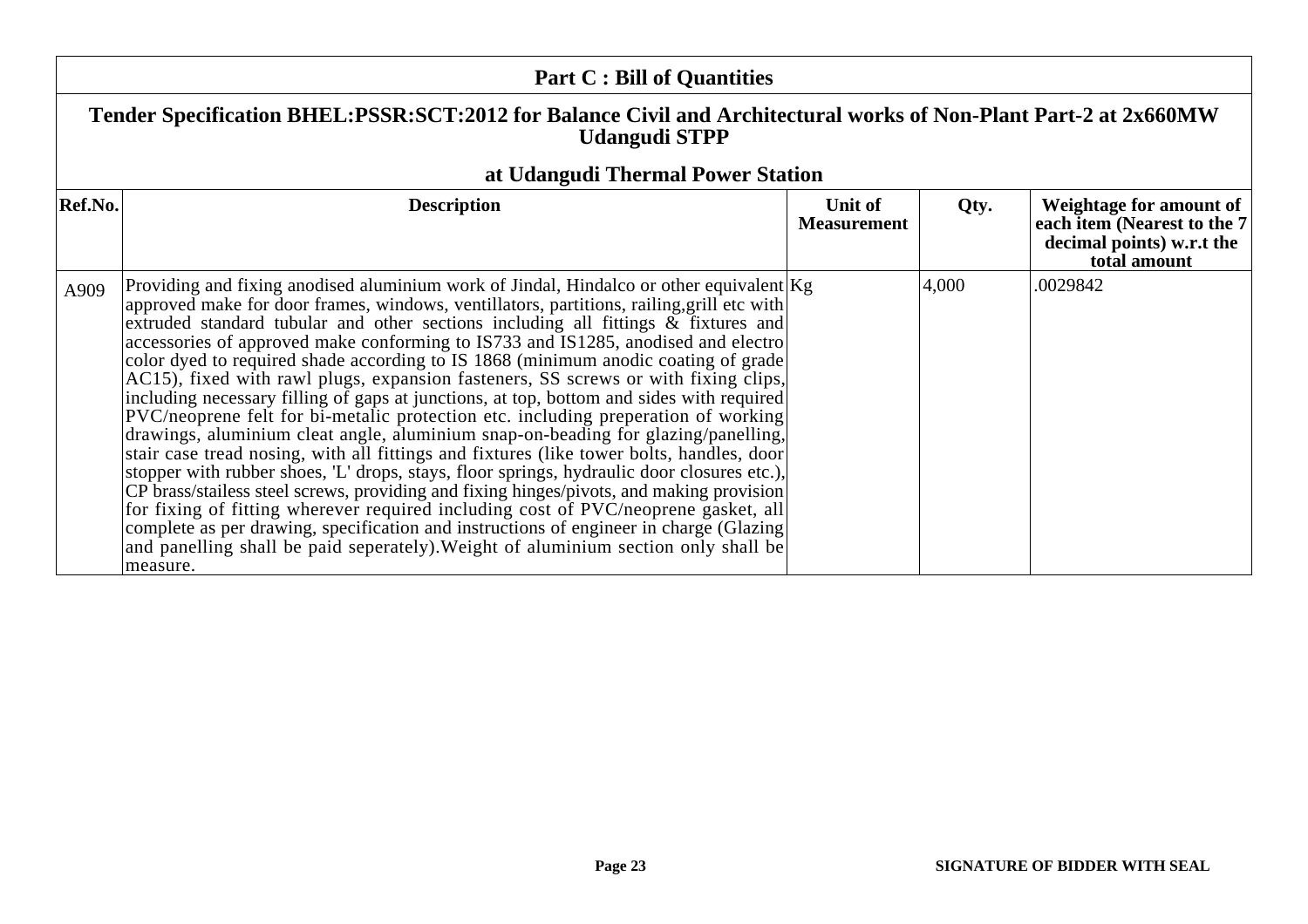## Part C : Bill of Quantities

### Tender Specification BHEL:PSSR:SCT:2012 for Balance Civil and Architectural works of Non-Plant Part-2 at 2x660MW Udangudi STPP

### at Udangudi Thermal Power Station

| Ref.No. | Description | Unit of Measurement | Qty. | Weightage for amount of each item (Nearest to the 7 decimal points) w.r.t the total amount |
|---|---|---|---|---|
| A909 | Providing and fixing anodised aluminium work of Jindal, Hindalco or other equivalent approved make for door frames, windows, ventillators, partitions, railing,grill etc with extruded standard tubular and other sections including all fittings & fixtures and accessories of approved make conforming to IS733 and IS1285, anodised and electro color dyed to required shade according to IS 1868 (minimum anodic coating of grade AC15), fixed with rawl plugs, expansion fasteners, SS screws or with fixing clips, including necessary filling of gaps at junctions, at top, bottom and sides with required PVC/neoprene felt for bi-metalic protection etc. including preperation of working drawings, aluminium cleat angle, aluminium snap-on-beading for glazing/panelling, stair case tread nosing, with all fittings and fixtures (like tower bolts, handles, door stopper with rubber shoes, 'L' drops, stays, floor springs, hydraulic door closures etc.), CP brass/stailess steel screws, providing and fixing hinges/pivots, and making provision for fixing of fitting wherever required including cost of PVC/neoprene gasket, all complete as per drawing, specification and instructions of engineer in charge (Glazing and panelling shall be paid seperately).Weight of aluminium section only shall be measure. | Kg | 4,000 | .0029842 |

SIGNATURE OF BIDDER WITH SEAL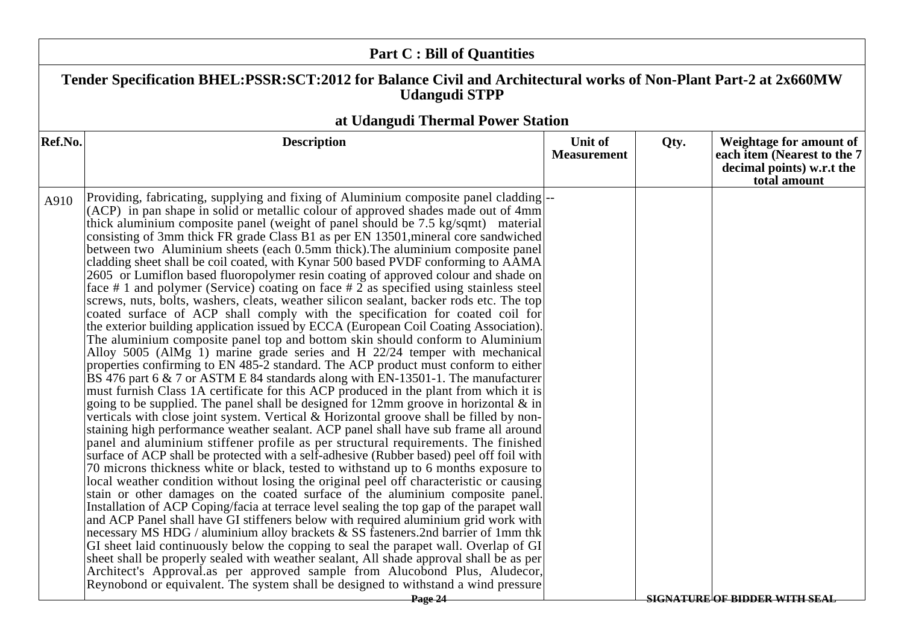## Part C : Bill of Quantities

### Tender Specification BHEL:PSSR:SCT:2012 for Balance Civil and Architectural works of Non-Plant Part-2 at 2x660MW Udangudi STPP

### at Udangudi Thermal Power Station

| Ref.No. | Description | Unit of Measurement | Qty. | Weightage for amount of each item (Nearest to the 7 decimal points) w.r.t the total amount |
|---|---|---|---|---|
| A910 | Providing, fabricating, supplying and fixing of Aluminium composite panel cladding (ACP) in pan shape in solid or metallic colour of approved shades made out of 4mm thick aluminium composite panel (weight of panel should be 7.5 kg/sqmt) material consisting of 3mm thick FR grade Class B1 as per EN 13501,mineral core sandwiched between two Aluminium sheets (each 0.5mm thick).The aluminium composite panel cladding sheet shall be coil coated, with Kynar 500 based PVDF conforming to AAMA 2605 or Lumiflon based fluoropolymer resin coating of approved colour and shade on face # 1 and polymer (Service) coating on face # 2 as specified using stainless steel screws, nuts, bolts, washers, cleats, weather silicon sealant, backer rods etc. The top coated surface of ACP shall comply with the specification for coated coil for the exterior building application issued by ECCA (European Coil Coating Association). The aluminium composite panel top and bottom skin should conform to Aluminium Alloy 5005 (AlMg 1) marine grade series and H 22/24 temper with mechanical properties confirming to EN 485-2 standard. The ACP product must conform to either BS 476 part 6 & 7 or ASTM E 84 standards along with EN-13501-1. The manufacturer must furnish Class 1A certificate for this ACP produced in the plant from which it is going to be supplied. The panel shall be designed for 12mm groove in horizontal & in verticals with close joint system. Vertical & Horizontal groove shall be filled by non-staining high performance weather sealant. ACP panel shall have sub frame all around panel and aluminium stiffener profile as per structural requirements. The finished surface of ACP shall be protected with a self-adhesive (Rubber based) peel off foil with 70 microns thickness white or black, tested to withstand up to 6 months exposure to local weather condition without losing the original peel off characteristic or causing stain or other damages on the coated surface of the aluminium composite panel. Installation of ACP Coping/facia at terrace level sealing the top gap of the parapet wall and ACP Panel shall have GI stiffeners below with required aluminium grid work with necessary MS HDG / aluminium alloy brackets & SS fasteners.2nd barrier of 1mm thk GI sheet laid continuously below the copping to seal the parapet wall. Overlap of GI sheet shall be properly sealed with weather sealant, All shade approval shall be as per Architect's Approval.as per approved sample from Alucobond Plus, Aludecor, Reynobond or equivalent. The system shall be designed to withstand a wind pressure | -- | | |

SIGNATURE OF BIDDER WITH SEAL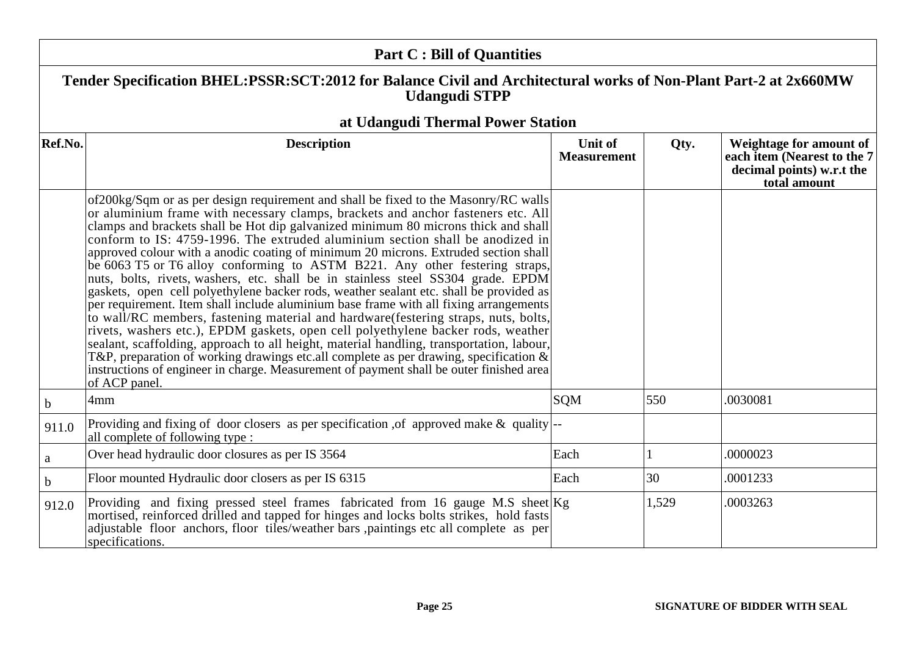# Part C : Bill of Quantities

## Tender Specification BHEL:PSSR:SCT:2012 for Balance Civil and Architectural works of Non-Plant Part-2 at 2x660MW Udangudi STPP

## at Udangudi Thermal Power Station

| Ref.No. | Description | Unit of Measurement | Qty. | Weightage for amount of each item (Nearest to the 7 decimal points) w.r.t the total amount |
|---|---|---|---|---|
| | of200kg/Sqm or as per design requirement and shall be fixed to the Masonry/RC walls or aluminium frame with necessary clamps, brackets and anchor fasteners etc. All clamps and brackets shall be Hot dip galvanized minimum 80 microns thick and shall conform to IS: 4759-1996. The extruded aluminium section shall be anodized in approved colour with a anodic coating of minimum 20 microns. Extruded section shall be 6063 T5 or T6 alloy conforming to ASTM B221. Any other festering straps, nuts, bolts, rivets, washers, etc. shall be in stainless steel SS304 grade. EPDM gaskets, open cell polyethylene backer rods, weather sealant etc. shall be provided as per requirement. Item shall include aluminium base frame with all fixing arrangements to wall/RC members, fastening material and hardware(festering straps, nuts, bolts, rivets, washers etc.), EPDM gaskets, open cell polyethylene backer rods, weather sealant, scaffolding, approach to all height, material handling, transportation, labour, T&P, preparation of working drawings etc.all complete as per drawing, specification & instructions of engineer in charge. Measurement of payment shall be outer finished area of ACP panel. | | | |
| b | 4mm | SQM | 550 | .0030081 |
| 911.0 | Providing and fixing of door closers as per specification ,of approved make & quality all complete of following type : | -- | | |
| a | Over head hydraulic door closures as per IS 3564 | Each | 1 | .0000023 |
| b | Floor mounted Hydraulic door closers as per IS 6315 | Each | 30 | .0001233 |
| 912.0 | Providing and fixing pressed steel frames fabricated from 16 gauge M.S sheet mortised, reinforced drilled and tapped for hinges and locks bolts strikes, hold fasts adjustable floor anchors, floor tiles/weather bars ,paintings etc all complete as per specifications. | Kg | 1,529 | .0003263 |

SIGNATURE OF BIDDER WITH SEAL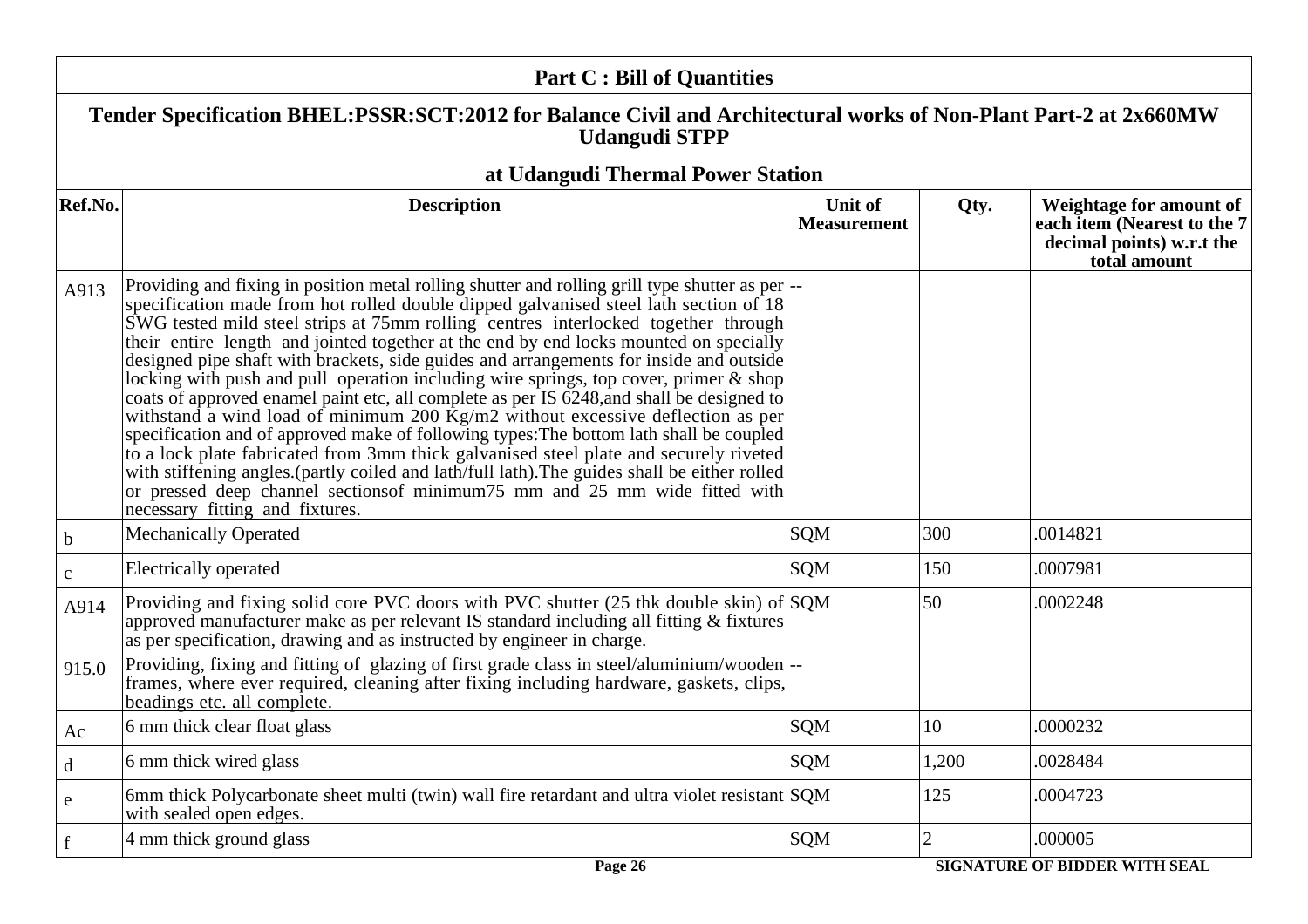## Part C : Bill of Quantities

### Tender Specification BHEL:PSSR:SCT:2012 for Balance Civil and Architectural works of Non-Plant Part-2 at 2x660MW Udangudi STPP

### at Udangudi Thermal Power Station

| Ref.No. | Description | Unit of Measurement | Qty. | Weightage for amount of each item (Nearest to the 7 decimal points) w.r.t the total amount |
|---|---|---|---|---|
| A913 | Providing and fixing in position metal rolling shutter and rolling grill type shutter as per specification made from hot rolled double dipped galvanised steel lath section of 18 SWG tested mild steel strips at 75mm rolling centres interlocked together through their entire length and jointed together at the end by end locks mounted on specially designed pipe shaft with brackets, side guides and arrangements for inside and outside locking with push and pull operation including wire springs, top cover, primer & shop coats of approved enamel paint etc, all complete as per IS 6248,and shall be designed to withstand a wind load of minimum 200 Kg/m2 without excessive deflection as per specification and of approved make of following types:The bottom lath shall be coupled to a lock plate fabricated from 3mm thick galvanised steel plate and securely riveted with stiffening angles.(partly coiled and lath/full lath).The guides shall be either rolled or pressed deep channel sectionsof minimum75 mm and 25 mm wide fitted with necessary fitting and fixtures. | -- | | |
| b | Mechanically Operated | SQM | 300 | .0014821 |
| c | Electrically operated | SQM | 150 | .0007981 |
| A914 | Providing and fixing solid core PVC doors with PVC shutter (25 thk double skin) of approved manufacturer make as per relevant IS standard including all fitting & fixtures as per specification, drawing and as instructed by engineer in charge. | SQM | 50 | .0002248 |
| 915.0 | Providing, fixing and fitting of glazing of first grade class in steel/aluminium/wooden frames, where ever required, cleaning after fixing including hardware, gaskets, clips, beadings etc. all complete. | -- | | |
| Ac | 6 mm thick clear float glass | SQM | 10 | .0000232 |
| d | 6 mm thick wired glass | SQM | 1,200 | .0028484 |
| e | 6mm thick Polycarbonate sheet multi (twin) wall fire retardant and ultra violet resistant with sealed open edges. | SQM | 125 | .0004723 |
| f | 4 mm thick ground glass | SQM | 2 | .000005 |

SIGNATURE OF BIDDER WITH SEAL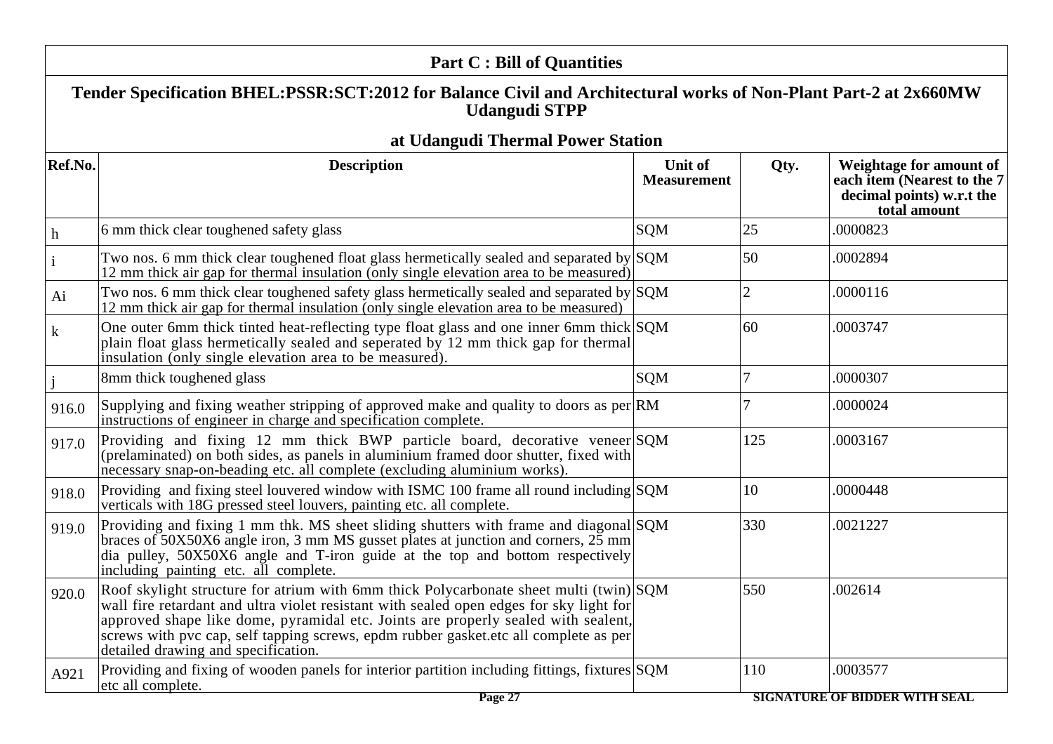## Part C : Bill of Quantities

### Tender Specification BHEL:PSSR:SCT:2012 for Balance Civil and Architectural works of Non-Plant Part-2 at 2x660MW Udangudi STPP

### at Udangudi Thermal Power Station

| Ref.No. | Description | Unit of Measurement | Qty. | Weightage for amount of each item (Nearest to the 7 decimal points) w.r.t the total amount |
|---|---|---|---|---|
| h | 6 mm thick clear toughened safety glass | SQM | 25 | .0000823 |
| i | Two nos. 6 mm thick clear toughened float glass hermetically sealed and separated by 12 mm thick air gap for thermal insulation (only single elevation area to be measured) | SQM | 50 | .0002894 |
| Ai | Two nos. 6 mm thick clear toughened safety glass hermetically sealed and separated by 12 mm thick air gap for thermal insulation (only single elevation area to be measured) | SQM | 2 | .0000116 |
| k | One outer 6mm thick tinted heat-reflecting type float glass and one inner 6mm thick plain float glass hermetically sealed and seperated by 12 mm thick gap for thermal insulation (only single elevation area to be measured). | SQM | 60 | .0003747 |
| j | 8mm thick toughened glass | SQM | 7 | .0000307 |
| 916.0 | Supplying and fixing weather stripping of approved make and quality to doors as per instructions of engineer in charge and specification complete. | RM | 7 | .0000024 |
| 917.0 | Providing and fixing 12 mm thick BWP particle board, decorative veneer (prelaminated) on both sides, as panels in aluminium framed door shutter, fixed with necessary snap-on-beading etc. all complete (excluding aluminium works). | SQM | 125 | .0003167 |
| 918.0 | Providing and fixing steel louvered window with ISMC 100 frame all round including verticals with 18G pressed steel louvers, painting etc. all complete. | SQM | 10 | .0000448 |
| 919.0 | Providing and fixing 1 mm thk. MS sheet sliding shutters with frame and diagonal braces of 50X50X6 angle iron, 3 mm MS gusset plates at junction and corners, 25 mm dia pulley, 50X50X6 angle and T-iron guide at the top and bottom respectively including painting etc. all complete. | SQM | 330 | .0021227 |
| 920.0 | Roof skylight structure for atrium with 6mm thick Polycarbonate sheet multi (twin) wall fire retardant and ultra violet resistant with sealed open edges for sky light for approved shape like dome, pyramidal etc. Joints are properly sealed with sealent, screws with pvc cap, self tapping screws, epdm rubber gasket.etc all complete as per detailed drawing and specification. | SQM | 550 | .002614 |
| A921 | Providing and fixing of wooden panels for interior partition including fittings, fixtures etc all complete. | SQM | 110 | .0003577 |

SIGNATURE OF BIDDER WITH SEAL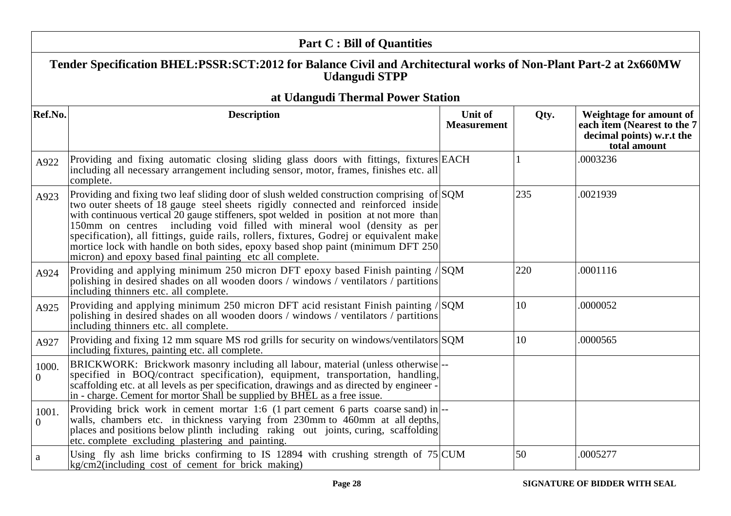## Part C : Bill of Quantities

### Tender Specification BHEL:PSSR:SCT:2012 for Balance Civil and Architectural works of Non-Plant Part-2 at 2x660MW Udangudi STPP

### at Udangudi Thermal Power Station

| Ref.No. | Description | Unit of Measurement | Qty. | Weightage for amount of each item (Nearest to the 7 decimal points) w.r.t the total amount |
|---|---|---|---|---|
| A922 | Providing and fixing automatic closing sliding glass doors with fittings, fixtures including all necessary arrangement including sensor, motor, frames, finishes etc. all complete. | EACH | 1 | .0003236 |
| A923 | Providing and fixing two leaf sliding door of slush welded construction comprising of two outer sheets of 18 gauge steel sheets rigidly connected and reinforced inside with continuous vertical 20 gauge stiffeners, spot welded in position at not more than 150mm on centres including void filled with mineral wool (density as per specification), all fittings, guide rails, rollers, fixtures, Godrej or equivalent make mortice lock with handle on both sides, epoxy based shop paint (minimum DFT 250 micron) and epoxy based final painting etc all complete. | SQM | 235 | .0021939 |
| A924 | Providing and applying minimum 250 micron DFT epoxy based Finish painting / polishing in desired shades on all wooden doors / windows / ventilators / partitions including thinners etc. all complete. | SQM | 220 | .0001116 |
| A925 | Providing and applying minimum 250 micron DFT acid resistant Finish painting / polishing in desired shades on all wooden doors / windows / ventilators / partitions including thinners etc. all complete. | SQM | 10 | .0000052 |
| A927 | Providing and fixing 12 mm square MS rod grills for security on windows/ventilators including fixtures, painting etc. all complete. | SQM | 10 | .0000565 |
| 1000.0 | BRICKWORK: Brickwork masonry including all labour, material (unless otherwise specified in BOQ/contract specification), equipment, transportation, handling, scaffolding etc. at all levels as per specification, drawings and as directed by engineer - in - charge. Cement for mortor Shall be supplied by BHEL as a free issue. | -- | | |
| 1001.0 | Providing brick work in cement mortar 1:6 (1 part cement 6 parts coarse sand) in walls, chambers etc. in thickness varying from 230mm to 460mm at all depths, places and positions below plinth including raking out joints, curing, scaffolding etc. complete excluding plastering and painting. | -- | | |
| a | Using fly ash lime bricks confirming to IS 12894 with crushing strength of 75 kg/cm2(including cost of cement for brick making) | CUM | 50 | .0005277 |

SIGNATURE OF BIDDER WITH SEAL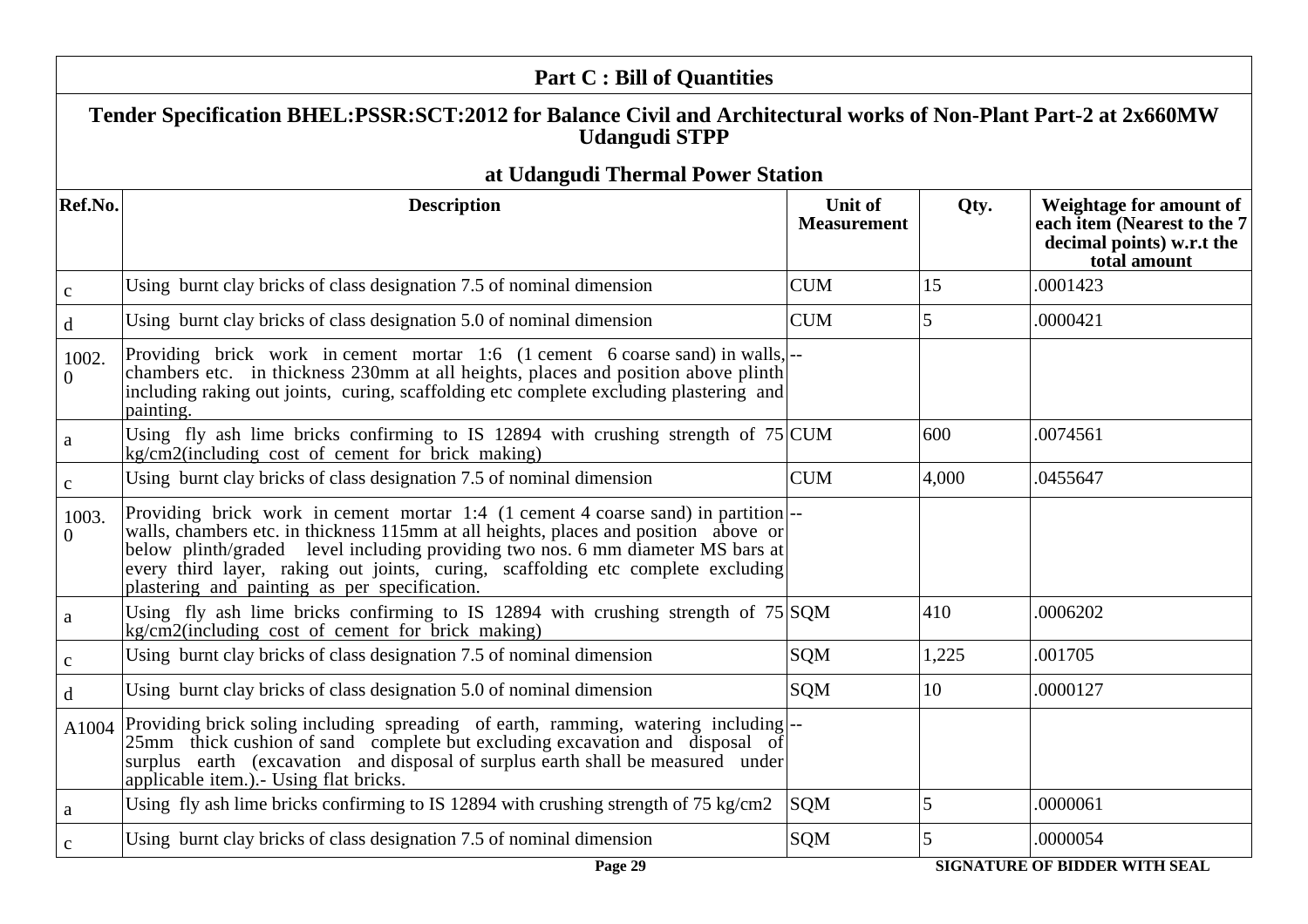## Part C : Bill of Quantities

### Tender Specification BHEL:PSSR:SCT:2012 for Balance Civil and Architectural works of Non-Plant Part-2 at 2x660MW Udangudi STPP

### at Udangudi Thermal Power Station

| Ref.No. | Description | Unit of Measurement | Qty. | Weightage for amount of each item (Nearest to the 7 decimal points) w.r.t the total amount |
|---|---|---|---|---|
| c | Using burnt clay bricks of class designation 7.5 of nominal dimension | CUM | 15 | .0001423 |
| d | Using burnt clay bricks of class designation 5.0 of nominal dimension | CUM | 5 | .0000421 |
| 1002.0 | Providing brick work in cement mortar 1:6 (1 cement 6 coarse sand) in walls, chambers etc. in thickness 230mm at all heights, places and position above plinth including raking out joints, curing, scaffolding etc complete excluding plastering and painting. | -- | | |
| a | Using fly ash lime bricks confirming to IS 12894 with crushing strength of 75 kg/cm2(including cost of cement for brick making) | CUM | 600 | .0074561 |
| c | Using burnt clay bricks of class designation 7.5 of nominal dimension | CUM | 4,000 | .0455647 |
| 1003.0 | Providing brick work in cement mortar 1:4 (1 cement 4 coarse sand) in partition walls, chambers etc. in thickness 115mm at all heights, places and position above or below plinth/graded level including providing two nos. 6 mm diameter MS bars at every third layer, raking out joints, curing, scaffolding etc complete excluding plastering and painting as per specification. | -- | | |
| a | Using fly ash lime bricks confirming to IS 12894 with crushing strength of 75 kg/cm2(including cost of cement for brick making) | SQM | 410 | .0006202 |
| c | Using burnt clay bricks of class designation 7.5 of nominal dimension | SQM | 1,225 | .001705 |
| d | Using burnt clay bricks of class designation 5.0 of nominal dimension | SQM | 10 | .0000127 |
| A1004 | Providing brick soling including spreading of earth, ramming, watering including 25mm thick cushion of sand complete but excluding excavation and disposal of surplus earth (excavation and disposal of surplus earth shall be measured under applicable item.).- Using flat bricks. | -- | | |
| a | Using fly ash lime bricks confirming to IS 12894 with crushing strength of 75 kg/cm2 | SQM | 5 | .0000061 |
| c | Using burnt clay bricks of class designation 7.5 of nominal dimension | SQM | 5 | .0000054 |

SIGNATURE OF BIDDER WITH SEAL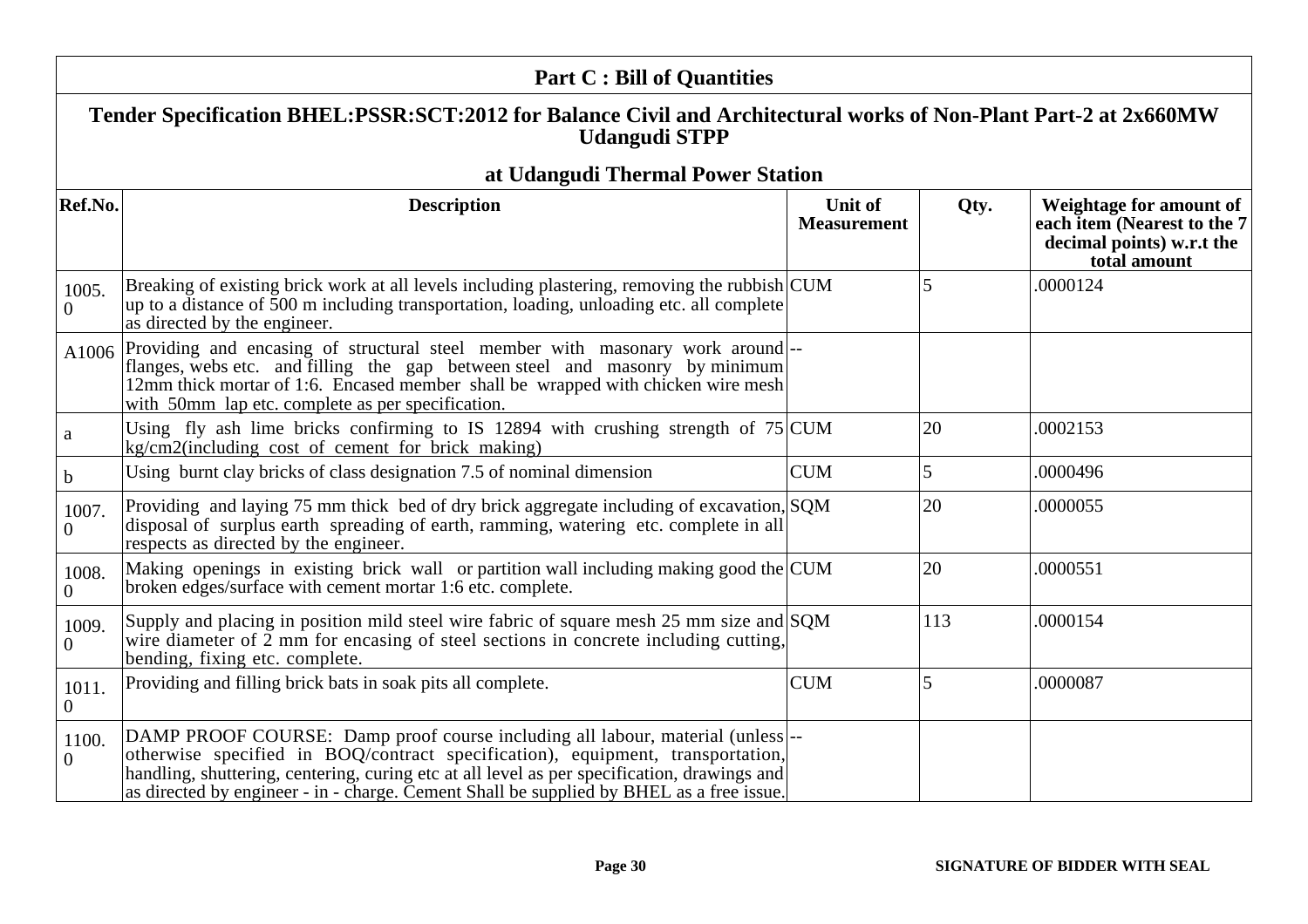## Part C : Bill of Quantities

### Tender Specification BHEL:PSSR:SCT:2012 for Balance Civil and Architectural works of Non-Plant Part-2 at 2x660MW Udangudi STPP

### at Udangudi Thermal Power Station

| Ref.No. | Description | Unit of Measurement | Qty. | Weightage for amount of each item (Nearest to the 7 decimal points) w.r.t the total amount |
|---|---|---|---|---|
| 1005.0 | Breaking of existing brick work at all levels including plastering, removing the rubbish up to a distance of 500 m including transportation, loading, unloading etc. all complete as directed by the engineer. | CUM | 5 | .0000124 |
| A1006 | Providing and encasing of structural steel member with masonary work around flanges, webs etc. and filling the gap between steel and masonry by minimum 12mm thick mortar of 1:6. Encased member shall be wrapped with chicken wire mesh with 50mm lap etc. complete as per specification. | -- | | |
| a | Using fly ash lime bricks confirming to IS 12894 with crushing strength of 75 kg/cm2(including cost of cement for brick making) | CUM | 20 | .0002153 |
| b | Using burnt clay bricks of class designation 7.5 of nominal dimension | CUM | 5 | .0000496 |
| 1007.0 | Providing and laying 75 mm thick bed of dry brick aggregate including of excavation, disposal of surplus earth spreading of earth, ramming, watering etc. complete in all respects as directed by the engineer. | SQM | 20 | .0000055 |
| 1008.0 | Making openings in existing brick wall or partition wall including making good the broken edges/surface with cement mortar 1:6 etc. complete. | CUM | 20 | .0000551 |
| 1009.0 | Supply and placing in position mild steel wire fabric of square mesh 25 mm size and wire diameter of 2 mm for encasing of steel sections in concrete including cutting, bending, fixing etc. complete. | SQM | 113 | .0000154 |
| 1011.0 | Providing and filling brick bats in soak pits all complete. | CUM | 5 | .0000087 |
| 1100.0 | DAMP PROOF COURSE: Damp proof course including all labour, material (unless otherwise specified in BOQ/contract specification), equipment, transportation, handling, shuttering, centering, curing etc at all level as per specification, drawings and as directed by engineer - in - charge. Cement Shall be supplied by BHEL as a free issue. | -- | | |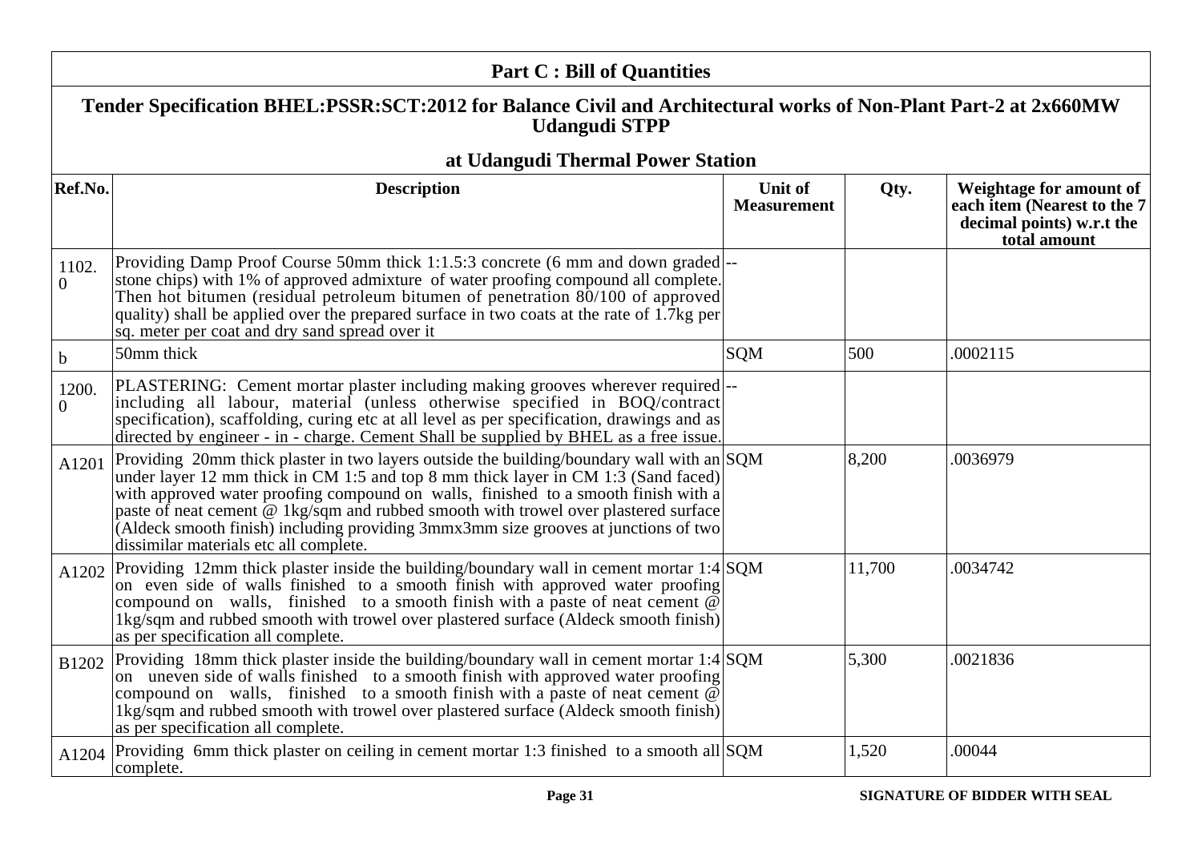## Part C : Bill of Quantities

### Tender Specification BHEL:PSSR:SCT:2012 for Balance Civil and Architectural works of Non-Plant Part-2 at 2x660MW Udangudi STPP

### at Udangudi Thermal Power Station

| Ref.No. | Description | Unit of Measurement | Qty. | Weightage for amount of each item (Nearest to the 7 decimal points) w.r.t the total amount |
|---|---|---|---|---|
| 1102.0 | Providing Damp Proof Course 50mm thick 1:1.5:3 concrete (6 mm and down graded stone chips) with 1% of approved admixture of water proofing compound all complete. Then hot bitumen (residual petroleum bitumen of penetration 80/100 of approved quality) shall be applied over the prepared surface in two coats at the rate of 1.7kg per sq. meter per coat and dry sand spread over it | -- | | |
| b | 50mm thick | SQM | 500 | .0002115 |
| 1200.0 | PLASTERING: Cement mortar plaster including making grooves wherever required including all labour, material (unless otherwise specified in BOQ/contract specification), scaffolding, curing etc at all level as per specification, drawings and as directed by engineer - in - charge. Cement Shall be supplied by BHEL as a free issue. | -- | | |
| A1201 | Providing 20mm thick plaster in two layers outside the building/boundary wall with an under layer 12 mm thick in CM 1:5 and top 8 mm thick layer in CM 1:3 (Sand faced) with approved water proofing compound on walls, finished to a smooth finish with a paste of neat cement @ 1kg/sqm and rubbed smooth with trowel over plastered surface (Aldeck smooth finish) including providing 3mmx3mm size grooves at junctions of two dissimilar materials etc all complete. | SQM | 8,200 | .0036979 |
| A1202 | Providing 12mm thick plaster inside the building/boundary wall in cement mortar 1:4 on even side of walls finished to a smooth finish with approved water proofing compound on walls, finished to a smooth finish with a paste of neat cement @ 1kg/sqm and rubbed smooth with trowel over plastered surface (Aldeck smooth finish) as per specification all complete. | SQM | 11,700 | .0034742 |
| B1202 | Providing 18mm thick plaster inside the building/boundary wall in cement mortar 1:4 on uneven side of walls finished to a smooth finish with approved water proofing compound on walls, finished to a smooth finish with a paste of neat cement @ 1kg/sqm and rubbed smooth with trowel over plastered surface (Aldeck smooth finish) as per specification all complete. | SQM | 5,300 | .0021836 |
| A1204 | Providing 6mm thick plaster on ceiling in cement mortar 1:3 finished to a smooth all complete. | SQM | 1,520 | .00044 |

SIGNATURE OF BIDDER WITH SEAL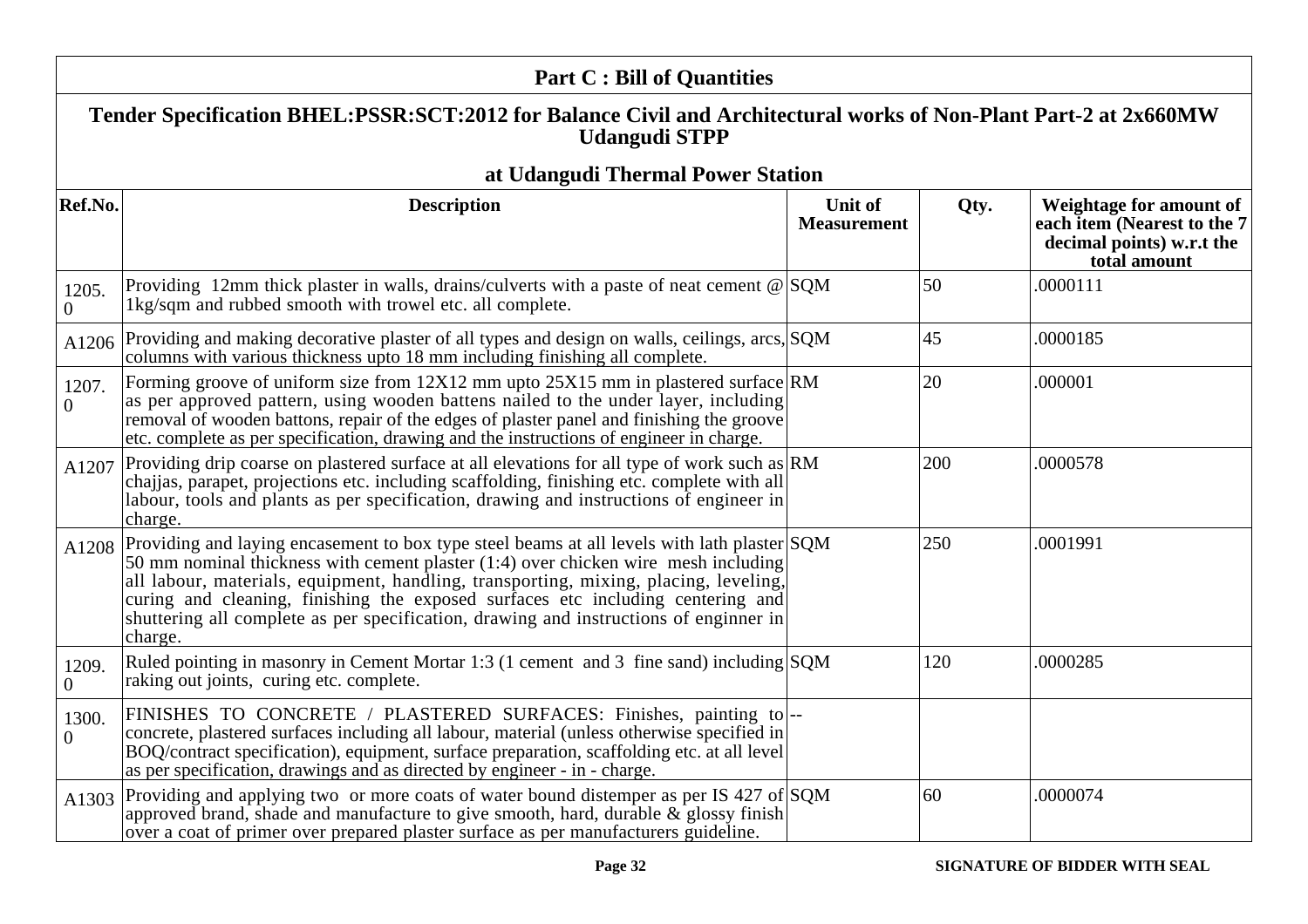## Part C : Bill of Quantities

### Tender Specification BHEL:PSSR:SCT:2012 for Balance Civil and Architectural works of Non-Plant Part-2 at 2x660MW Udangudi STPP

### at Udangudi Thermal Power Station

| Ref.No. | Description | Unit of Measurement | Qty. | Weightage for amount of each item (Nearest to the 7 decimal points) w.r.t the total amount |
|---|---|---|---|---|
| 1205.0 | Providing 12mm thick plaster in walls, drains/culverts with a paste of neat cement @ 1kg/sqm and rubbed smooth with trowel etc. all complete. | SQM | 50 | .0000111 |
| A1206 | Providing and making decorative plaster of all types and design on walls, ceilings, arcs, columns with various thickness upto 18 mm including finishing all complete. | SQM | 45 | .0000185 |
| 1207.0 | Forming groove of uniform size from 12X12 mm upto 25X15 mm in plastered surface as per approved pattern, using wooden battens nailed to the under layer, including removal of wooden battons, repair of the edges of plaster panel and finishing the groove etc. complete as per specification, drawing and the instructions of engineer in charge. | RM | 20 | .000001 |
| A1207 | Providing drip coarse on plastered surface at all elevations for all type of work such as chajjas, parapet, projections etc. including scaffolding, finishing etc. complete with all labour, tools and plants as per specification, drawing and instructions of engineer in charge. | RM | 200 | .0000578 |
| A1208 | Providing and laying encasement to box type steel beams at all levels with lath plaster 50 mm nominal thickness with cement plaster (1:4) over chicken wire mesh including all labour, materials, equipment, handling, transporting, mixing, placing, leveling, curing and cleaning, finishing the exposed surfaces etc including centering and shuttering all complete as per specification, drawing and instructions of enginner in charge. | SQM | 250 | .0001991 |
| 1209.0 | Ruled pointing in masonry in Cement Mortar 1:3 (1 cement and 3 fine sand) including raking out joints, curing etc. complete. | SQM | 120 | .0000285 |
| 1300.0 | FINISHES TO CONCRETE / PLASTERED SURFACES: Finishes, painting to concrete, plastered surfaces including all labour, material (unless otherwise specified in BOQ/contract specification), equipment, surface preparation, scaffolding etc. at all level as per specification, drawings and as directed by engineer - in - charge. | -- | | |
| A1303 | Providing and applying two or more coats of water bound distemper as per IS 427 of approved brand, shade and manufacture to give smooth, hard, durable & glossy finish over a coat of primer over prepared plaster surface as per manufacturers guideline. | SQM | 60 | .0000074 |

SIGNATURE OF BIDDER WITH SEAL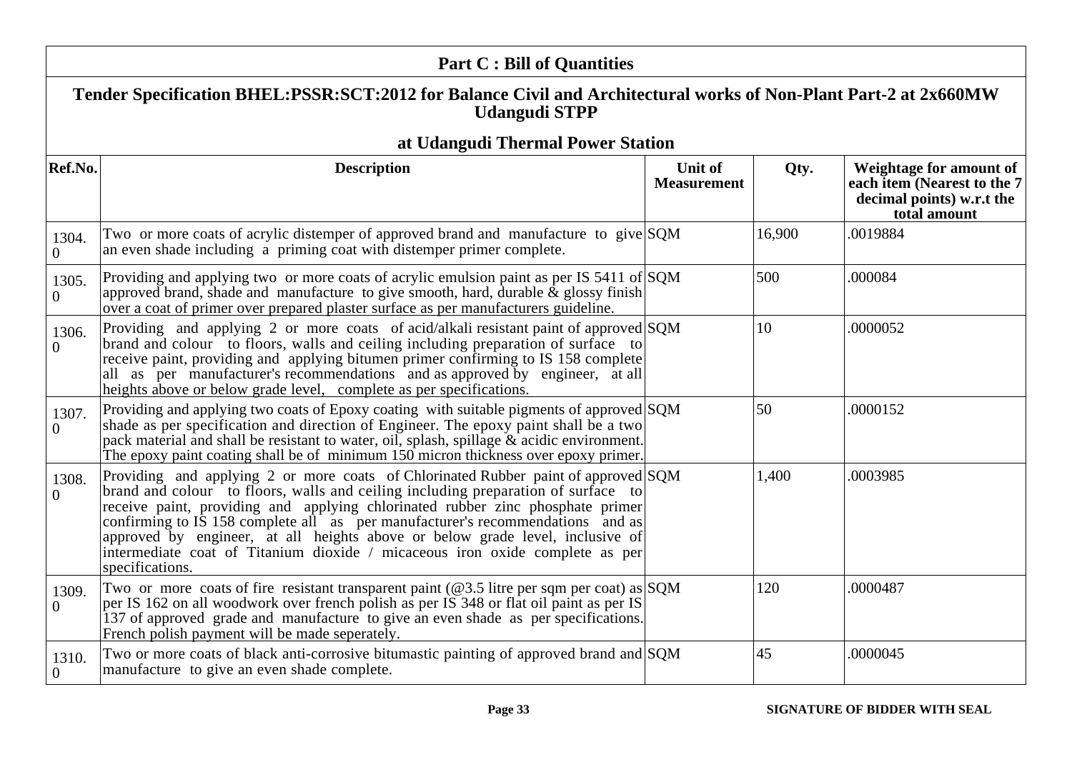## Part C : Bill of Quantities

### Tender Specification BHEL:PSSR:SCT:2012 for Balance Civil and Architectural works of Non-Plant Part-2 at 2x660MW Udangudi STPP

### at Udangudi Thermal Power Station

| Ref.No. | Description | Unit of Measurement | Qty. | Weightage for amount of each item (Nearest to the 7 decimal points) w.r.t the total amount |
|---|---|---|---|---|
| 1304.0 | Two or more coats of acrylic distemper of approved brand and manufacture to give an even shade including a priming coat with distemper primer complete. | SQM | 16,900 | .0019884 |
| 1305.0 | Providing and applying two or more coats of acrylic emulsion paint as per IS 5411 of approved brand, shade and manufacture to give smooth, hard, durable & glossy finish over a coat of primer over prepared plaster surface as per manufacturers guideline. | SQM | 500 | .000084 |
| 1306.0 | Providing and applying 2 or more coats of acid/alkali resistant paint of approved brand and colour to floors, walls and ceiling including preparation of surface to receive paint, providing and applying bitumen primer confirming to IS 158 complete all as per manufacturer's recommendations and as approved by engineer, at all heights above or below grade level, complete as per specifications. | SQM | 10 | .0000052 |
| 1307.0 | Providing and applying two coats of Epoxy coating with suitable pigments of approved shade as per specification and direction of Engineer. The epoxy paint shall be a two pack material and shall be resistant to water, oil, splash, spillage & acidic environment. The epoxy paint coating shall be of minimum 150 micron thickness over epoxy primer. | SQM | 50 | .0000152 |
| 1308.0 | Providing and applying 2 or more coats of Chlorinated Rubber paint of approved brand and colour to floors, walls and ceiling including preparation of surface to receive paint, providing and applying chlorinated rubber zinc phosphate primer confirming to IS 158 complete all as per manufacturer's recommendations and as approved by engineer, at all heights above or below grade level, inclusive of intermediate coat of Titanium dioxide / micaceous iron oxide complete as per specifications. | SQM | 1,400 | .0003985 |
| 1309.0 | Two or more coats of fire resistant transparent paint (@3.5 litre per sqm per coat) as per IS 162 on all woodwork over french polish as per IS 348 or flat oil paint as per IS 137 of approved grade and manufacture to give an even shade as per specifications. French polish payment will be made seperately. | SQM | 120 | .0000487 |
| 1310.0 | Two or more coats of black anti-corrosive bitumastic painting of approved brand and manufacture to give an even shade complete. | SQM | 45 | .0000045 |

SIGNATURE OF BIDDER WITH SEAL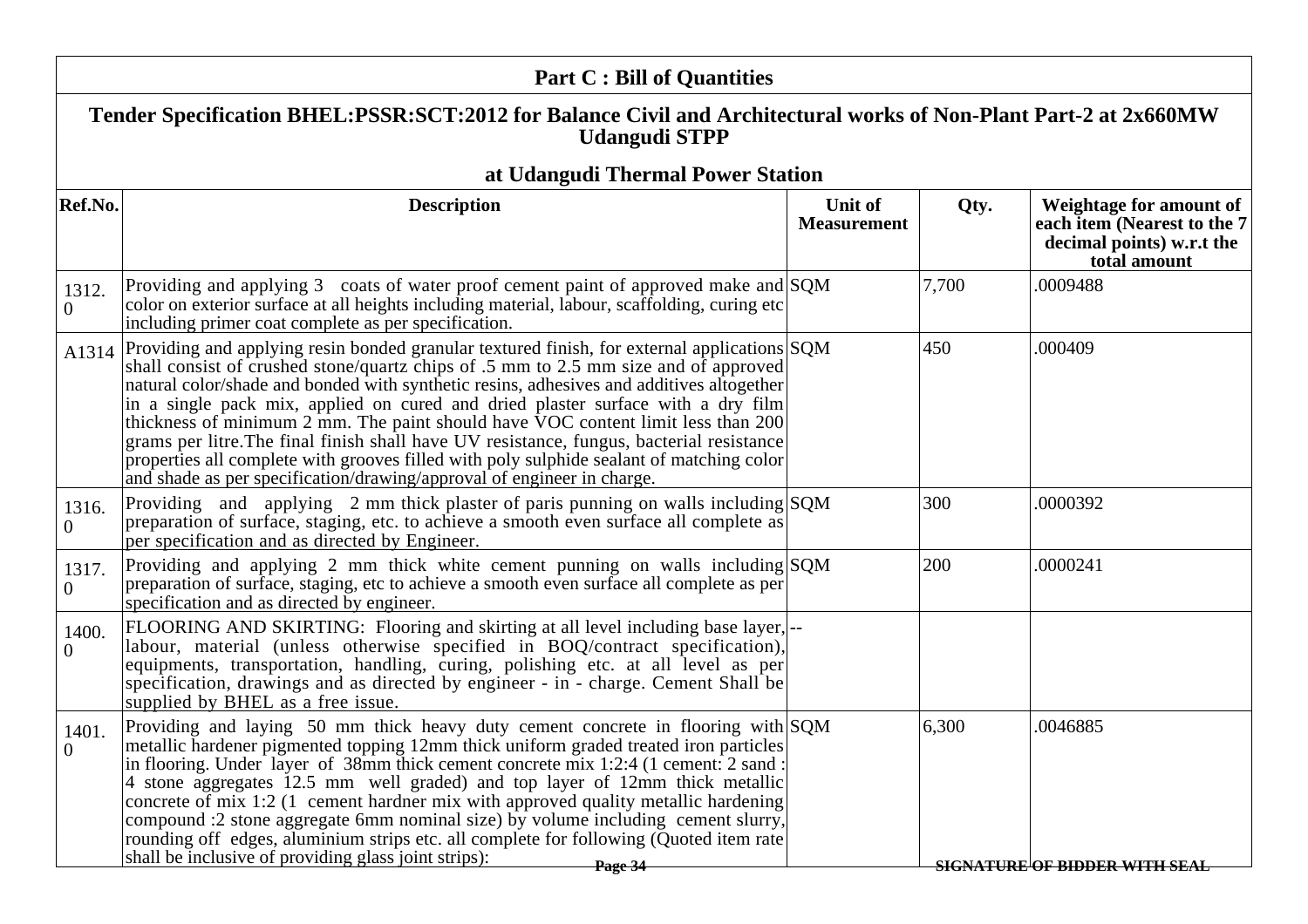## Part C : Bill of Quantities

### Tender Specification BHEL:PSSR:SCT:2012 for Balance Civil and Architectural works of Non-Plant Part-2 at 2x660MW Udangudi STPP

### at Udangudi Thermal Power Station

| Ref.No. | Description | Unit of Measurement | Qty. | Weightage for amount of each item (Nearest to the 7 decimal points) w.r.t the total amount |
|---|---|---|---|---|
| 1312.0 | Providing and applying 3 coats of water proof cement paint of approved make and color on exterior surface at all heights including material, labour, scaffolding, curing etc including primer coat complete as per specification. | SQM | 7,700 | .0009488 |
| A1314 | Providing and applying resin bonded granular textured finish, for external applications shall consist of crushed stone/quartz chips of .5 mm to 2.5 mm size and of approved natural color/shade and bonded with synthetic resins, adhesives and additives altogether in a single pack mix, applied on cured and dried plaster surface with a dry film thickness of minimum 2 mm. The paint should have VOC content limit less than 200 grams per litre.The final finish shall have UV resistance, fungus, bacterial resistance properties all complete with grooves filled with poly sulphide sealant of matching color and shade as per specification/drawing/approval of engineer in charge. | SQM | 450 | .000409 |
| 1316.0 | Providing and applying 2 mm thick plaster of paris punning on walls including preparation of surface, staging, etc. to achieve a smooth even surface all complete as per specification and as directed by Engineer. | SQM | 300 | .0000392 |
| 1317.0 | Providing and applying 2 mm thick white cement punning on walls including preparation of surface, staging, etc to achieve a smooth even surface all complete as per specification and as directed by engineer. | SQM | 200 | .0000241 |
| 1400.0 | FLOORING AND SKIRTING: Flooring and skirting at all level including base layer, labour, material (unless otherwise specified in BOQ/contract specification), equipments, transportation, handling, curing, polishing etc. at all level as per specification, drawings and as directed by engineer - in - charge. Cement Shall be supplied by BHEL as a free issue. | -- | | |
| 1401.0 | Providing and laying 50 mm thick heavy duty cement concrete in flooring with metallic hardener pigmented topping 12mm thick uniform graded treated iron particles in flooring. Under layer of 38mm thick cement concrete mix 1:2:4 (1 cement: 2 sand : 4 stone aggregates 12.5 mm well graded) and top layer of 12mm thick metallic concrete of mix 1:2 (1 cement hardner mix with approved quality metallic hardening compound :2 stone aggregate 6mm nominal size) by volume including cement slurry, rounding off edges, aluminium strips etc. all complete for following (Quoted item rate shall be inclusive of providing glass joint strips): | SQM | 6,300 | .0046885 |

SIGNATURE OF BIDDER WITH SEAL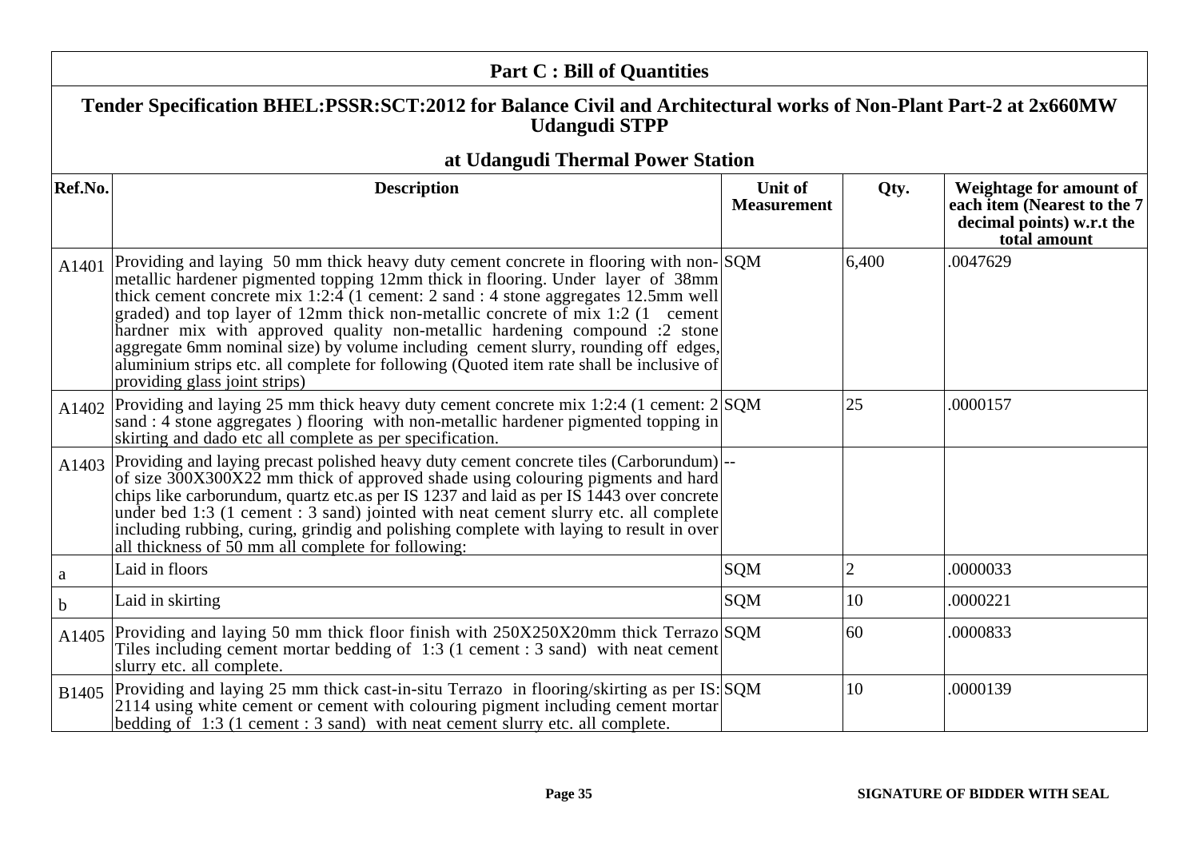# Part C : Bill of Quantities

## Tender Specification BHEL:PSSR:SCT:2012 for Balance Civil and Architectural works of Non-Plant Part-2 at 2x660MW Udangudi STPP

### at Udangudi Thermal Power Station

| Ref.No. | Description | Unit of Measurement | Qty. | Weightage for amount of each item (Nearest to the 7 decimal points) w.r.t the total amount |
|---|---|---|---|---|
| A1401 | Providing and laying 50 mm thick heavy duty cement concrete in flooring with non-metallic hardener pigmented topping 12mm thick in flooring. Under layer of 38mm thick cement concrete mix 1:2:4 (1 cement: 2 sand : 4 stone aggregates 12.5mm well graded) and top layer of 12mm thick non-metallic concrete of mix 1:2 (1 cement hardner mix with approved quality non-metallic hardening compound :2 stone aggregate 6mm nominal size) by volume including cement slurry, rounding off edges, aluminium strips etc. all complete for following (Quoted item rate shall be inclusive of providing glass joint strips) | SQM | 6,400 | .0047629 |
| A1402 | Providing and laying 25 mm thick heavy duty cement concrete mix 1:2:4 (1 cement: 2 sand : 4 stone aggregates ) flooring with non-metallic hardener pigmented topping in skirting and dado etc all complete as per specification. | SQM | 25 | .0000157 |
| A1403 | Providing and laying precast polished heavy duty cement concrete tiles (Carborundum) of size 300X300X22 mm thick of approved shade using colouring pigments and hard chips like carborundum, quartz etc.as per IS 1237 and laid as per IS 1443 over concrete under bed 1:3 (1 cement : 3 sand) jointed with neat cement slurry etc. all complete including rubbing, curing, grindig and polishing complete with laying to result in over all thickness of 50 mm all complete for following: | -- | | |
| a | Laid in floors | SQM | 2 | .0000033 |
| b | Laid in skirting | SQM | 10 | .0000221 |
| A1405 | Providing and laying 50 mm thick floor finish with 250X250X20mm thick Terrazo Tiles including cement mortar bedding of 1:3 (1 cement : 3 sand) with neat cement slurry etc. all complete. | SQM | 60 | .0000833 |
| B1405 | Providing and laying 25 mm thick cast-in-situ Terrazo in flooring/skirting as per IS: 2114 using white cement or cement with colouring pigment including cement mortar bedding of 1:3 (1 cement : 3 sand) with neat cement slurry etc. all complete. | SQM | 10 | .0000139 |

SIGNATURE OF BIDDER WITH SEAL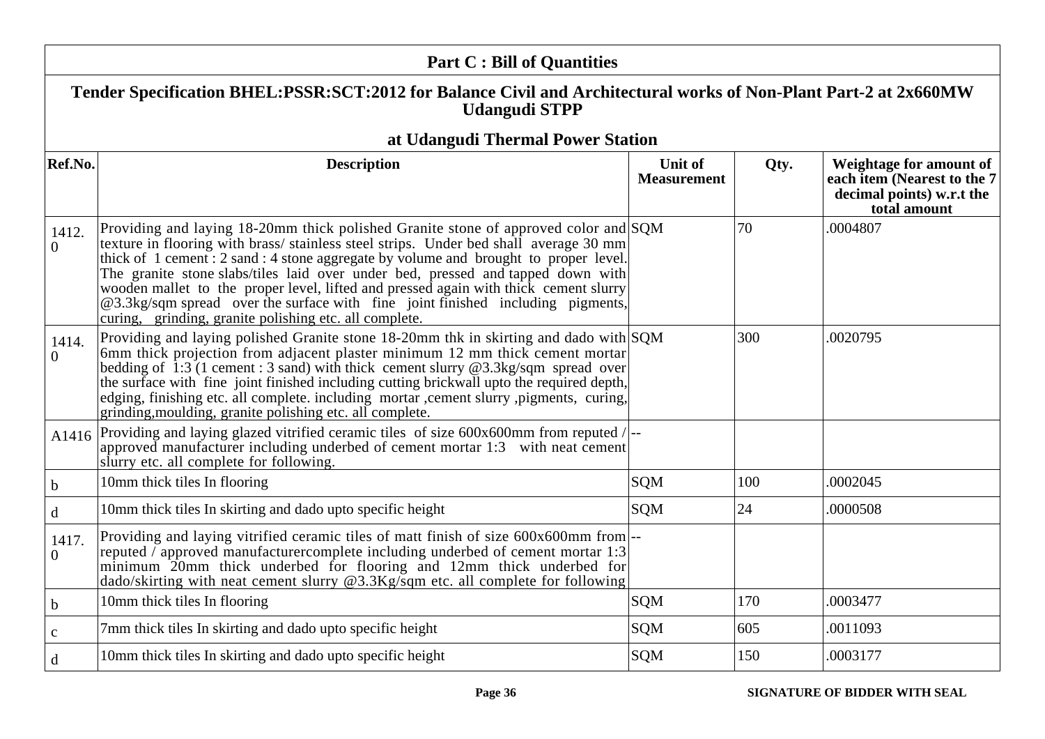## Part C : Bill of Quantities

### Tender Specification BHEL:PSSR:SCT:2012 for Balance Civil and Architectural works of Non-Plant Part-2 at 2x660MW Udangudi STPP

### at Udangudi Thermal Power Station

| Ref.No. | Description | Unit of Measurement | Qty. | Weightage for amount of each item (Nearest to the 7 decimal points) w.r.t the total amount |
|---|---|---|---|---|
| 1412.0 | Providing and laying 18-20mm thick polished Granite stone of approved color and texture in flooring with brass/ stainless steel strips. Under bed shall average 30 mm thick of 1 cement : 2 sand : 4 stone aggregate by volume and brought to proper level. The granite stone slabs/tiles laid over under bed, pressed and tapped down with wooden mallet to the proper level, lifted and pressed again with thick cement slurry @3.3kg/sqm spread over the surface with fine joint finished including pigments, curing, grinding, granite polishing etc. all complete. | SQM | 70 | .0004807 |
| 1414.0 | Providing and laying polished Granite stone 18-20mm thk in skirting and dado with 6mm thick projection from adjacent plaster minimum 12 mm thick cement mortar bedding of 1:3 (1 cement : 3 sand) with thick cement slurry @3.3kg/sqm spread over the surface with fine joint finished including cutting brickwall upto the required depth, edging, finishing etc. all complete. including mortar ,cement slurry ,pigments, curing, grinding,moulding, granite polishing etc. all complete. | SQM | 300 | .0020795 |
| A1416 | Providing and laying glazed vitrified ceramic tiles of size 600x600mm from reputed / approved manufacturer including underbed of cement mortar 1:3 with neat cement slurry etc. all complete for following. | -- | | |
| b | 10mm thick tiles In flooring | SQM | 100 | .0002045 |
| d | 10mm thick tiles In skirting and dado upto specific height | SQM | 24 | .0000508 |
| 1417.0 | Providing and laying vitrified ceramic tiles of matt finish of size 600x600mm from reputed / approved manufacturercomplete including underbed of cement mortar 1:3 minimum 20mm thick underbed for flooring and 12mm thick underbed for dado/skirting with neat cement slurry @3.3Kg/sqm etc. all complete for following | -- | | |
| b | 10mm thick tiles In flooring | SQM | 170 | .0003477 |
| c | 7mm thick tiles In skirting and dado upto specific height | SQM | 605 | .0011093 |
| d | 10mm thick tiles In skirting and dado upto specific height | SQM | 150 | .0003177 |

SIGNATURE OF BIDDER WITH SEAL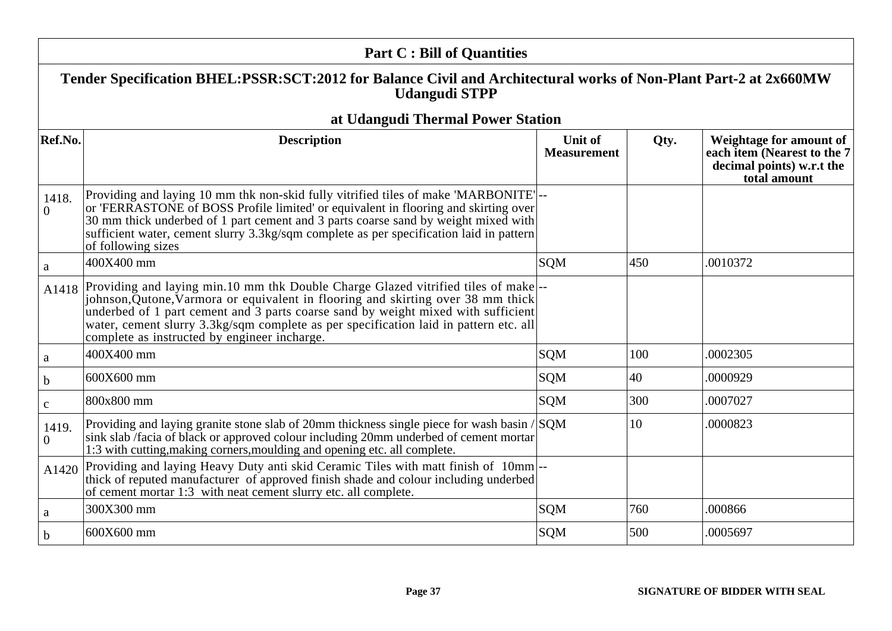## Part C : Bill of Quantities

### Tender Specification BHEL:PSSR:SCT:2012 for Balance Civil and Architectural works of Non-Plant Part-2 at 2x660MW Udangudi STPP

### at Udangudi Thermal Power Station

| Ref.No. | Description | Unit of Measurement | Qty. | Weightage for amount of each item (Nearest to the 7 decimal points) w.r.t the total amount |
|---|---|---|---|---|
| 1418.0 | Providing and laying 10 mm thk non-skid fully vitrified tiles of make 'MARBONITE' or 'FERRASTONE of BOSS Profile limited' or equivalent in flooring and skirting over 30 mm thick underbed of 1 part cement and 3 parts coarse sand by weight mixed with sufficient water, cement slurry 3.3kg/sqm complete as per specification laid in pattern of following sizes | -- | | |
| a | 400X400 mm | SQM | 450 | .0010372 |
| A1418 | Providing and laying min.10 mm thk Double Charge Glazed vitrified tiles of make johnson,Qutone,Varmora or equivalent in flooring and skirting over 38 mm thick underbed of 1 part cement and 3 parts coarse sand by weight mixed with sufficient water, cement slurry 3.3kg/sqm complete as per specification laid in pattern etc. all complete as instructed by engineer incharge. | -- | | |
| a | 400X400 mm | SQM | 100 | .0002305 |
| b | 600X600 mm | SQM | 40 | .0000929 |
| c | 800x800 mm | SQM | 300 | .0007027 |
| 1419.0 | Providing and laying granite stone slab of 20mm thickness single piece for wash basin / sink slab /facia of black or approved colour including 20mm underbed of cement mortar 1:3 with cutting,making corners,moulding and opening etc. all complete. | SQM | 10 | .0000823 |
| A1420 | Providing and laying Heavy Duty anti skid Ceramic Tiles with matt finish of 10mm thick of reputed manufacturer of approved finish shade and colour including underbed of cement mortar 1:3 with neat cement slurry etc. all complete. | -- | | |
| a | 300X300 mm | SQM | 760 | .000866 |
| b | 600X600 mm | SQM | 500 | .0005697 |

**SIGNATURE OF BIDDER WITH SEAL**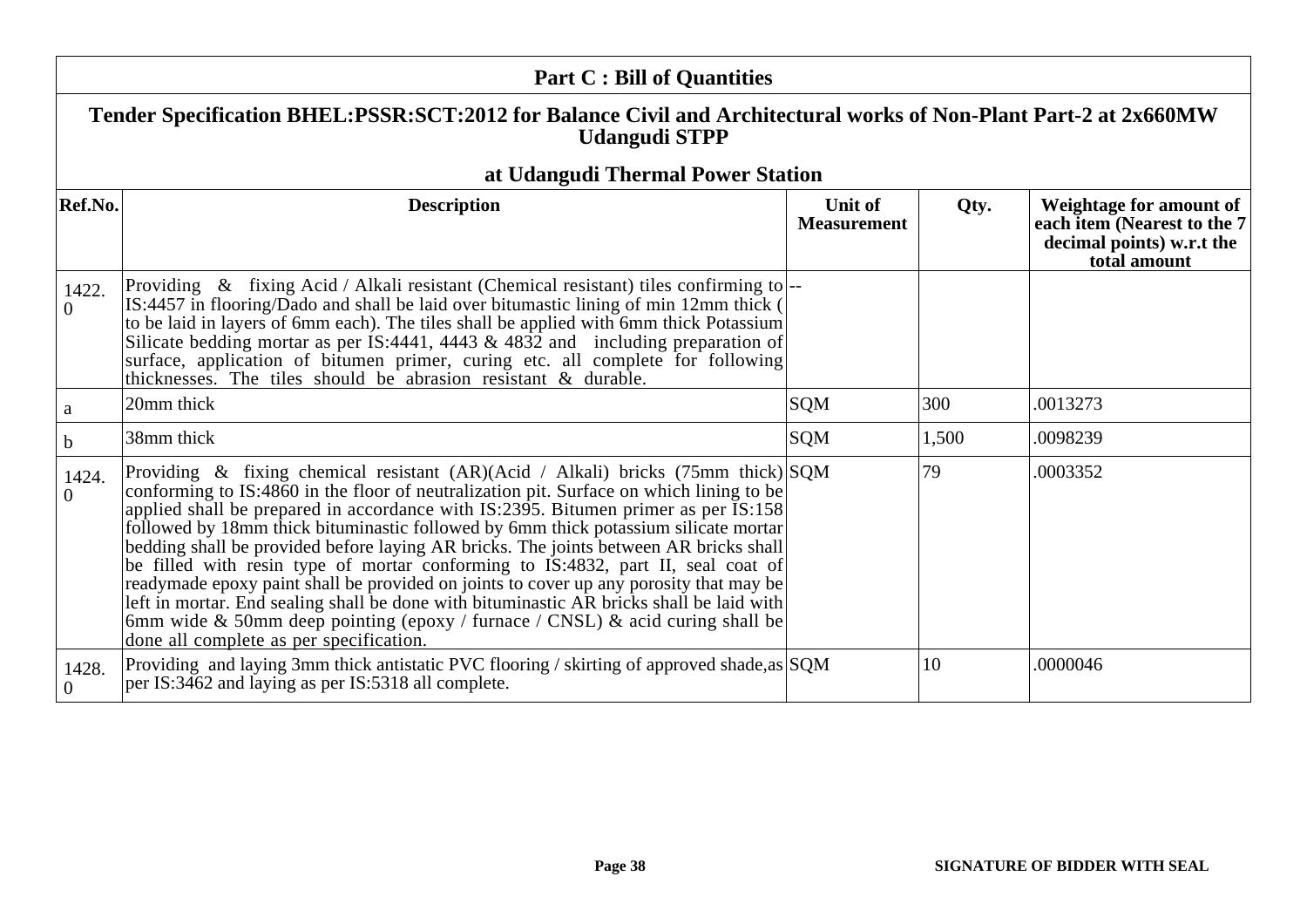## Part C : Bill of Quantities

### Tender Specification BHEL:PSSR:SCT:2012 for Balance Civil and Architectural works of Non-Plant Part-2 at 2x660MW Udangudi STPP

### at Udangudi Thermal Power Station

| Ref.No. | Description | Unit of Measurement | Qty. | Weightage for amount of each item (Nearest to the 7 decimal points) w.r.t the total amount |
|---|---|---|---|---|
| 1422.0 | Providing & fixing Acid / Alkali resistant (Chemical resistant) tiles confirming to IS:4457 in flooring/Dado and shall be laid over bitumastic lining of min 12mm thick ( to be laid in layers of 6mm each). The tiles shall be applied with 6mm thick Potassium Silicate bedding mortar as per IS:4441, 4443 & 4832 and including preparation of surface, application of bitumen primer, curing etc. all complete for following thicknesses. The tiles should be abrasion resistant & durable. | -- | | |
| a | 20mm thick | SQM | 300 | .0013273 |
| b | 38mm thick | SQM | 1,500 | .0098239 |
| 1424.0 | Providing & fixing chemical resistant (AR)(Acid / Alkali) bricks (75mm thick) conforming to IS:4860 in the floor of neutralization pit. Surface on which lining to be applied shall be prepared in accordance with IS:2395. Bitumen primer as per IS:158 followed by 18mm thick bituminastic followed by 6mm thick potassium silicate mortar bedding shall be provided before laying AR bricks. The joints between AR bricks shall be filled with resin type of mortar conforming to IS:4832, part II, seal coat of readymade epoxy paint shall be provided on joints to cover up any porosity that may be left in mortar. End sealing shall be done with bituminastic AR bricks shall be laid with 6mm wide & 50mm deep pointing (epoxy / furnace / CNSL) & acid curing shall be done all complete as per specification. | SQM | 79 | .0003352 |
| 1428.0 | Providing and laying 3mm thick antistatic PVC flooring / skirting of approved shade,as per IS:3462 and laying as per IS:5318 all complete. | SQM | 10 | .0000046 |

SIGNATURE OF BIDDER WITH SEAL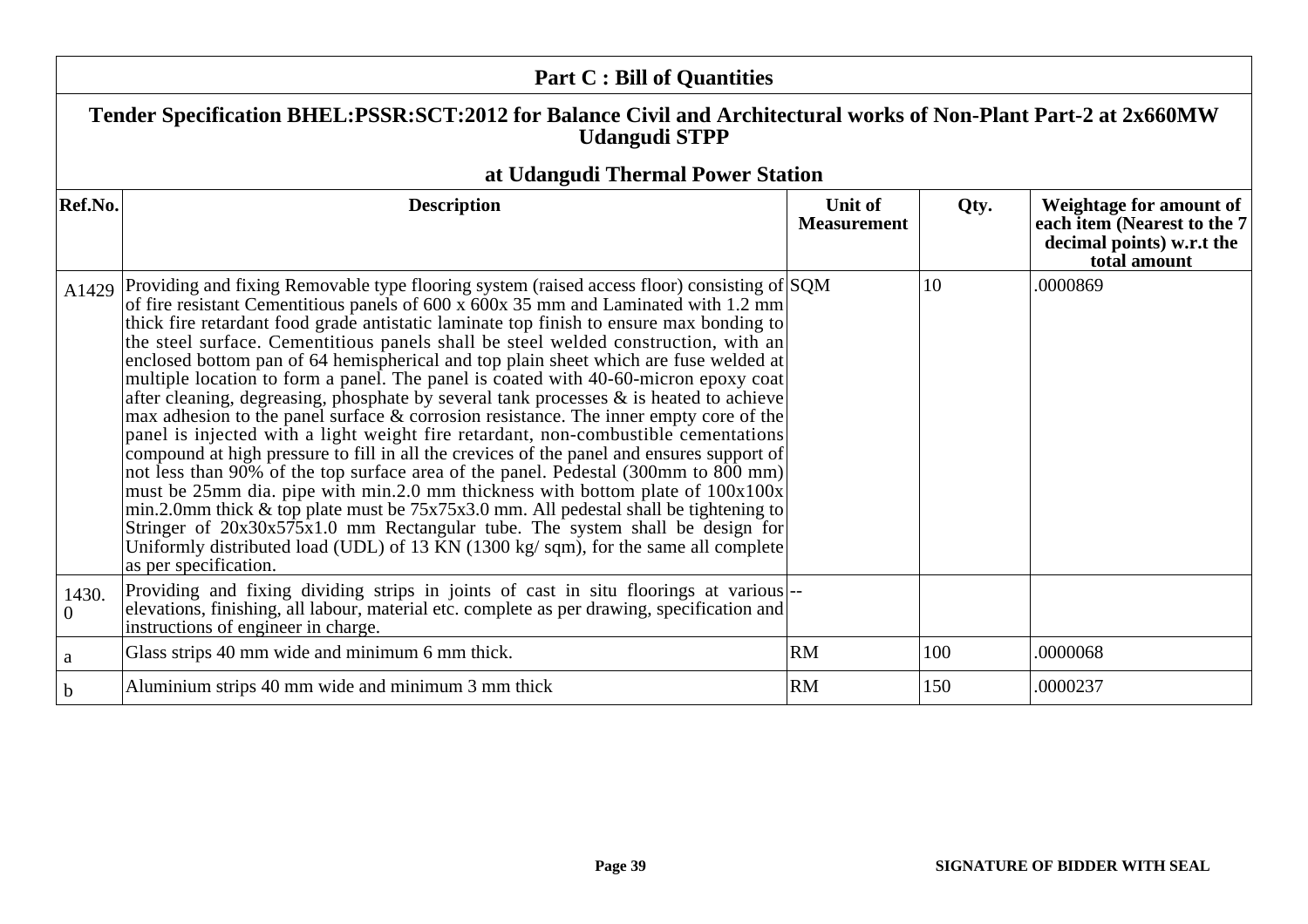## Part C : Bill of Quantities

### Tender Specification BHEL:PSSR:SCT:2012 for Balance Civil and Architectural works of Non-Plant Part-2 at 2x660MW Udangudi STPP

### at Udangudi Thermal Power Station

| Ref.No. | Description | Unit of Measurement | Qty. | Weightage for amount of each item (Nearest to the 7 decimal points) w.r.t the total amount |
|---|---|---|---|---|
| A1429 | Providing and fixing Removable type flooring system (raised access floor) consisting of of fire resistant Cementitious panels of 600 x 600x 35 mm and Laminated with 1.2 mm thick fire retardant food grade antistatic laminate top finish to ensure max bonding to the steel surface. Cementitious panels shall be steel welded construction, with an enclosed bottom pan of 64 hemispherical and top plain sheet which are fuse welded at multiple location to form a panel. The panel is coated with 40-60-micron epoxy coat after cleaning, degreasing, phosphate by several tank processes & is heated to achieve max adhesion to the panel surface & corrosion resistance. The inner empty core of the panel is injected with a light weight fire retardant, non-combustible cementations compound at high pressure to fill in all the crevices of the panel and ensures support of not less than 90% of the top surface area of the panel. Pedestal (300mm to 800 mm) must be 25mm dia. pipe with min.2.0 mm thickness with bottom plate of 100x100x min.2.0mm thick & top plate must be 75x75x3.0 mm. All pedestal shall be tightening to Stringer of 20x30x575x1.0 mm Rectangular tube. The system shall be design for Uniformly distributed load (UDL) of 13 KN (1300 kg/ sqm), for the same all complete as per specification. | SQM | 10 | .0000869 |
| 1430.0 | Providing and fixing dividing strips in joints of cast in situ floorings at various elevations, finishing, all labour, material etc. complete as per drawing, specification and instructions of engineer in charge. | -- | | |
| a | Glass strips 40 mm wide and minimum 6 mm thick. | RM | 100 | .0000068 |
| b | Aluminium strips 40 mm wide and minimum 3 mm thick | RM | 150 | .0000237 |

SIGNATURE OF BIDDER WITH SEAL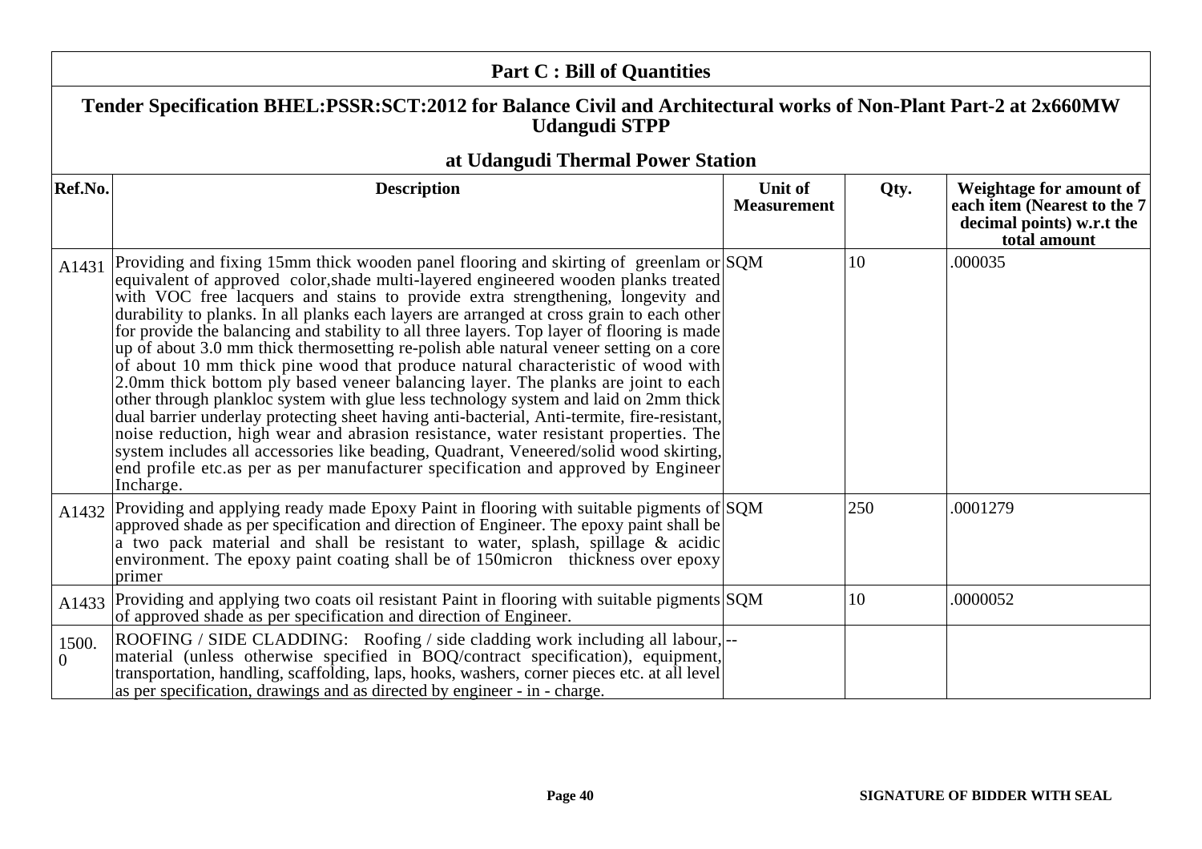## Part C : Bill of Quantities

### Tender Specification BHEL:PSSR:SCT:2012 for Balance Civil and Architectural works of Non-Plant Part-2 at 2x660MW Udangudi STPP

### at Udangudi Thermal Power Station

| Ref.No. | Description | Unit of Measurement | Qty. | Weightage for amount of each item (Nearest to the 7 decimal points) w.r.t the total amount |
|---|---|---|---|---|
| A1431 | Providing and fixing 15mm thick wooden panel flooring and skirting of greenlam or equivalent of approved color,shade multi-layered engineered wooden planks treated with VOC free lacquers and stains to provide extra strengthening, longevity and durability to planks. In all planks each layers are arranged at cross grain to each other for provide the balancing and stability to all three layers. Top layer of flooring is made up of about 3.0 mm thick thermosetting re-polish able natural veneer setting on a core of about 10 mm thick pine wood that produce natural characteristic of wood with 2.0mm thick bottom ply based veneer balancing layer. The planks are joint to each other through plankloc system with glue less technology system and laid on 2mm thick dual barrier underlay protecting sheet having anti-bacterial, Anti-termite, fire-resistant, noise reduction, high wear and abrasion resistance, water resistant properties. The system includes all accessories like beading, Quadrant, Veneered/solid wood skirting, end profile etc.as per as per manufacturer specification and approved by Engineer Incharge. | SQM | 10 | .000035 |
| A1432 | Providing and applying ready made Epoxy Paint in flooring with suitable pigments of approved shade as per specification and direction of Engineer. The epoxy paint shall be a two pack material and shall be resistant to water, splash, spillage & acidic environment. The epoxy paint coating shall be of 150micron thickness over epoxy primer | SQM | 250 | .0001279 |
| A1433 | Providing and applying two coats oil resistant Paint in flooring with suitable pigments of approved shade as per specification and direction of Engineer. | SQM | 10 | .0000052 |
| 1500.0 | ROOFING / SIDE CLADDING: Roofing / side cladding work including all labour, material (unless otherwise specified in BOQ/contract specification), equipment, transportation, handling, scaffolding, laps, hooks, washers, corner pieces etc. at all level as per specification, drawings and as directed by engineer - in - charge. | -- | | |

SIGNATURE OF BIDDER WITH SEAL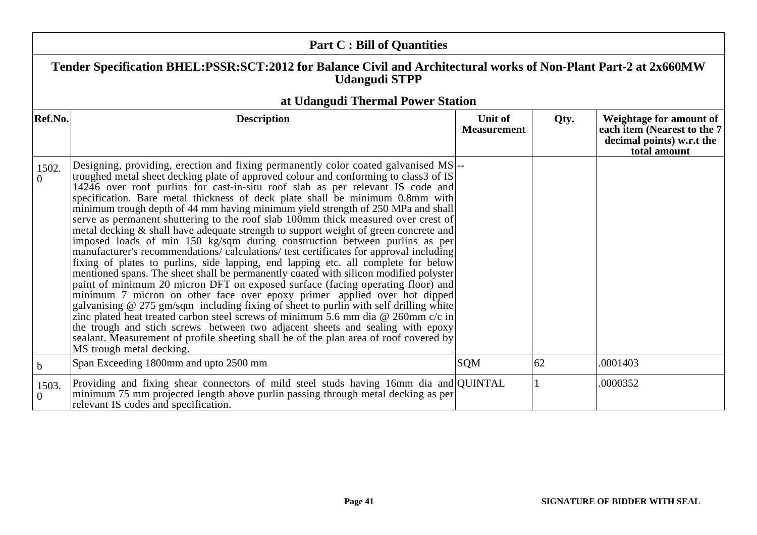## Part C : Bill of Quantities

### Tender Specification BHEL:PSSR:SCT:2012 for Balance Civil and Architectural works of Non-Plant Part-2 at 2x660MW Udangudi STPP

### at Udangudi Thermal Power Station

| Ref.No. | Description | Unit of Measurement | Qty. | Weightage for amount of each item (Nearest to the 7 decimal points) w.r.t the total amount |
|---|---|---|---|---|
| 1502.0 | Designing, providing, erection and fixing permanently color coated galvanised MS troughed metal sheet decking plate of approved colour and conforming to class3 of IS 14246 over roof purlins for cast-in-situ roof slab as per relevant IS code and specification. Bare metal thickness of deck plate shall be minimum 0.8mm with minimum trough depth of 44 mm having minimum yield strength of 250 MPa and shall serve as permanent shuttering to the roof slab 100mm thick measured over crest of metal decking & shall have adequate strength to support weight of green concrete and imposed loads of min 150 kg/sqm during construction between purlins as per manufacturer's recommendations/ calculations/ test certificates for approval including fixing of plates to purlins, side lapping, end lapping etc. all complete for below mentioned spans. The sheet shall be permanently coated with silicon modified polyster paint of minimum 20 micron DFT on exposed surface (facing operating floor) and minimum 7 micron on other face over epoxy primer applied over hot dipped galvanising @ 275 gm/sqm including fixing of sheet to purlin with self drilling white zinc plated heat treated carbon steel screws of minimum 5.6 mm dia @ 260mm c/c in the trough and stich screws between two adjacent sheets and sealing with epoxy sealant. Measurement of profile sheeting shall be of the plan area of roof covered by MS trough metal decking. | -- | | |
| b | Span Exceeding 1800mm and upto 2500 mm | SQM | 62 | .0001403 |
| 1503.0 | Providing and fixing shear connectors of mild steel studs having 16mm dia and minimum 75 mm projected length above purlin passing through metal decking as per relevant IS codes and specification. | QUINTAL | 1 | .0000352 |

**SIGNATURE OF BIDDER WITH SEAL**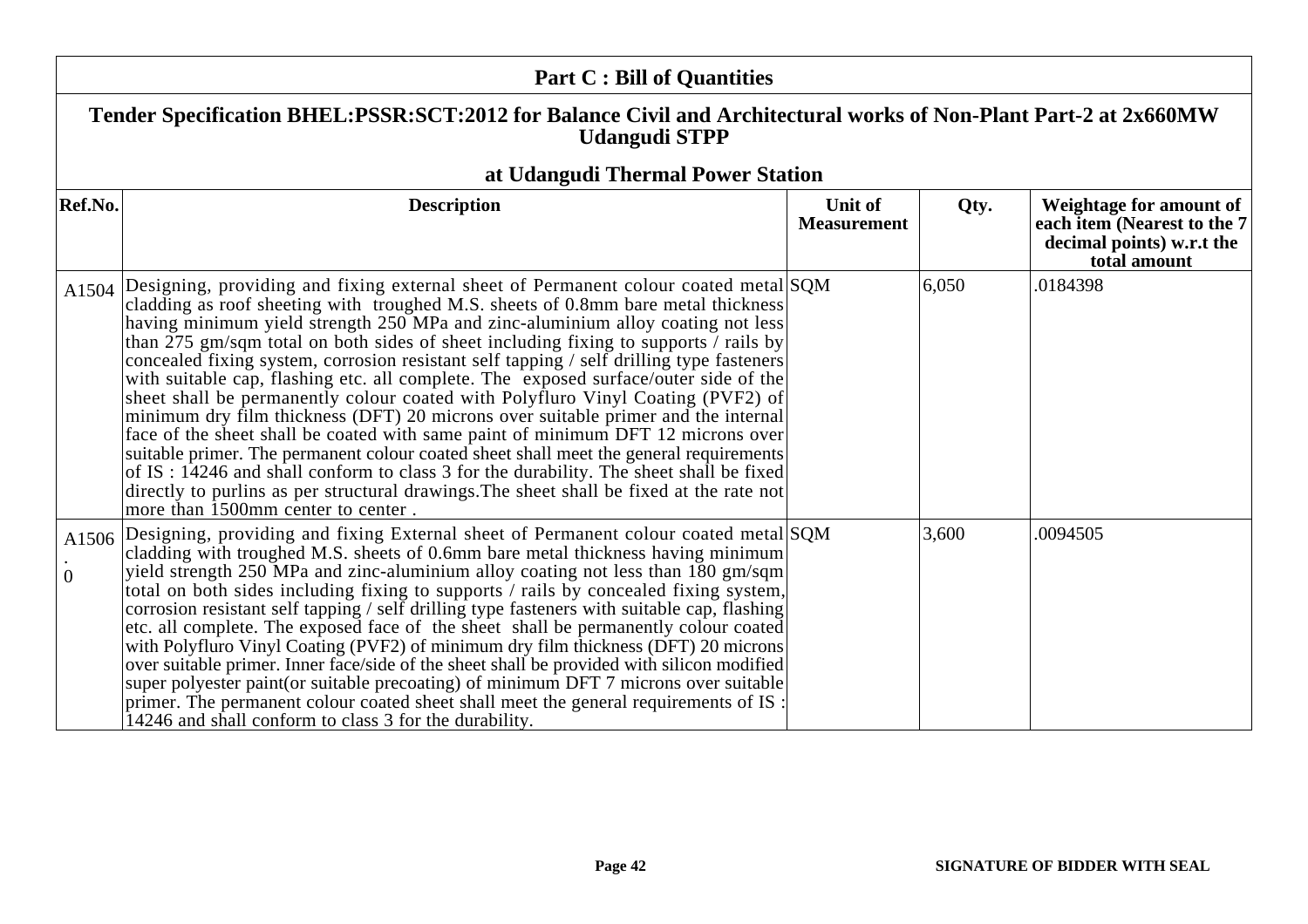## Part C : Bill of Quantities

### Tender Specification BHEL:PSSR:SCT:2012 for Balance Civil and Architectural works of Non-Plant Part-2 at 2x660MW Udangudi STPP

### at Udangudi Thermal Power Station

| Ref.No. | Description | Unit of Measurement | Qty. | Weightage for amount of each item (Nearest to the 7 decimal points) w.r.t the total amount |
|---|---|---|---|---|
| A1504 | Designing, providing and fixing external sheet of Permanent colour coated metal cladding as roof sheeting with troughed M.S. sheets of 0.8mm bare metal thickness having minimum yield strength 250 MPa and zinc-aluminium alloy coating not less than 275 gm/sqm total on both sides of sheet including fixing to supports / rails by concealed fixing system, corrosion resistant self tapping / self drilling type fasteners with suitable cap, flashing etc. all complete. The exposed surface/outer side of the sheet shall be permanently colour coated with Polyfluro Vinyl Coating (PVF2) of minimum dry film thickness (DFT) 20 microns over suitable primer and the internal face of the sheet shall be coated with same paint of minimum DFT 12 microns over suitable primer. The permanent colour coated sheet shall meet the general requirements of IS : 14246 and shall conform to class 3 for the durability. The sheet shall be fixed directly to purlins as per structural drawings.The sheet shall be fixed at the rate not more than 1500mm center to center . | SQM | 6,050 | .0184398 |
| A1506.0 | Designing, providing and fixing External sheet of Permanent colour coated metal cladding with troughed M.S. sheets of 0.6mm bare metal thickness having minimum yield strength 250 MPa and zinc-aluminium alloy coating not less than 180 gm/sqm total on both sides including fixing to supports / rails by concealed fixing system, corrosion resistant self tapping / self drilling type fasteners with suitable cap, flashing etc. all complete. The exposed face of the sheet shall be permanently colour coated with Polyfluro Vinyl Coating (PVF2) of minimum dry film thickness (DFT) 20 microns over suitable primer. Inner face/side of the sheet shall be provided with silicon modified super polyester paint(or suitable precoating) of minimum DFT 7 microns over suitable primer. The permanent colour coated sheet shall meet the general requirements of IS : 14246 and shall conform to class 3 for the durability. | SQM | 3,600 | .0094505 |

SIGNATURE OF BIDDER WITH SEAL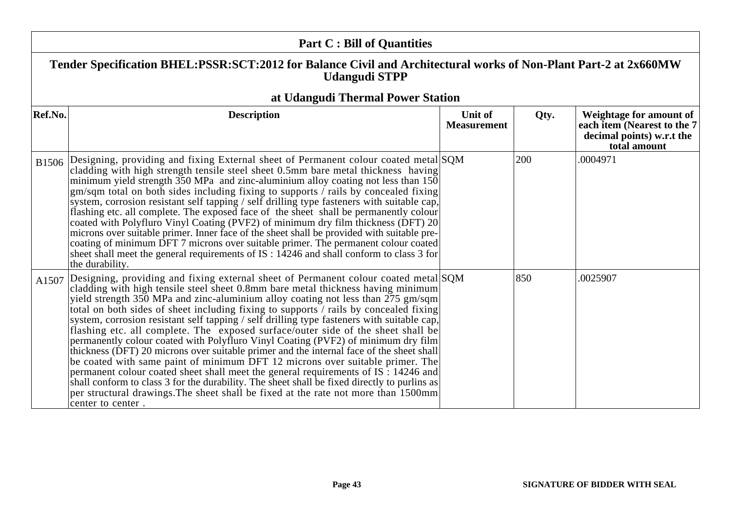## Part C : Bill of Quantities

### Tender Specification BHEL:PSSR:SCT:2012 for Balance Civil and Architectural works of Non-Plant Part-2 at 2x660MW Udangudi STPP

### at Udangudi Thermal Power Station

| Ref.No. | Description | Unit of Measurement | Qty. | Weightage for amount of each item (Nearest to the 7 decimal points) w.r.t the total amount |
|---|---|---|---|---|
| B1506 | Designing, providing and fixing External sheet of Permanent colour coated metal cladding with high strength tensile steel sheet 0.5mm bare metal thickness having minimum yield strength 350 MPa and zinc-aluminium alloy coating not less than 150 gm/sqm total on both sides including fixing to supports / rails by concealed fixing system, corrosion resistant self tapping / self drilling type fasteners with suitable cap, flashing etc. all complete. The exposed face of the sheet shall be permanently colour coated with Polyfluro Vinyl Coating (PVF2) of minimum dry film thickness (DFT) 20 microns over suitable primer. Inner face of the sheet shall be provided with suitable pre-coating of minimum DFT 7 microns over suitable primer. The permanent colour coated sheet shall meet the general requirements of IS : 14246 and shall conform to class 3 for the durability. | SQM | 200 | .0004971 |
| A1507 | Designing, providing and fixing external sheet of Permanent colour coated metal cladding with high tensile steel sheet 0.8mm bare metal thickness having minimum yield strength 350 MPa and zinc-aluminium alloy coating not less than 275 gm/sqm total on both sides of sheet including fixing to supports / rails by concealed fixing system, corrosion resistant self tapping / self drilling type fasteners with suitable cap, flashing etc. all complete. The exposed surface/outer side of the sheet shall be permanently colour coated with Polyfluro Vinyl Coating (PVF2) of minimum dry film thickness (DFT) 20 microns over suitable primer and the internal face of the sheet shall be coated with same paint of minimum DFT 12 microns over suitable primer. The permanent colour coated sheet shall meet the general requirements of IS : 14246 and shall conform to class 3 for the durability. The sheet shall be fixed directly to purlins as per structural drawings.The sheet shall be fixed at the rate not more than 1500mm center to center . | SQM | 850 | .0025907 |

SIGNATURE OF BIDDER WITH SEAL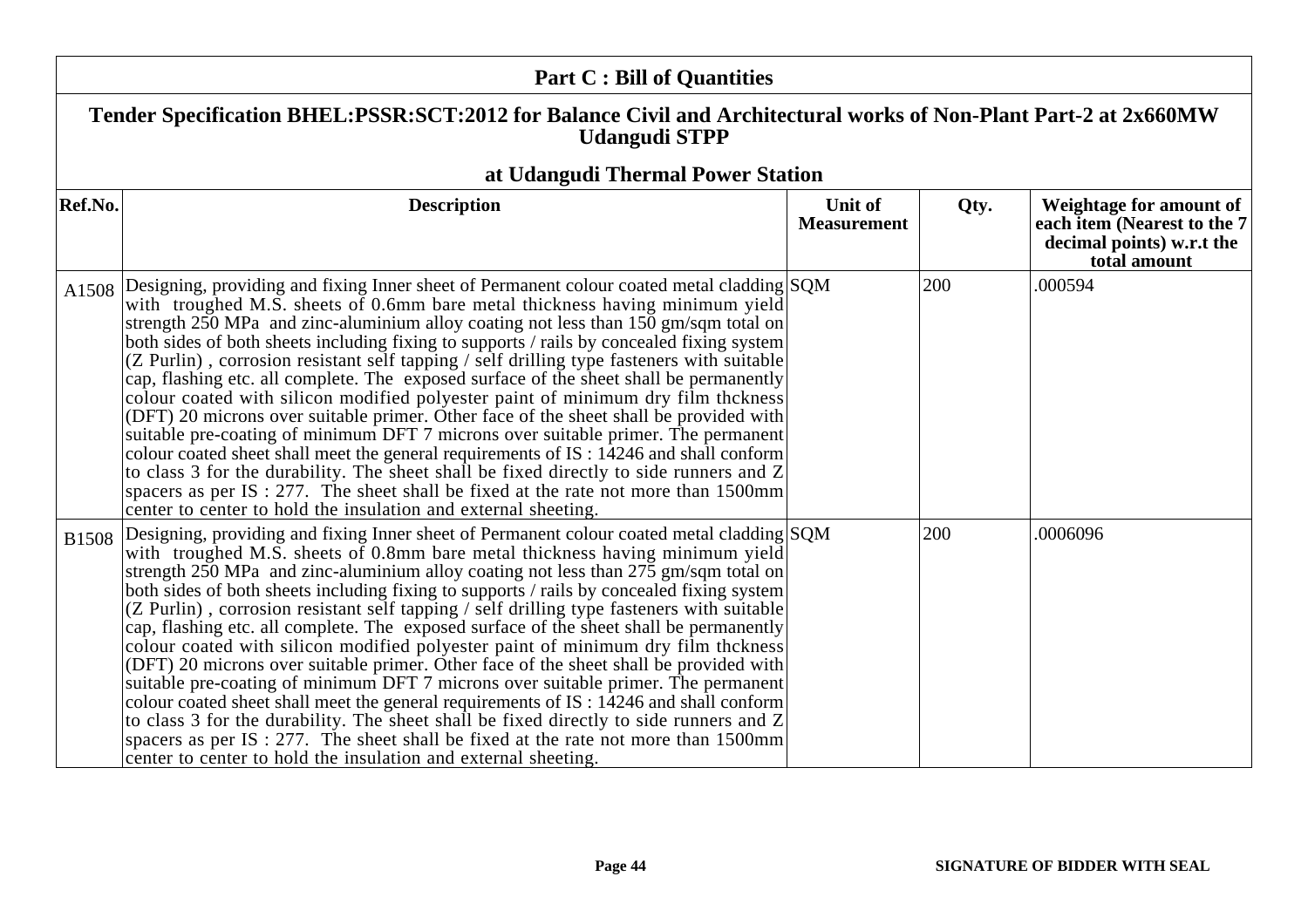## Part C : Bill of Quantities

### Tender Specification BHEL:PSSR:SCT:2012 for Balance Civil and Architectural works of Non-Plant Part-2 at 2x660MW Udangudi STPP

### at Udangudi Thermal Power Station

| Ref.No. | Description | Unit of Measurement | Qty. | Weightage for amount of each item (Nearest to the 7 decimal points) w.r.t the total amount |
|---|---|---|---|---|
| A1508 | Designing, providing and fixing Inner sheet of Permanent colour coated metal cladding with troughed M.S. sheets of 0.6mm bare metal thickness having minimum yield strength 250 MPa and zinc-aluminium alloy coating not less than 150 gm/sqm total on both sides of both sheets including fixing to supports / rails by concealed fixing system (Z Purlin) , corrosion resistant self tapping / self drilling type fasteners with suitable cap, flashing etc. all complete. The exposed surface of the sheet shall be permanently colour coated with silicon modified polyester paint of minimum dry film thckness (DFT) 20 microns over suitable primer. Other face of the sheet shall be provided with suitable pre-coating of minimum DFT 7 microns over suitable primer. The permanent colour coated sheet shall meet the general requirements of IS : 14246 and shall conform to class 3 for the durability. The sheet shall be fixed directly to side runners and Z spacers as per IS : 277. The sheet shall be fixed at the rate not more than 1500mm center to center to hold the insulation and external sheeting. | SQM | 200 | .000594 |
| B1508 | Designing, providing and fixing Inner sheet of Permanent colour coated metal cladding with troughed M.S. sheets of 0.8mm bare metal thickness having minimum yield strength 250 MPa and zinc-aluminium alloy coating not less than 275 gm/sqm total on both sides of both sheets including fixing to supports / rails by concealed fixing system (Z Purlin) , corrosion resistant self tapping / self drilling type fasteners with suitable cap, flashing etc. all complete. The exposed surface of the sheet shall be permanently colour coated with silicon modified polyester paint of minimum dry film thckness (DFT) 20 microns over suitable primer. Other face of the sheet shall be provided with suitable pre-coating of minimum DFT 7 microns over suitable primer. The permanent colour coated sheet shall meet the general requirements of IS : 14246 and shall conform to class 3 for the durability. The sheet shall be fixed directly to side runners and Z spacers as per IS : 277. The sheet shall be fixed at the rate not more than 1500mm center to center to hold the insulation and external sheeting. | SQM | 200 | .0006096 |

SIGNATURE OF BIDDER WITH SEAL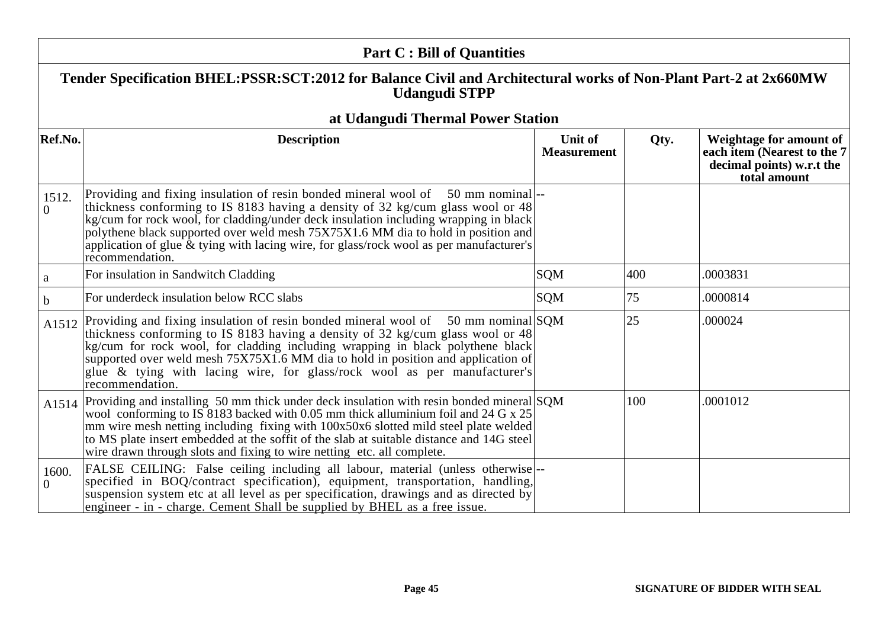## Part C : Bill of Quantities

### Tender Specification BHEL:PSSR:SCT:2012 for Balance Civil and Architectural works of Non-Plant Part-2 at 2x660MW Udangudi STPP

### at Udangudi Thermal Power Station

| Ref.No. | Description | Unit of Measurement | Qty. | Weightage for amount of each item (Nearest to the 7 decimal points) w.r.t the total amount |
|---|---|---|---|---|
| 1512.0 | Providing and fixing insulation of resin bonded mineral wool of 50 mm nominal thickness conforming to IS 8183 having a density of 32 kg/cum glass wool or 48 kg/cum for rock wool, for cladding/under deck insulation including wrapping in black polythene black supported over weld mesh 75X75X1.6 MM dia to hold in position and application of glue & tying with lacing wire, for glass/rock wool as per manufacturer's recommendation. | -- | | |
| a | For insulation in Sandwitch Cladding | SQM | 400 | .0003831 |
| b | For underdeck insulation below RCC slabs | SQM | 75 | .0000814 |
| A1512 | Providing and fixing insulation of resin bonded mineral wool of 50 mm nominal thickness conforming to IS 8183 having a density of 32 kg/cum glass wool or 48 kg/cum for rock wool, for cladding including wrapping in black polythene black supported over weld mesh 75X75X1.6 MM dia to hold in position and application of glue & tying with lacing wire, for glass/rock wool as per manufacturer's recommendation. | SQM | 25 | .000024 |
| A1514 | Providing and installing 50 mm thick under deck insulation with resin bonded mineral wool conforming to IS 8183 backed with 0.05 mm thick alluminium foil and 24 G x 25 mm wire mesh netting including fixing with 100x50x6 slotted mild steel plate welded to MS plate insert embedded at the soffit of the slab at suitable distance and 14G steel wire drawn through slots and fixing to wire netting etc. all complete. | SQM | 100 | .0001012 |
| 1600.0 | FALSE CEILING: False ceiling including all labour, material (unless otherwise specified in BOQ/contract specification), equipment, transportation, handling, suspension system etc at all level as per specification, drawings and as directed by engineer - in - charge. Cement Shall be supplied by BHEL as a free issue. | -- | | |

SIGNATURE OF BIDDER WITH SEAL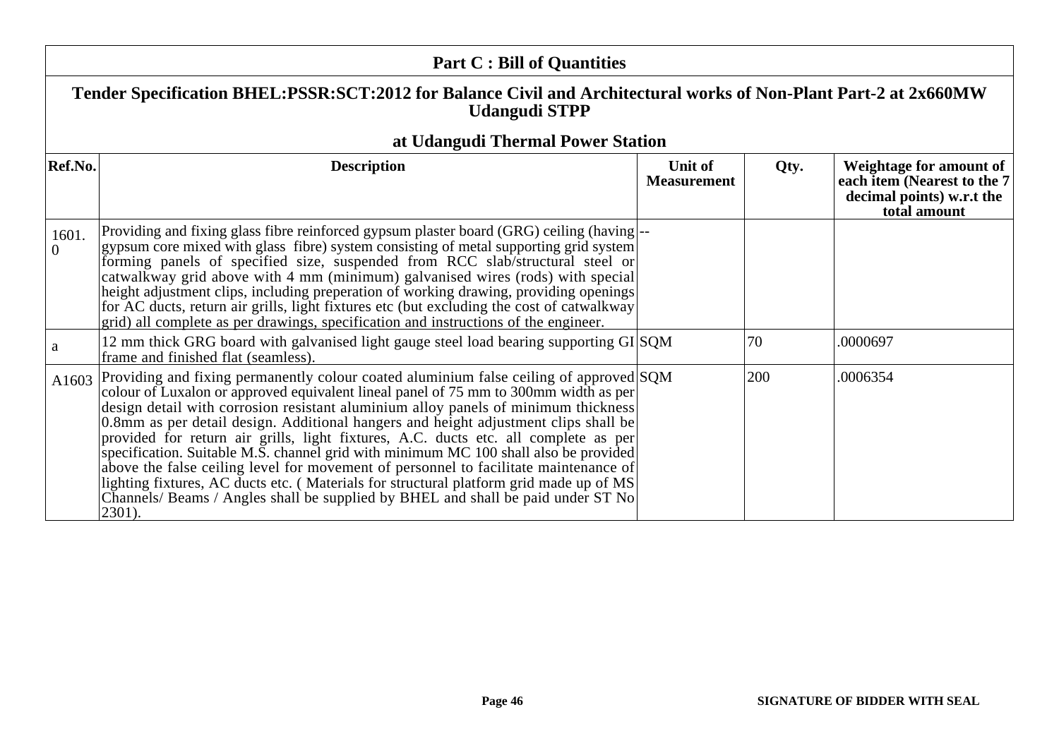## Part C : Bill of Quantities

### Tender Specification BHEL:PSSR:SCT:2012 for Balance Civil and Architectural works of Non-Plant Part-2 at 2x660MW Udangudi STPP

### at Udangudi Thermal Power Station

| Ref.No. | Description | Unit of Measurement | Qty. | Weightage for amount of each item (Nearest to the 7 decimal points) w.r.t the total amount |
|---|---|---|---|---|
| 1601.0 | Providing and fixing glass fibre reinforced gypsum plaster board (GRG) ceiling (having gypsum core mixed with glass fibre) system consisting of metal supporting grid system forming panels of specified size, suspended from RCC slab/structural steel or catwalkway grid above with 4 mm (minimum) galvanised wires (rods) with special height adjustment clips, including preperation of working drawing, providing openings for AC ducts, return air grills, light fixtures etc (but excluding the cost of catwalkway grid) all complete as per drawings, specification and instructions of the engineer. | -- | | |
| a | 12 mm thick GRG board with galvanised light gauge steel load bearing supporting GI frame and finished flat (seamless). | SQM | 70 | .0000697 |
| A1603 | Providing and fixing permanently colour coated aluminium false ceiling of approved colour of Luxalon or approved equivalent lineal panel of 75 mm to 300mm width as per design detail with corrosion resistant aluminium alloy panels of minimum thickness 0.8mm as per detail design. Additional hangers and height adjustment clips shall be provided for return air grills, light fixtures, A.C. ducts etc. all complete as per specification. Suitable M.S. channel grid with minimum MC 100 shall also be provided above the false ceiling level for movement of personnel to facilitate maintenance of lighting fixtures, AC ducts etc. ( Materials for structural platform grid made up of MS Channels/ Beams / Angles shall be supplied by BHEL and shall be paid under ST No 2301). | SQM | 200 | .0006354 |

SIGNATURE OF BIDDER WITH SEAL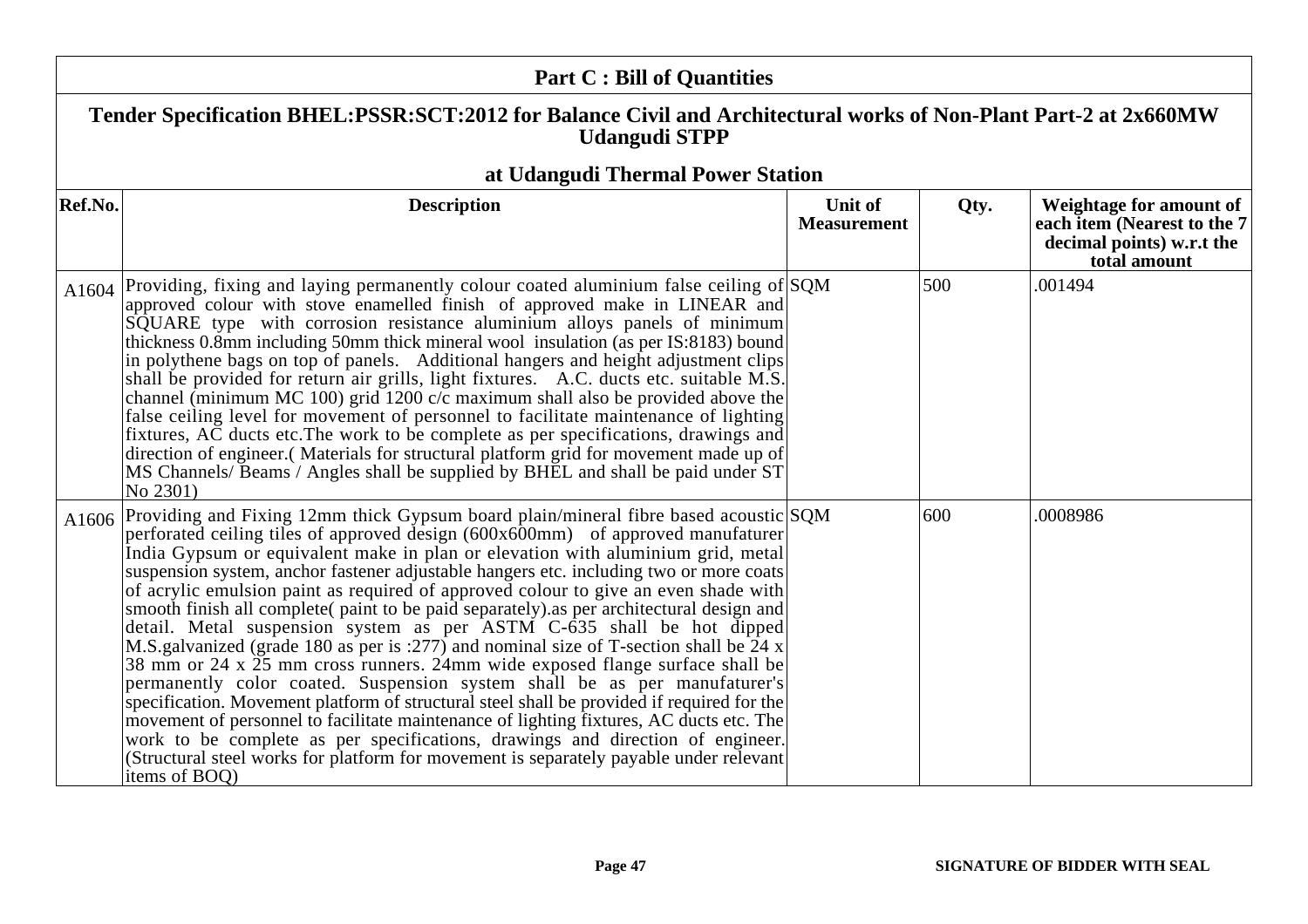## Part C : Bill of Quantities

### Tender Specification BHEL:PSSR:SCT:2012 for Balance Civil and Architectural works of Non-Plant Part-2 at 2x660MW Udangudi STPP

### at Udangudi Thermal Power Station

| Ref.No. | Description | Unit of Measurement | Qty. | Weightage for amount of each item (Nearest to the 7 decimal points) w.r.t the total amount |
|---|---|---|---|---|
| A1604 | Providing, fixing and laying permanently colour coated aluminium false ceiling of approved colour with stove enamelled finish of approved make in LINEAR and SQUARE type with corrosion resistance aluminium alloys panels of minimum thickness 0.8mm including 50mm thick mineral wool insulation (as per IS:8183) bound in polythene bags on top of panels. Additional hangers and height adjustment clips shall be provided for return air grills, light fixtures. A.C. ducts etc. suitable M.S. channel (minimum MC 100) grid 1200 c/c maximum shall also be provided above the false ceiling level for movement of personnel to facilitate maintenance of lighting fixtures, AC ducts etc.The work to be complete as per specifications, drawings and direction of engineer.( Materials for structural platform grid for movement made up of MS Channels/ Beams / Angles shall be supplied by BHEL and shall be paid under ST No 2301) | SQM | 500 | .001494 |
| A1606 | Providing and Fixing 12mm thick Gypsum board plain/mineral fibre based acoustic perforated ceiling tiles of approved design (600x600mm) of approved manufaturer India Gypsum or equivalent make in plan or elevation with aluminium grid, metal suspension system, anchor fastener adjustable hangers etc. including two or more coats of acrylic emulsion paint as required of approved colour to give an even shade with smooth finish all complete( paint to be paid separately).as per architectural design and detail. Metal suspension system as per ASTM C-635 shall be hot dipped M.S.galvanized (grade 180 as per is :277) and nominal size of T-section shall be 24 x 38 mm or 24 x 25 mm cross runners. 24mm wide exposed flange surface shall be permanently color coated. Suspension system shall be as per manufaturer's specification. Movement platform of structural steel shall be provided if required for the movement of personnel to facilitate maintenance of lighting fixtures, AC ducts etc. The work to be complete as per specifications, drawings and direction of engineer. (Structural steel works for platform for movement is separately payable under relevant items of BOQ) | SQM | 600 | .0008986 |

SIGNATURE OF BIDDER WITH SEAL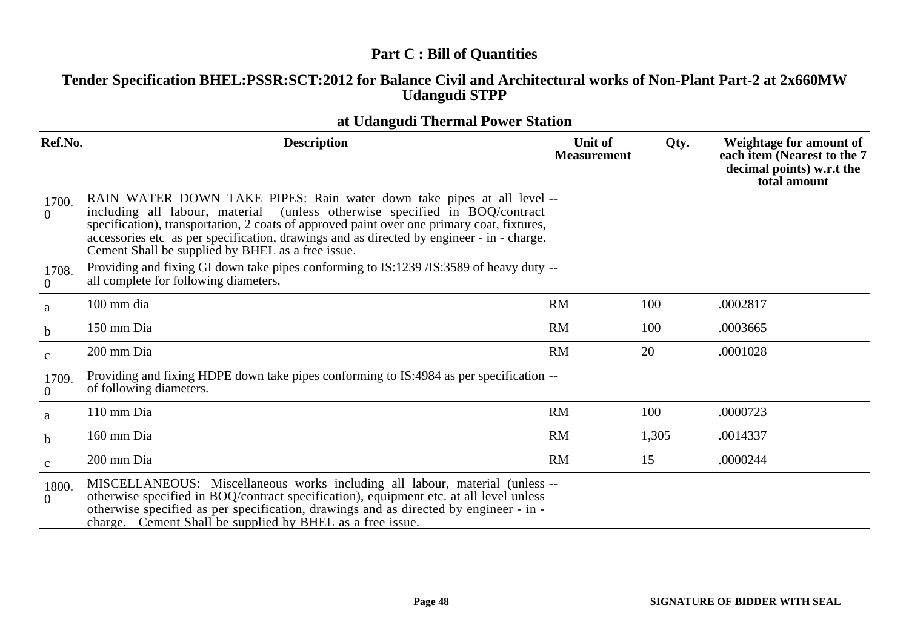## Part C : Bill of Quantities

### Tender Specification BHEL:PSSR:SCT:2012 for Balance Civil and Architectural works of Non-Plant Part-2 at 2x660MW Udangudi STPP

### at Udangudi Thermal Power Station

| Ref.No. | Description | Unit of Measurement | Qty. | Weightage for amount of each item (Nearest to the 7 decimal points) w.r.t the total amount |
|---|---|---|---|---|
| 1700.0 | RAIN WATER DOWN TAKE PIPES: Rain water down take pipes at all level including all labour, material (unless otherwise specified in BOQ/contract specification), transportation, 2 coats of approved paint over one primary coat, fixtures, accessories etc as per specification, drawings and as directed by engineer - in - charge. Cement Shall be supplied by BHEL as a free issue. | -- | | |
| 1708.0 | Providing and fixing GI down take pipes conforming to IS:1239 /IS:3589 of heavy duty all complete for following diameters. | -- | | |
| a | 100 mm dia | RM | 100 | .0002817 |
| b | 150 mm Dia | RM | 100 | .0003665 |
| c | 200 mm Dia | RM | 20 | .0001028 |
| 1709.0 | Providing and fixing HDPE down take pipes conforming to IS:4984 as per specification of following diameters. | -- | | |
| a | 110 mm Dia | RM | 100 | .0000723 |
| b | 160 mm Dia | RM | 1,305 | .0014337 |
| c | 200 mm Dia | RM | 15 | .0000244 |
| 1800.0 | MISCELLANEOUS: Miscellaneous works including all labour, material (unless otherwise specified in BOQ/contract specification), equipment etc. at all level unless otherwise specified as per specification, drawings and as directed by engineer - in - charge. Cement Shall be supplied by BHEL as a free issue. | -- | | |

SIGNATURE OF BIDDER WITH SEAL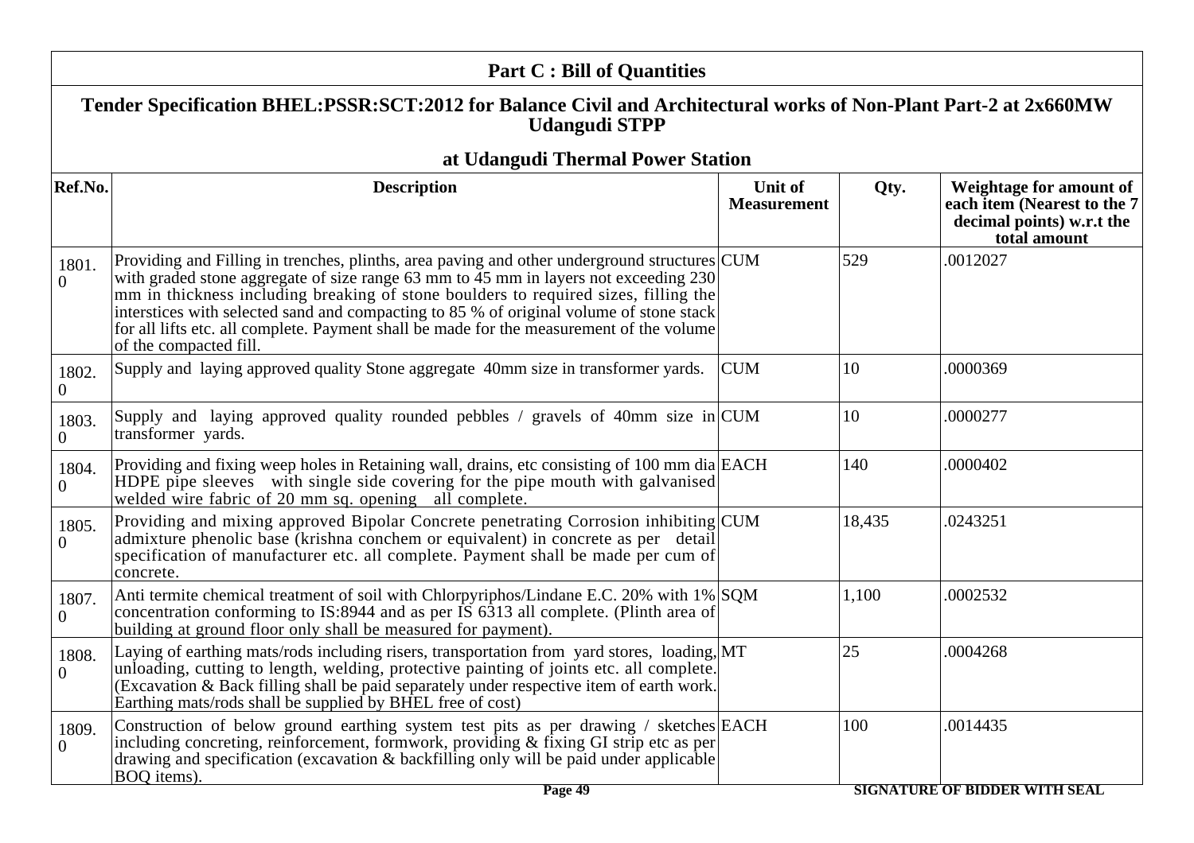## Part C : Bill of Quantities

### Tender Specification BHEL:PSSR:SCT:2012 for Balance Civil and Architectural works of Non-Plant Part-2 at 2x660MW Udangudi STPP

### at Udangudi Thermal Power Station

| Ref.No. | Description | Unit of Measurement | Qty. | Weightage for amount of each item (Nearest to the 7 decimal points) w.r.t the total amount |
|---|---|---|---|---|
| 1801.0 | Providing and Filling in trenches, plinths, area paving and other underground structures with graded stone aggregate of size range 63 mm to 45 mm in layers not exceeding 230 mm in thickness including breaking of stone boulders to required sizes, filling the interstices with selected sand and compacting to 85 % of original volume of stone stack for all lifts etc. all complete. Payment shall be made for the measurement of the volume of the compacted fill. | CUM | 529 | .0012027 |
| 1802.0 | Supply and laying approved quality Stone aggregate 40mm size in transformer yards. | CUM | 10 | .0000369 |
| 1803.0 | Supply and laying approved quality rounded pebbles / gravels of 40mm size in transformer yards. | CUM | 10 | .0000277 |
| 1804.0 | Providing and fixing weep holes in Retaining wall, drains, etc consisting of 100 mm dia HDPE pipe sleeves with single side covering for the pipe mouth with galvanised welded wire fabric of 20 mm sq. opening all complete. | EACH | 140 | .0000402 |
| 1805.0 | Providing and mixing approved Bipolar Concrete penetrating Corrosion inhibiting admixture phenolic base (krishna conchem or equivalent) in concrete as per detail specification of manufacturer etc. all complete. Payment shall be made per cum of concrete. | CUM | 18,435 | .0243251 |
| 1807.0 | Anti termite chemical treatment of soil with Chlorpyriphos/Lindane E.C. 20% with 1% concentration conforming to IS:8944 and as per IS 6313 all complete. (Plinth area of building at ground floor only shall be measured for payment). | SQM | 1,100 | .0002532 |
| 1808.0 | Laying of earthing mats/rods including risers, transportation from yard stores, loading, unloading, cutting to length, welding, protective painting of joints etc. all complete. (Excavation & Back filling shall be paid separately under respective item of earth work. Earthing mats/rods shall be supplied by BHEL free of cost) | MT | 25 | .0004268 |
| 1809.0 | Construction of below ground earthing system test pits as per drawing / sketches including concreting, reinforcement, formwork, providing & fixing GI strip etc as per drawing and specification (excavation & backfilling only will be paid under applicable BOQ items). | EACH | 100 | .0014435 |

SIGNATURE OF BIDDER WITH SEAL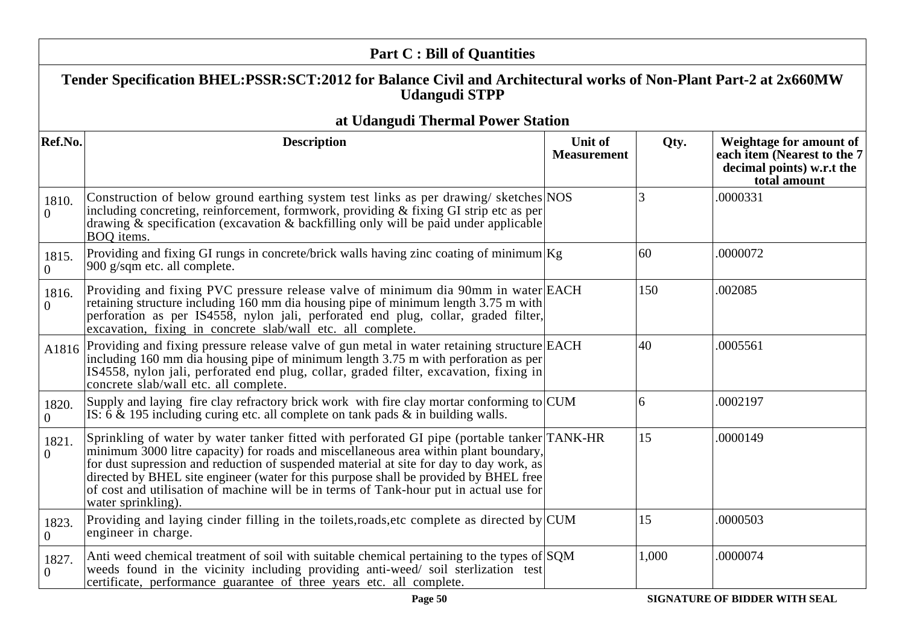## Part C : Bill of Quantities

### Tender Specification BHEL:PSSR:SCT:2012 for Balance Civil and Architectural works of Non-Plant Part-2 at 2x660MW Udangudi STPP

### at Udangudi Thermal Power Station

| Ref.No. | Description | Unit of Measurement | Qty. | Weightage for amount of each item (Nearest to the 7 decimal points) w.r.t the total amount |
|---|---|---|---|---|
| 1810.0 | Construction of below ground earthing system test links as per drawing/ sketches including concreting, reinforcement, formwork, providing & fixing GI strip etc as per drawing & specification (excavation & backfilling only will be paid under applicable BOQ items. | NOS | 3 | .0000331 |
| 1815.0 | Providing and fixing GI rungs in concrete/brick walls having zinc coating of minimum 900 g/sqm etc. all complete. | Kg | 60 | .0000072 |
| 1816.0 | Providing and fixing PVC pressure release valve of minimum dia 90mm in water retaining structure including 160 mm dia housing pipe of minimum length 3.75 m with perforation as per IS4558, nylon jali, perforated end plug, collar, graded filter, excavation, fixing in concrete slab/wall etc. all complete. | EACH | 150 | .002085 |
| A1816 | Providing and fixing pressure release valve of gun metal in water retaining structure including 160 mm dia housing pipe of minimum length 3.75 m with perforation as per IS4558, nylon jali, perforated end plug, collar, graded filter, excavation, fixing in concrete slab/wall etc. all complete. | EACH | 40 | .0005561 |
| 1820.0 | Supply and laying fire clay refractory brick work with fire clay mortar conforming to IS: 6 & 195 including curing etc. all complete on tank pads & in building walls. | CUM | 6 | .0002197 |
| 1821.0 | Sprinkling of water by water tanker fitted with perforated GI pipe (portable tanker minimum 3000 litre capacity) for roads and miscellaneous area within plant boundary, for dust supression and reduction of suspended material at site for day to day work, as directed by BHEL site engineer (water for this purpose shall be provided by BHEL free of cost and utilisation of machine will be in terms of Tank-hour put in actual use for water sprinkling). | TANK-HR | 15 | .0000149 |
| 1823.0 | Providing and laying cinder filling in the toilets,roads,etc complete as directed by engineer in charge. | CUM | 15 | .0000503 |
| 1827.0 | Anti weed chemical treatment of soil with suitable chemical pertaining to the types of weeds found in the vicinity including providing anti-weed/ soil sterlization test certificate, performance guarantee of three years etc. all complete. | SQM | 1,000 | .0000074 |

SIGNATURE OF BIDDER WITH SEAL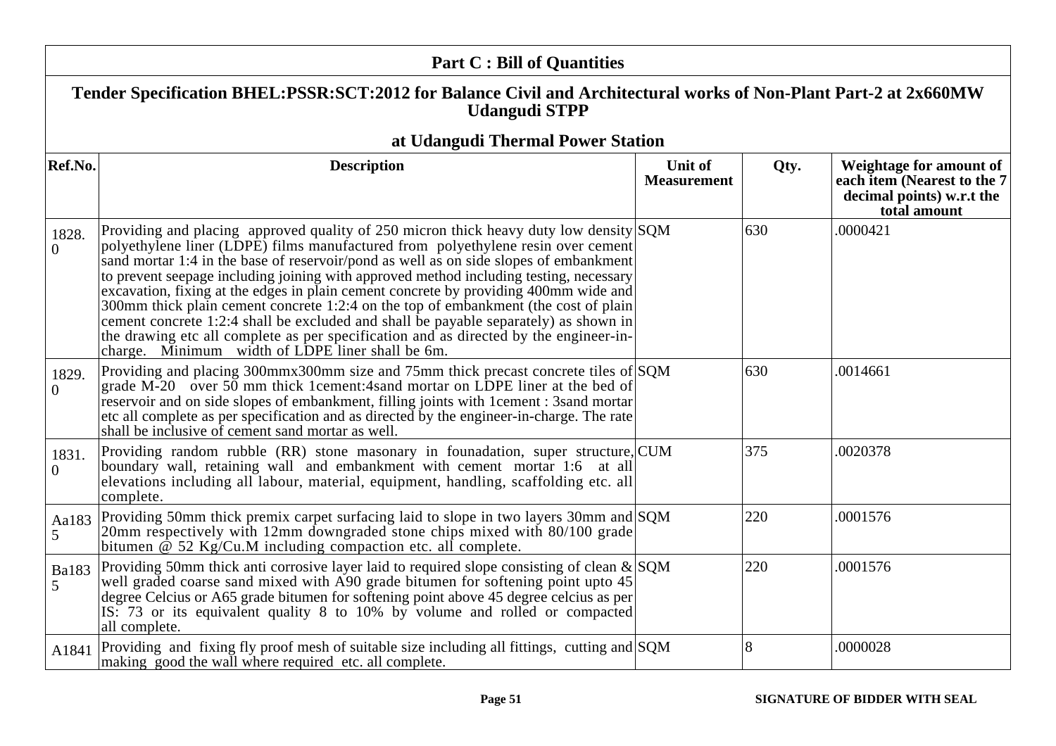## Part C : Bill of Quantities

### Tender Specification BHEL:PSSR:SCT:2012 for Balance Civil and Architectural works of Non-Plant Part-2 at 2x660MW Udangudi STPP

### at Udangudi Thermal Power Station

| Ref.No. | Description | Unit of Measurement | Qty. | Weightage for amount of each item (Nearest to the 7 decimal points) w.r.t the total amount |
|---|---|---|---|---|
| 1828.0 | Providing and placing approved quality of 250 micron thick heavy duty low density polyethylene liner (LDPE) films manufactured from polyethylene resin over cement sand mortar 1:4 in the base of reservoir/pond as well as on side slopes of embankment to prevent seepage including joining with approved method including testing, necessary excavation, fixing at the edges in plain cement concrete by providing 400mm wide and 300mm thick plain cement concrete 1:2:4 on the top of embankment (the cost of plain cement concrete 1:2:4 shall be excluded and shall be payable separately) as shown in the drawing etc all complete as per specification and as directed by the engineer-in-charge. Minimum width of LDPE liner shall be 6m. | SQM | 630 | .0000421 |
| 1829.0 | Providing and placing 300mmx300mm size and 75mm thick precast concrete tiles of grade M-20 over 50 mm thick 1cement:4sand mortar on LDPE liner at the bed of reservoir and on side slopes of embankment, filling joints with 1cement : 3sand mortar etc all complete as per specification and as directed by the engineer-in-charge. The rate shall be inclusive of cement sand mortar as well. | SQM | 630 | .0014661 |
| 1831.0 | Providing random rubble (RR) stone masonary in founadation, super structure, boundary wall, retaining wall and embankment with cement mortar 1:6 at all elevations including all labour, material, equipment, handling, scaffolding etc. all complete. | CUM | 375 | .0020378 |
| Aa1835 | Providing 50mm thick premix carpet surfacing laid to slope in two layers 30mm and 20mm respectively with 12mm downgraded stone chips mixed with 80/100 grade bitumen @ 52 Kg/Cu.M including compaction etc. all complete. | SQM | 220 | .0001576 |
| Ba1835 | Providing 50mm thick anti corrosive layer laid to required slope consisting of clean & well graded coarse sand mixed with A90 grade bitumen for softening point upto 45 degree Celcius or A65 grade bitumen for softening point above 45 degree celcius as per IS: 73 or its equivalent quality 8 to 10% by volume and rolled or compacted all complete. | SQM | 220 | .0001576 |
| A1841 | Providing and fixing fly proof mesh of suitable size including all fittings, cutting and making good the wall where required etc. all complete. | SQM | 8 | .0000028 |

SIGNATURE OF BIDDER WITH SEAL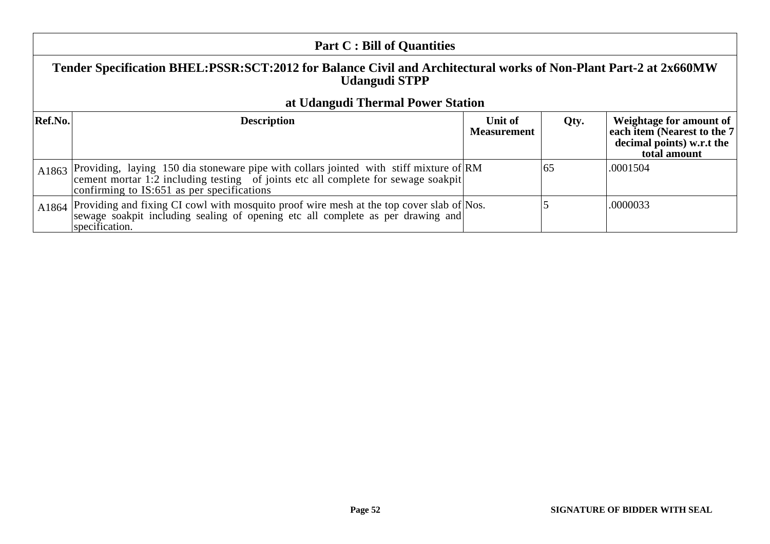## Part C : Bill of Quantities

### Tender Specification BHEL:PSSR:SCT:2012 for Balance Civil and Architectural works of Non-Plant Part-2 at 2x660MW Udangudi STPP

### at Udangudi Thermal Power Station

| Ref.No. | Description | Unit of Measurement | Qty. | Weightage for amount of each item (Nearest to the 7 decimal points) w.r.t the total amount |
|---|---|---|---|---|
| A1863 | Providing, laying 150 dia stoneware pipe with collars jointed with stiff mixture of cement mortar 1:2 including testing of joints etc all complete for sewage soakpit confirming to IS:651 as per specifications | RM | 65 | .0001504 |
| A1864 | Providing and fixing CI cowl with mosquito proof wire mesh at the top cover slab of sewage soakpit including sealing of opening etc all complete as per drawing and specification. | Nos. | 5 | .0000033 |

SIGNATURE OF BIDDER WITH SEAL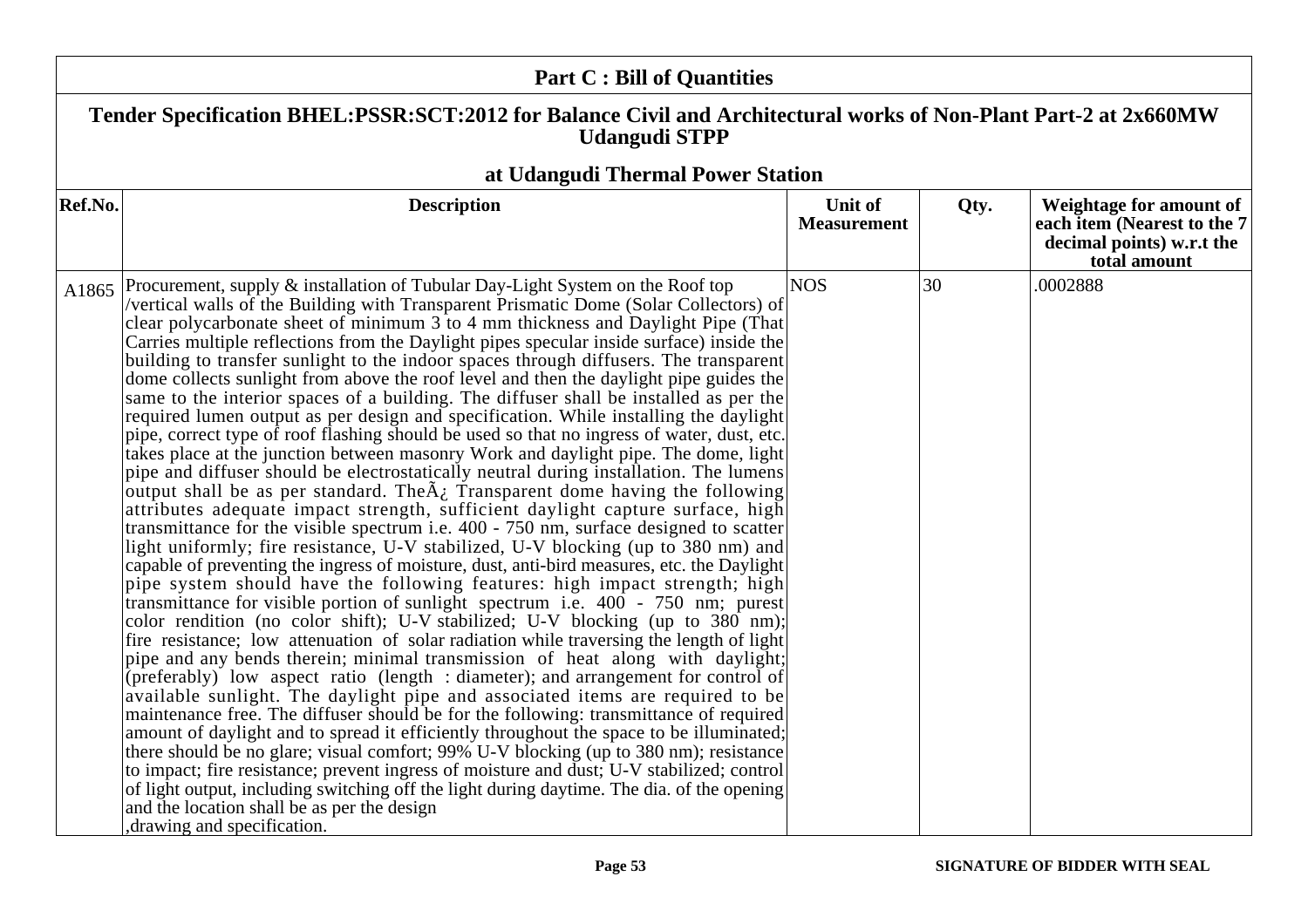## Part C : Bill of Quantities

### Tender Specification BHEL:PSSR:SCT:2012 for Balance Civil and Architectural works of Non-Plant Part-2 at 2x660MW Udangudi STPP

### at Udangudi Thermal Power Station

| Ref.No. | Description | Unit of Measurement | Qty. | Weightage for amount of each item (Nearest to the 7 decimal points) w.r.t the total amount |
|---|---|---|---|---|
| A1865 | Procurement, supply & installation of Tubular Day-Light System on the Roof top /vertical walls of the Building with Transparent Prismatic Dome (Solar Collectors) of clear polycarbonate sheet of minimum 3 to 4 mm thickness and Daylight Pipe (That Carries multiple reflections from the Daylight pipes specular inside surface) inside the building to transfer sunlight to the indoor spaces through diffusers. The transparent dome collects sunlight from above the roof level and then the daylight pipe guides the same to the interior spaces of a building. The diffuser shall be installed as per the required lumen output as per design and specification. While installing the daylight pipe, correct type of roof flashing should be used so that no ingress of water, dust, etc. takes place at the junction between masonry Work and daylight pipe. The dome, light pipe and diffuser should be electrostatically neutral during installation. The lumens output shall be as per standard. TheÃ¿ Transparent dome having the following attributes adequate impact strength, sufficient daylight capture surface, high transmittance for the visible spectrum i.e. 400 - 750 nm, surface designed to scatter light uniformly; fire resistance, U-V stabilized, U-V blocking (up to 380 nm) and capable of preventing the ingress of moisture, dust, anti-bird measures, etc. the Daylight pipe system should have the following features: high impact strength; high transmittance for visible portion of sunlight spectrum i.e. 400 - 750 nm; purest color rendition (no color shift); U-V stabilized; U-V blocking (up to 380 nm); fire resistance; low attenuation of solar radiation while traversing the length of light pipe and any bends therein; minimal transmission of heat along with daylight; (preferably) low aspect ratio (length : diameter); and arrangement for control of available sunlight. The daylight pipe and associated items are required to be maintenance free. The diffuser should be for the following: transmittance of required amount of daylight and to spread it efficiently throughout the space to be illuminated; there should be no glare; visual comfort; 99% U-V blocking (up to 380 nm); resistance to impact; fire resistance; prevent ingress of moisture and dust; U-V stabilized; control of light output, including switching off the light during daytime. The dia. of the opening and the location shall be as per the design ,drawing and specification. | NOS | 30 | .0002888 |

SIGNATURE OF BIDDER WITH SEAL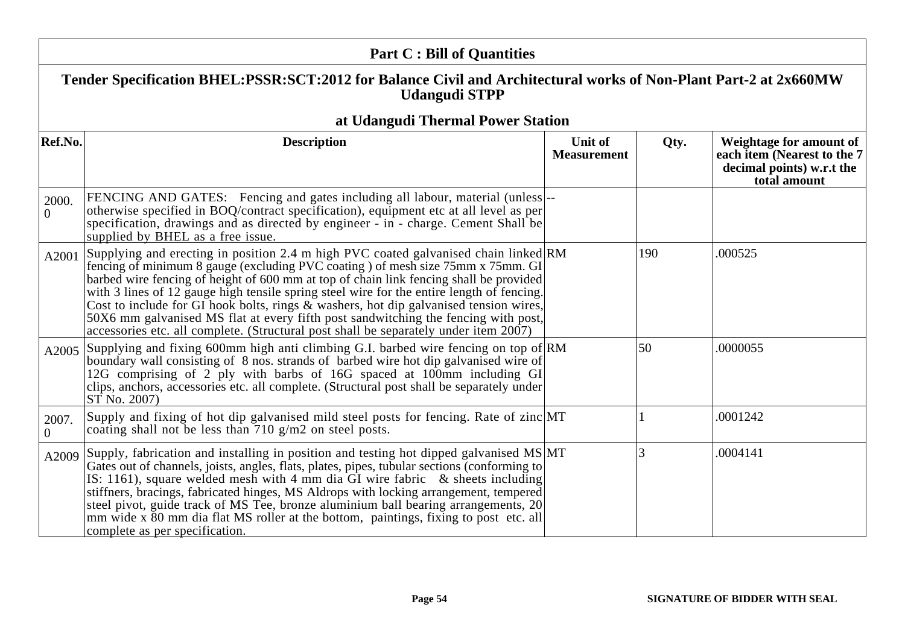## Part C : Bill of Quantities

### Tender Specification BHEL:PSSR:SCT:2012 for Balance Civil and Architectural works of Non-Plant Part-2 at 2x660MW Udangudi STPP

### at Udangudi Thermal Power Station

| Ref.No. | Description | Unit of Measurement | Qty. | Weightage for amount of each item (Nearest to the 7 decimal points) w.r.t the total amount |
|---|---|---|---|---|
| 2000.0 | FENCING AND GATES: Fencing and gates including all labour, material (unless otherwise specified in BOQ/contract specification), equipment etc at all level as per specification, drawings and as directed by engineer - in - charge. Cement Shall be supplied by BHEL as a free issue. | -- | | |
| A2001 | Supplying and erecting in position 2.4 m high PVC coated galvanised chain linked fencing of minimum 8 gauge (excluding PVC coating ) of mesh size 75mm x 75mm. GI barbed wire fencing of height of 600 mm at top of chain link fencing shall be provided with 3 lines of 12 gauge high tensile spring steel wire for the entire length of fencing. Cost to include for GI hook bolts, rings & washers, hot dip galvanised tension wires, 50X6 mm galvanised MS flat at every fifth post sandwitching the fencing with post, accessories etc. all complete. (Structural post shall be separately under item 2007) | RM | 190 | .000525 |
| A2005 | Supplying and fixing 600mm high anti climbing G.I. barbed wire fencing on top of boundary wall consisting of 8 nos. strands of barbed wire hot dip galvanised wire of 12G comprising of 2 ply with barbs of 16G spaced at 100mm including GI clips, anchors, accessories etc. all complete. (Structural post shall be separately under ST No. 2007) | RM | 50 | .0000055 |
| 2007.0 | Supply and fixing of hot dip galvanised mild steel posts for fencing. Rate of zinc coating shall not be less than 710 g/m2 on steel posts. | MT | 1 | .0001242 |
| A2009 | Supply, fabrication and installing in position and testing hot dipped galvanised MS Gates out of channels, joists, angles, flats, plates, pipes, tubular sections (conforming to IS: 1161), square welded mesh with 4 mm dia GI wire fabric & sheets including stiffners, bracings, fabricated hinges, MS Aldrops with locking arrangement, tempered steel pivot, guide track of MS Tee, bronze aluminium ball bearing arrangements, 20 mm wide x 80 mm dia flat MS roller at the bottom, paintings, fixing to post etc. all complete as per specification. | MT | 3 | .0004141 |

**SIGNATURE OF BIDDER WITH SEAL**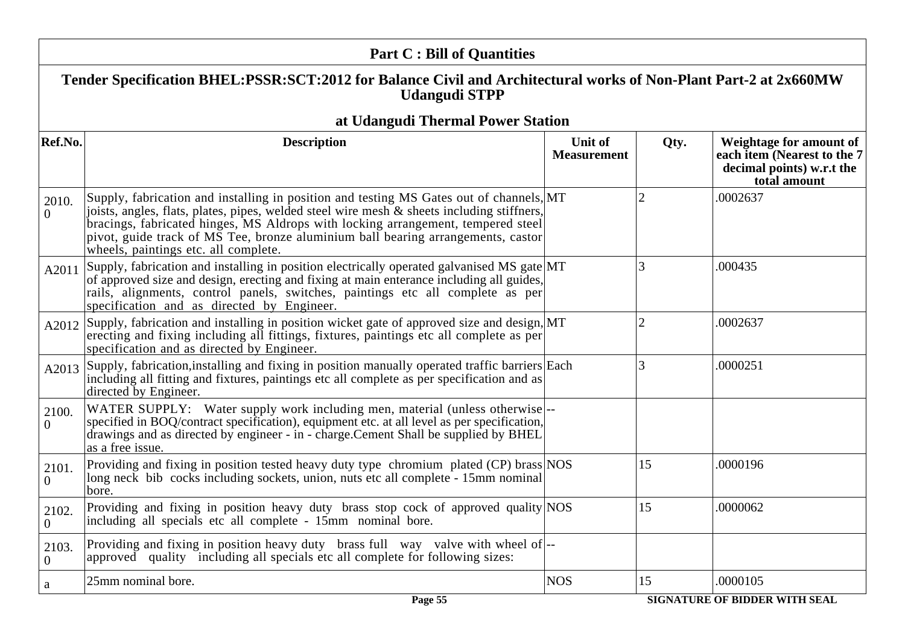## Part C : Bill of Quantities

### Tender Specification BHEL:PSSR:SCT:2012 for Balance Civil and Architectural works of Non-Plant Part-2 at 2x660MW Udangudi STPP

### at Udangudi Thermal Power Station

| Ref.No. | Description | Unit of Measurement | Qty. | Weightage for amount of each item (Nearest to the 7 decimal points) w.r.t the total amount |
|---|---|---|---|---|
| 2010.0 | Supply, fabrication and installing in position and testing MS Gates out of channels, joists, angles, flats, plates, pipes, welded steel wire mesh & sheets including stiffners, bracings, fabricated hinges, MS Aldrops with locking arrangement, tempered steel pivot, guide track of MS Tee, bronze aluminium ball bearing arrangements, castor wheels, paintings etc. all complete. | MT | 2 | .0002637 |
| A2011 | Supply, fabrication and installing in position electrically operated galvanised MS gate of approved size and design, erecting and fixing at main enterance including all guides, rails, alignments, control panels, switches, paintings etc all complete as per specification and as directed by Engineer. | MT | 3 | .000435 |
| A2012 | Supply, fabrication and installing in position wicket gate of approved size and design, erecting and fixing including all fittings, fixtures, paintings etc all complete as per specification and as directed by Engineer. | MT | 2 | .0002637 |
| A2013 | Supply, fabrication,installing and fixing in position manually operated traffic barriers including all fitting and fixtures, paintings etc all complete as per specification and as directed by Engineer. | Each | 3 | .0000251 |
| 2100.0 | WATER SUPPLY: Water supply work including men, material (unless otherwise specified in BOQ/contract specification), equipment etc. at all level as per specification, drawings and as directed by engineer - in - charge.Cement Shall be supplied by BHEL as a free issue. | -- | | |
| 2101.0 | Providing and fixing in position tested heavy duty type chromium plated (CP) brass long neck bib cocks including sockets, union, nuts etc all complete - 15mm nominal bore. | NOS | 15 | .0000196 |
| 2102.0 | Providing and fixing in position heavy duty brass stop cock of approved quality including all specials etc all complete - 15mm nominal bore. | NOS | 15 | .0000062 |
| 2103.0 | Providing and fixing in position heavy duty brass full way valve with wheel of approved quality including all specials etc all complete for following sizes: | -- | | |
| a | 25mm nominal bore. | NOS | 15 | .0000105 |

SIGNATURE OF BIDDER WITH SEAL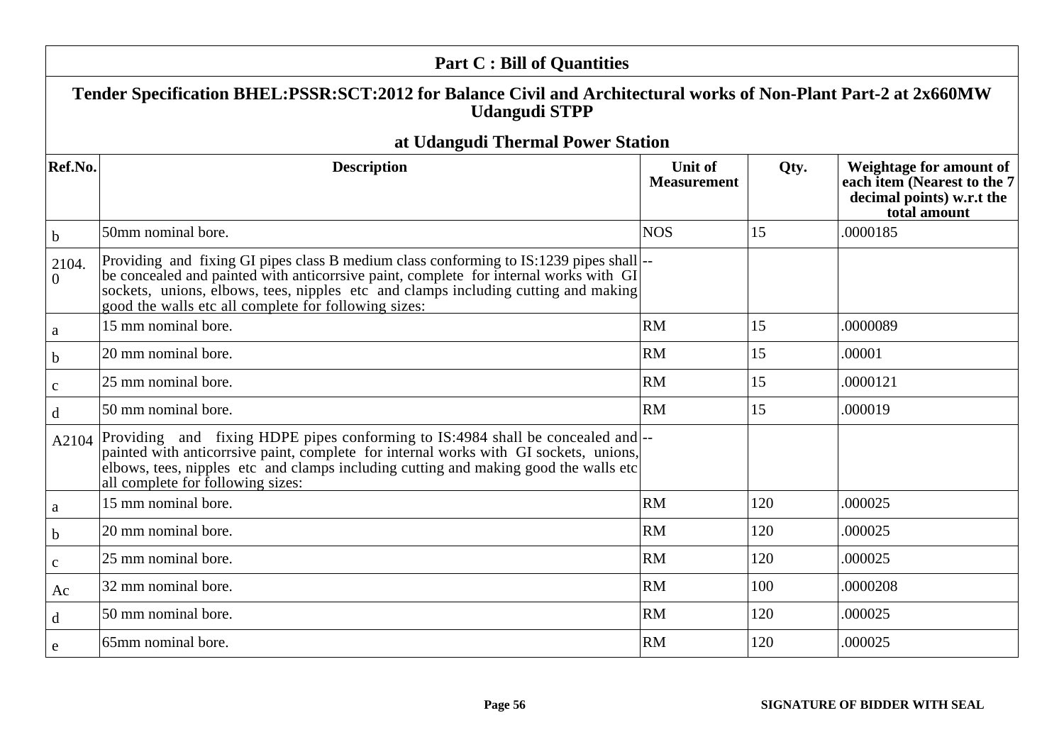## Part C : Bill of Quantities

### Tender Specification BHEL:PSSR:SCT:2012 for Balance Civil and Architectural works of Non-Plant Part-2 at 2x660MW Udangudi STPP

### at Udangudi Thermal Power Station

| Ref.No. | Description | Unit of Measurement | Qty. | Weightage for amount of each item (Nearest to the 7 decimal points) w.r.t the total amount |
|---|---|---|---|---|
| b | 50mm nominal bore. | NOS | 15 | .0000185 |
| 2104.0 | Providing and fixing GI pipes class B medium class conforming to IS:1239 pipes shall be concealed and painted with anticorrsive paint, complete for internal works with GI sockets, unions, elbows, tees, nipples etc and clamps including cutting and making good the walls etc all complete for following sizes: | -- | | |
| a | 15 mm nominal bore. | RM | 15 | .0000089 |
| b | 20 mm nominal bore. | RM | 15 | .00001 |
| c | 25 mm nominal bore. | RM | 15 | .0000121 |
| d | 50 mm nominal bore. | RM | 15 | .000019 |
| A2104 | Providing and fixing HDPE pipes conforming to IS:4984 shall be concealed and painted with anticorrsive paint, complete for internal works with GI sockets, unions, elbows, tees, nipples etc and clamps including cutting and making good the walls etc all complete for following sizes: | -- | | |
| a | 15 mm nominal bore. | RM | 120 | .000025 |
| b | 20 mm nominal bore. | RM | 120 | .000025 |
| c | 25 mm nominal bore. | RM | 120 | .000025 |
| Ac | 32 mm nominal bore. | RM | 100 | .0000208 |
| d | 50 mm nominal bore. | RM | 120 | .000025 |
| e | 65mm nominal bore. | RM | 120 | .000025 |

SIGNATURE OF BIDDER WITH SEAL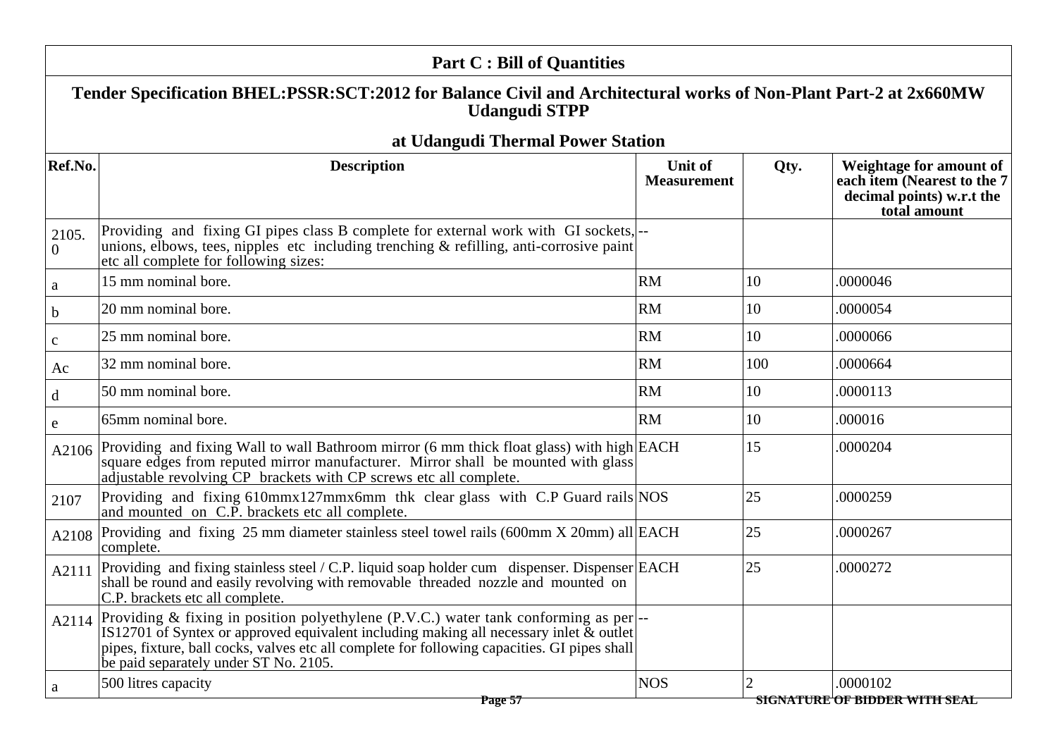## Part C : Bill of Quantities

### Tender Specification BHEL:PSSR:SCT:2012 for Balance Civil and Architectural works of Non-Plant Part-2 at 2x660MW Udangudi STPP

### at Udangudi Thermal Power Station

| Ref.No. | Description | Unit of Measurement | Qty. | Weightage for amount of each item (Nearest to the 7 decimal points) w.r.t the total amount |
|---|---|---|---|---|
| 2105.0 | Providing and fixing GI pipes class B complete for external work with GI sockets, unions, elbows, tees, nipples etc including trenching & refilling, anti-corrosive paint etc all complete for following sizes: | -- | | |
| a | 15 mm nominal bore. | RM | 10 | .0000046 |
| b | 20 mm nominal bore. | RM | 10 | .0000054 |
| c | 25 mm nominal bore. | RM | 10 | .0000066 |
| Ac | 32 mm nominal bore. | RM | 100 | .0000664 |
| d | 50 mm nominal bore. | RM | 10 | .0000113 |
| e | 65mm nominal bore. | RM | 10 | .000016 |
| A2106 | Providing and fixing Wall to wall Bathroom mirror (6 mm thick float glass) with high square edges from reputed mirror manufacturer. Mirror shall be mounted with glass adjustable revolving CP brackets with CP screws etc all complete. | EACH | 15 | .0000204 |
| 2107 | Providing and fixing 610mmx127mmx6mm thk clear glass with C.P Guard rails and mounted on C.P. brackets etc all complete. | NOS | 25 | .0000259 |
| A2108 | Providing and fixing 25 mm diameter stainless steel towel rails (600mm X 20mm) all complete. | EACH | 25 | .0000267 |
| A2111 | Providing and fixing stainless steel / C.P. liquid soap holder cum dispenser. Dispenser shall be round and easily revolving with removable threaded nozzle and mounted on C.P. brackets etc all complete. | EACH | 25 | .0000272 |
| A2114 | Providing & fixing in position polyethylene (P.V.C.) water tank conforming as per IS12701 of Syntex or approved equivalent including making all necessary inlet & outlet pipes, fixture, ball cocks, valves etc all complete for following capacities. GI pipes shall be paid separately under ST No. 2105. | -- | | |
| a | 500 litres capacity | NOS | 2 | .0000102 |

SIGNATURE OF BIDDER WITH SEAL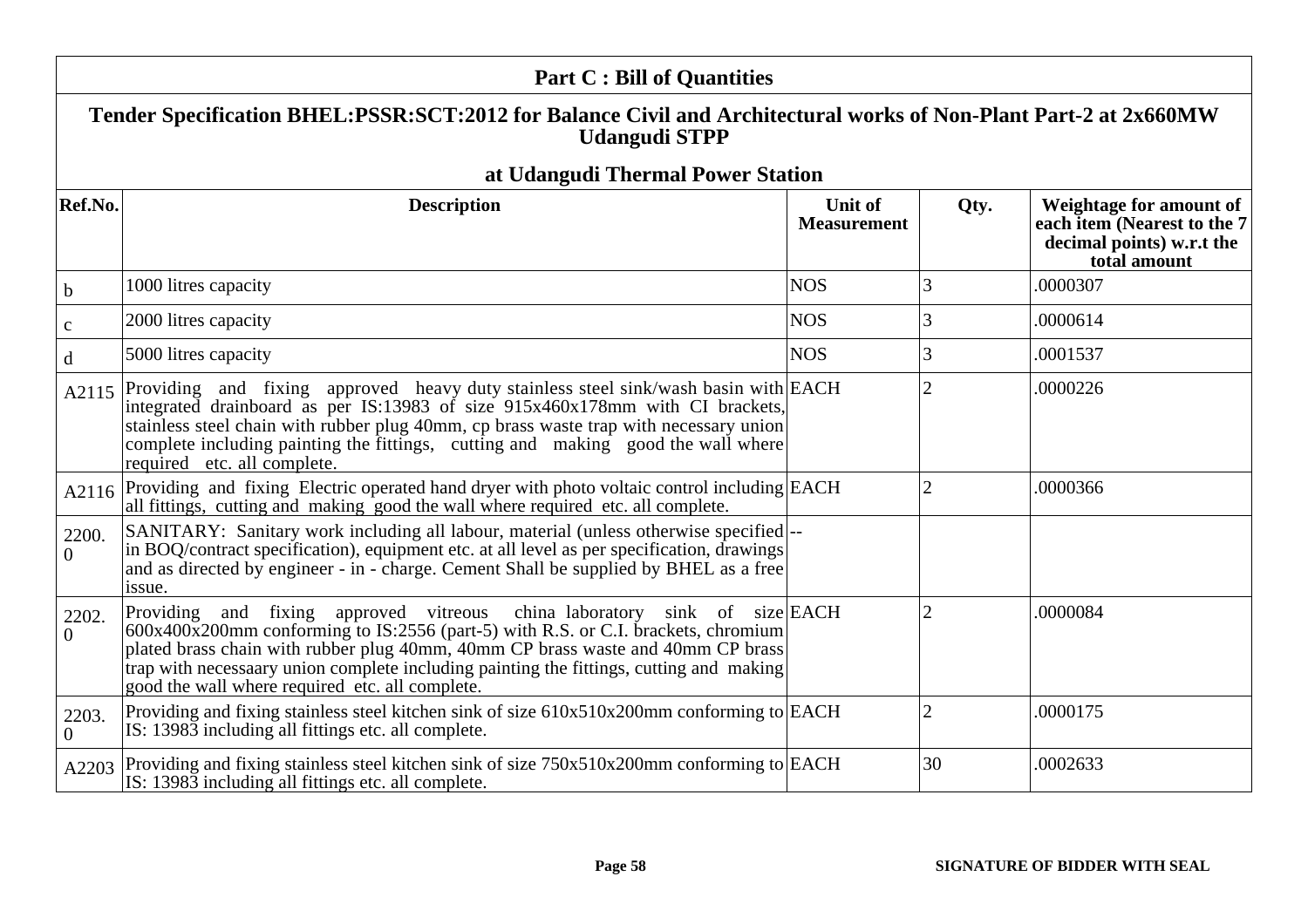## Part C : Bill of Quantities

### Tender Specification BHEL:PSSR:SCT:2012 for Balance Civil and Architectural works of Non-Plant Part-2 at 2x660MW Udangudi STPP

### at Udangudi Thermal Power Station

| Ref.No. | Description | Unit of Measurement | Qty. | Weightage for amount of each item (Nearest to the 7 decimal points) w.r.t the total amount |
|---|---|---|---|---|
| b | 1000 litres capacity | NOS | 3 | .0000307 |
| c | 2000 litres capacity | NOS | 3 | .0000614 |
| d | 5000 litres capacity | NOS | 3 | .0001537 |
| A2115 | Providing and fixing approved heavy duty stainless steel sink/wash basin with integrated drainboard as per IS:13983 of size 915x460x178mm with CI brackets, stainless steel chain with rubber plug 40mm, cp brass waste trap with necessary union complete including painting the fittings, cutting and making good the wall where required etc. all complete. | EACH | 2 | .0000226 |
| A2116 | Providing and fixing Electric operated hand dryer with photo voltaic control including all fittings, cutting and making good the wall where required etc. all complete. | EACH | 2 | .0000366 |
| 2200.0 | SANITARY: Sanitary work including all labour, material (unless otherwise specified in BOQ/contract specification), equipment etc. at all level as per specification, drawings and as directed by engineer - in - charge. Cement Shall be supplied by BHEL as a free issue. | -- | | |
| 2202.0 | Providing and fixing approved vitreous china laboratory sink of size 600x400x200mm conforming to IS:2556 (part-5) with R.S. or C.I. brackets, chromium plated brass chain with rubber plug 40mm, 40mm CP brass waste and 40mm CP brass trap with necessaary union complete including painting the fittings, cutting and making good the wall where required etc. all complete. | EACH | 2 | .0000084 |
| 2203.0 | Providing and fixing stainless steel kitchen sink of size 610x510x200mm conforming to IS: 13983 including all fittings etc. all complete. | EACH | 2 | .0000175 |
| A2203 | Providing and fixing stainless steel kitchen sink of size 750x510x200mm conforming to IS: 13983 including all fittings etc. all complete. | EACH | 30 | .0002633 |

**SIGNATURE OF BIDDER WITH SEAL**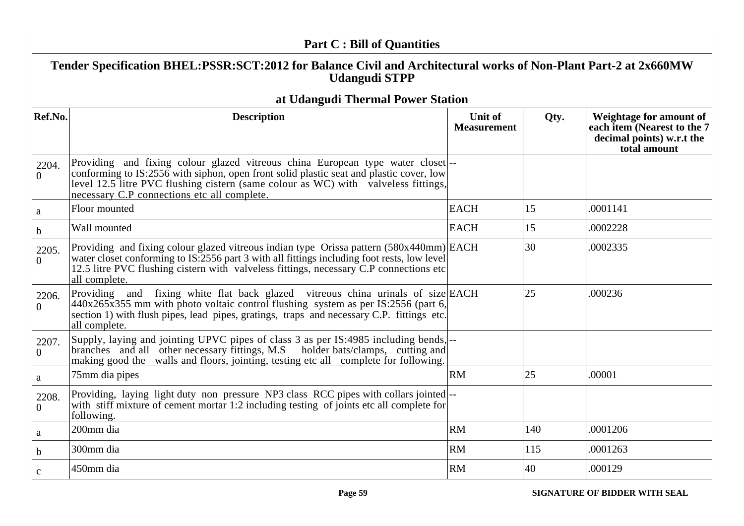## Part C : Bill of Quantities

### Tender Specification BHEL:PSSR:SCT:2012 for Balance Civil and Architectural works of Non-Plant Part-2 at 2x660MW Udangudi STPP

### at Udangudi Thermal Power Station

| Ref.No. | Description | Unit of Measurement | Qty. | Weightage for amount of each item (Nearest to the 7 decimal points) w.r.t the total amount |
|---|---|---|---|---|
| 2204.0 | Providing and fixing colour glazed vitreous china European type water closet conforming to IS:2556 with siphon, open front solid plastic seat and plastic cover, low level 12.5 litre PVC flushing cistern (same colour as WC) with valveless fittings, necessary C.P connections etc all complete. | -- | | |
| a | Floor mounted | EACH | 15 | .0001141 |
| b | Wall mounted | EACH | 15 | .0002228 |
| 2205.0 | Providing and fixing colour glazed vitreous indian type Orissa pattern (580x440mm) water closet conforming to IS:2556 part 3 with all fittings including foot rests, low level 12.5 litre PVC flushing cistern with valveless fittings, necessary C.P connections etc all complete. | EACH | 30 | .0002335 |
| 2206.0 | Providing and fixing white flat back glazed vitreous china urinals of size 440x265x355 mm with photo voltaic control flushing system as per IS:2556 (part 6, section 1) with flush pipes, lead pipes, gratings, traps and necessary C.P. fittings etc. all complete. | EACH | 25 | .000236 |
| 2207.0 | Supply, laying and jointing UPVC pipes of class 3 as per IS:4985 including bends, branches and all other necessary fittings, M.S holder bats/clamps, cutting and making good the walls and floors, jointing, testing etc all complete for following. | -- | | |
| a | 75mm dia pipes | RM | 25 | .00001 |
| 2208.0 | Providing, laying light duty non pressure NP3 class RCC pipes with collars jointed with stiff mixture of cement mortar 1:2 including testing of joints etc all complete for following. | -- | | |
| a | 200mm dia | RM | 140 | .0001206 |
| b | 300mm dia | RM | 115 | .0001263 |
| c | 450mm dia | RM | 40 | .000129 |

**SIGNATURE OF BIDDER WITH SEAL**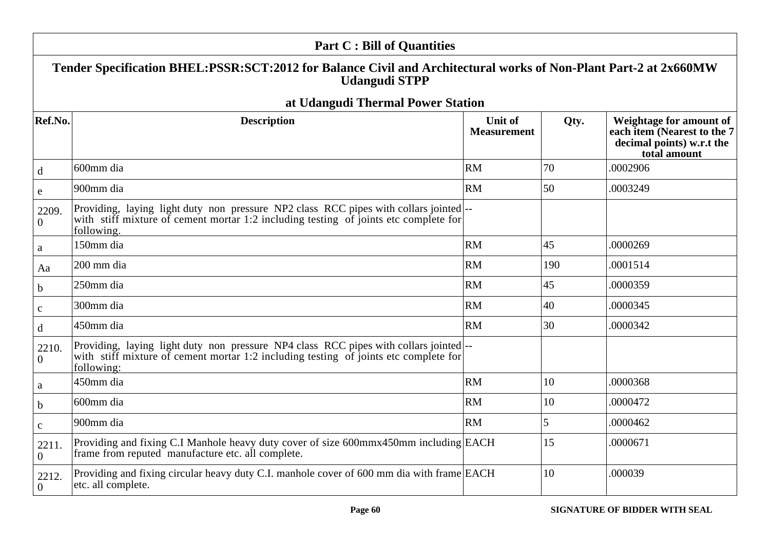## Part C : Bill of Quantities

### Tender Specification BHEL:PSSR:SCT:2012 for Balance Civil and Architectural works of Non-Plant Part-2 at 2x660MW Udangudi STPP

### at Udangudi Thermal Power Station

| Ref.No. | Description | Unit of Measurement | Qty. | Weightage for amount of each item (Nearest to the 7 decimal points) w.r.t the total amount |
|---|---|---|---|---|
| d | 600mm dia | RM | 70 | .0002906 |
| e | 900mm dia | RM | 50 | .0003249 |
| 2209.0 | Providing, laying light duty non pressure NP2 class RCC pipes with collars jointed with stiff mixture of cement mortar 1:2 including testing of joints etc complete for following. | -- | | |
| a | 150mm dia | RM | 45 | .0000269 |
| Aa | 200 mm dia | RM | 190 | .0001514 |
| b | 250mm dia | RM | 45 | .0000359 |
| c | 300mm dia | RM | 40 | .0000345 |
| d | 450mm dia | RM | 30 | .0000342 |
| 2210.0 | Providing, laying light duty non pressure NP4 class RCC pipes with collars jointed with stiff mixture of cement mortar 1:2 including testing of joints etc complete for following: | -- | | |
| a | 450mm dia | RM | 10 | .0000368 |
| b | 600mm dia | RM | 10 | .0000472 |
| c | 900mm dia | RM | 5 | .0000462 |
| 2211.0 | Providing and fixing C.I Manhole heavy duty cover of size 600mmx450mm including frame from reputed manufacture etc. all complete. | EACH | 15 | .0000671 |
| 2212.0 | Providing and fixing circular heavy duty C.I. manhole cover of 600 mm dia with frame etc. all complete. | EACH | 10 | .000039 |

SIGNATURE OF BIDDER WITH SEAL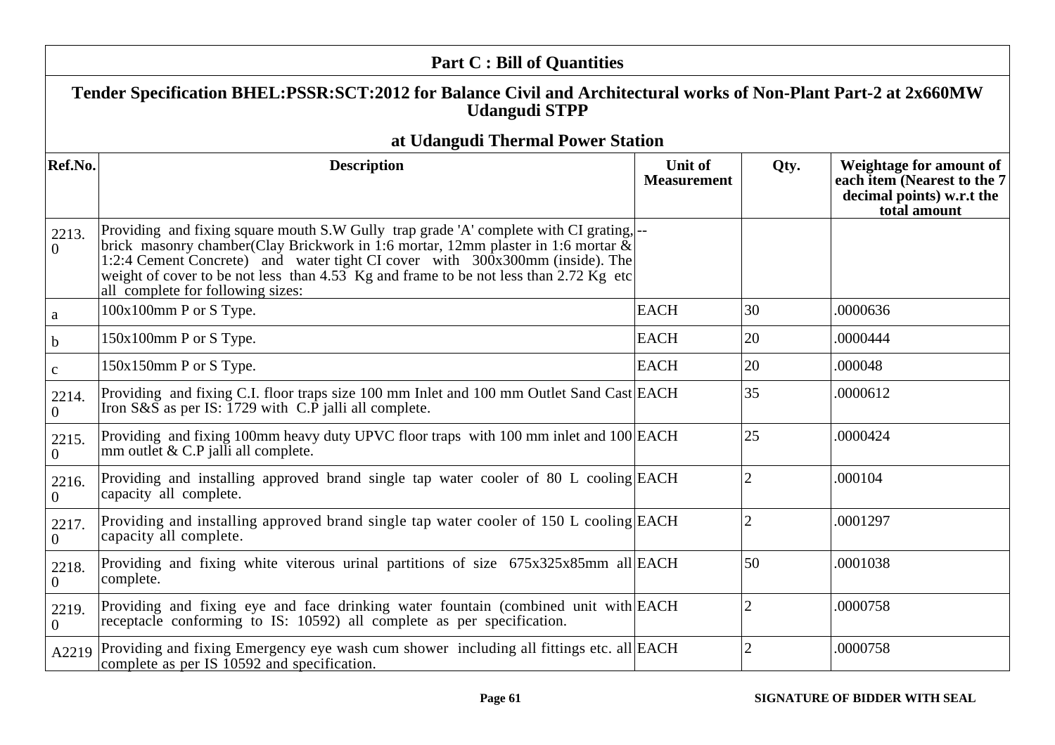## Part C : Bill of Quantities

### Tender Specification BHEL:PSSR:SCT:2012 for Balance Civil and Architectural works of Non-Plant Part-2 at 2x660MW Udangudi STPP

### at Udangudi Thermal Power Station

| Ref.No. | Description | Unit of Measurement | Qty. | Weightage for amount of each item (Nearest to the 7 decimal points) w.r.t the total amount |
|---|---|---|---|---|
| 2213.0 | Providing and fixing square mouth S.W Gully trap grade 'A' complete with CI grating, brick masonry chamber(Clay Brickwork in 1:6 mortar, 12mm plaster in 1:6 mortar & 1:2:4 Cement Concrete) and water tight CI cover with 300x300mm (inside). The weight of cover to be not less than 4.53 Kg and frame to be not less than 2.72 Kg etc all complete for following sizes: | -- | | |
| a | 100x100mm P or S Type. | EACH | 30 | .0000636 |
| b | 150x100mm P or S Type. | EACH | 20 | .0000444 |
| c | 150x150mm P or S Type. | EACH | 20 | .000048 |
| 2214.0 | Providing and fixing C.I. floor traps size 100 mm Inlet and 100 mm Outlet Sand Cast Iron S&S as per IS: 1729 with C.P jalli all complete. | EACH | 35 | .0000612 |
| 2215.0 | Providing and fixing 100mm heavy duty UPVC floor traps with 100 mm inlet and 100 mm outlet & C.P jalli all complete. | EACH | 25 | .0000424 |
| 2216.0 | Providing and installing approved brand single tap water cooler of 80 L cooling capacity all complete. | EACH | 2 | .000104 |
| 2217.0 | Providing and installing approved brand single tap water cooler of 150 L cooling capacity all complete. | EACH | 2 | .0001297 |
| 2218.0 | Providing and fixing white viterous urinal partitions of size 675x325x85mm all complete. | EACH | 50 | .0001038 |
| 2219.0 | Providing and fixing eye and face drinking water fountain (combined unit with receptacle conforming to IS: 10592) all complete as per specification. | EACH | 2 | .0000758 |
| A2219 | Providing and fixing Emergency eye wash cum shower including all fittings etc. all complete as per IS 10592 and specification. | EACH | 2 | .0000758 |

SIGNATURE OF BIDDER WITH SEAL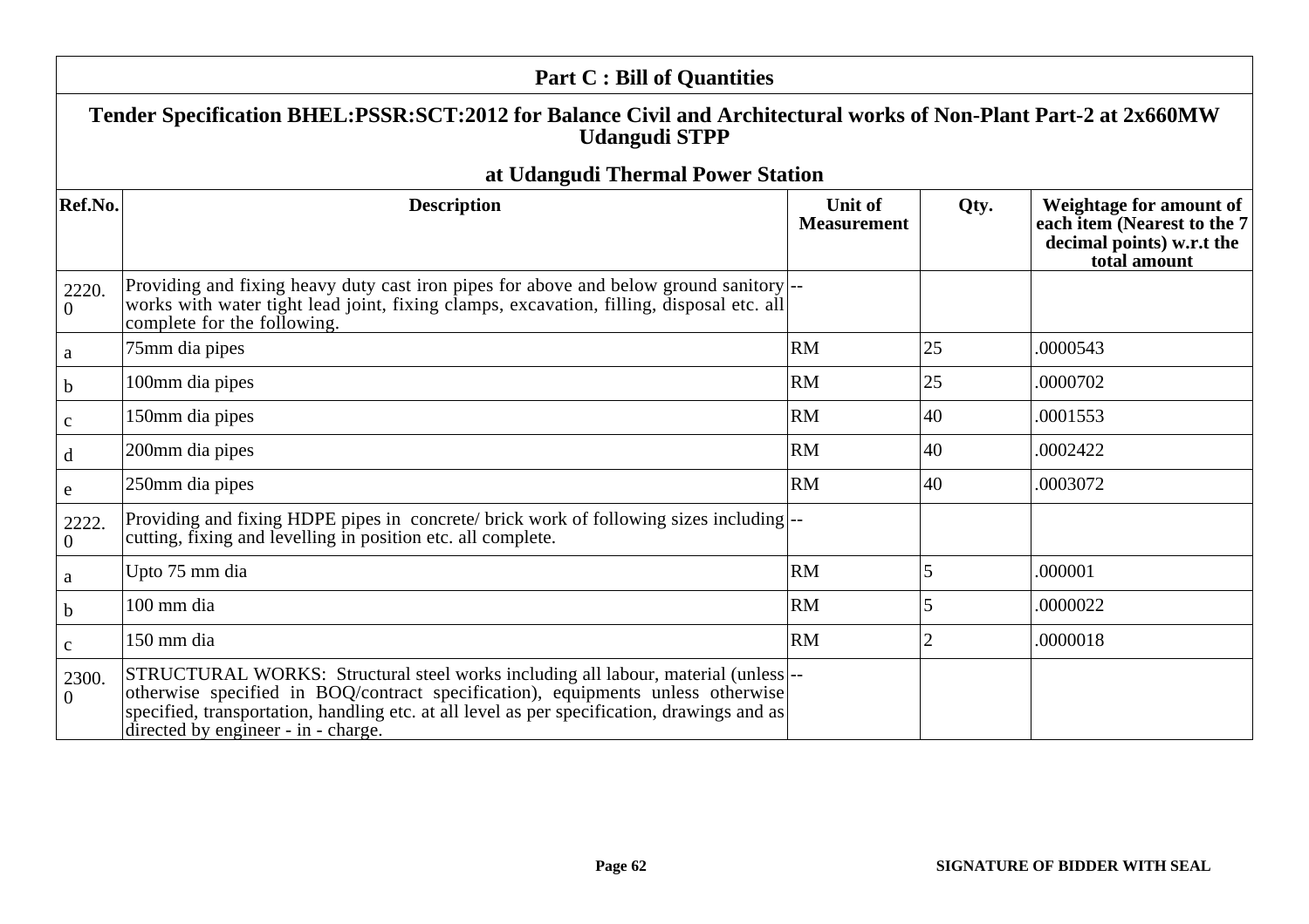## Part C : Bill of Quantities

### Tender Specification BHEL:PSSR:SCT:2012 for Balance Civil and Architectural works of Non-Plant Part-2 at 2x660MW Udangudi STPP

### at Udangudi Thermal Power Station

| Ref.No. | Description | Unit of Measurement | Qty. | Weightage for amount of each item (Nearest to the 7 decimal points) w.r.t the total amount |
|---|---|---|---|---|
| 2220.0 | Providing and fixing heavy duty cast iron pipes for above and below ground sanitory works with water tight lead joint, fixing clamps, excavation, filling, disposal etc. all complete for the following. | -- | | |
| a | 75mm dia pipes | RM | 25 | .0000543 |
| b | 100mm dia pipes | RM | 25 | .0000702 |
| c | 150mm dia pipes | RM | 40 | .0001553 |
| d | 200mm dia pipes | RM | 40 | .0002422 |
| e | 250mm dia pipes | RM | 40 | .0003072 |
| 2222.0 | Providing and fixing HDPE pipes in concrete/ brick work of following sizes including cutting, fixing and levelling in position etc. all complete. | -- | | |
| a | Upto 75 mm dia | RM | 5 | .000001 |
| b | 100 mm dia | RM | 5 | .0000022 |
| c | 150 mm dia | RM | 2 | .0000018 |
| 2300.0 | STRUCTURAL WORKS: Structural steel works including all labour, material (unless otherwise specified in BOQ/contract specification), equipments unless otherwise specified, transportation, handling etc. at all level as per specification, drawings and as directed by engineer - in - charge. | -- | | |

SIGNATURE OF BIDDER WITH SEAL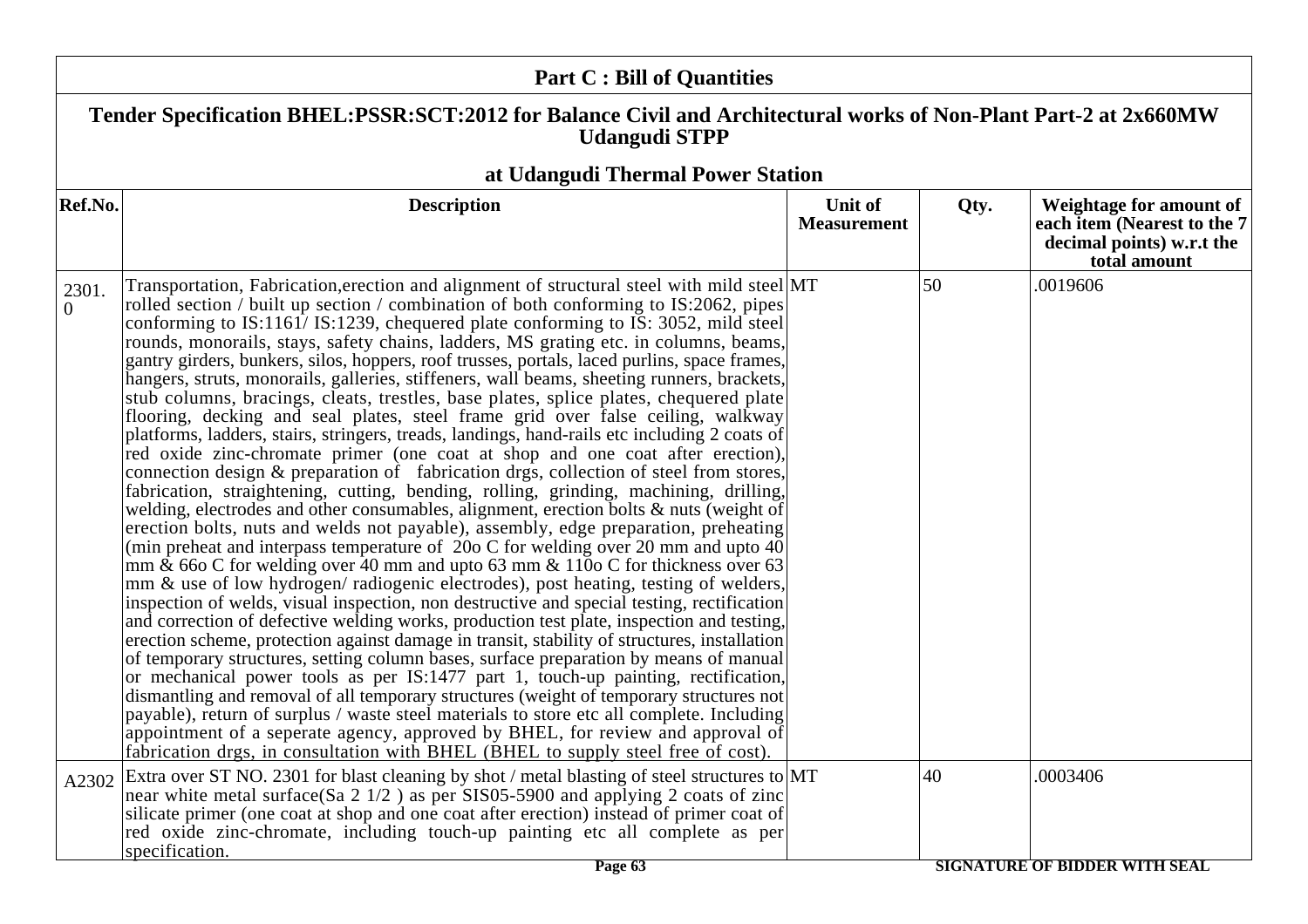## Part C : Bill of Quantities

### Tender Specification BHEL:PSSR:SCT:2012 for Balance Civil and Architectural works of Non-Plant Part-2 at 2x660MW Udangudi STPP

### at Udangudi Thermal Power Station

| Ref.No. | Description | Unit of Measurement | Qty. | Weightage for amount of each item (Nearest to the 7 decimal points) w.r.t the total amount |
|---|---|---|---|---|
| 2301.0 | Transportation, Fabrication,erection and alignment of structural steel with mild steel rolled section / built up section / combination of both conforming to IS:2062, pipes conforming to IS:1161/ IS:1239, chequered plate conforming to IS: 3052, mild steel rounds, monorails, stays, safety chains, ladders, MS grating etc. in columns, beams, gantry girders, bunkers, silos, hoppers, roof trusses, portals, laced purlins, space frames, hangers, struts, monorails, galleries, stiffeners, wall beams, sheeting runners, brackets, stub columns, bracings, cleats, trestles, base plates, splice plates, chequered plate flooring, decking and seal plates, steel frame grid over false ceiling, walkway platforms, ladders, stairs, stringers, treads, landings, hand-rails etc including 2 coats of red oxide zinc-chromate primer (one coat at shop and one coat after erection), connection design & preparation of fabrication drgs, collection of steel from stores, fabrication, straightening, cutting, bending, rolling, grinding, machining, drilling, welding, electrodes and other consumables, alignment, erection bolts & nuts (weight of erection bolts, nuts and welds not payable), assembly, edge preparation, preheating (min preheat and interpass temperature of 20o C for welding over 20 mm and upto 40 mm & 66o C for welding over 40 mm and upto 63 mm & 110o C for thickness over 63 mm & use of low hydrogen/ radiogenic electrodes), post heating, testing of welders, inspection of welds, visual inspection, non destructive and special testing, rectification and correction of defective welding works, production test plate, inspection and testing, erection scheme, protection against damage in transit, stability of structures, installation of temporary structures, setting column bases, surface preparation by means of manual or mechanical power tools as per IS:1477 part 1, touch-up painting, rectification, dismantling and removal of all temporary structures (weight of temporary structures not payable), return of surplus / waste steel materials to store etc all complete. Including appointment of a seperate agency, approved by BHEL, for review and approval of fabrication drgs, in consultation with BHEL (BHEL to supply steel free of cost). | MT | 50 | .0019606 |
| A2302 | Extra over ST NO. 2301 for blast cleaning by shot / metal blasting of steel structures to near white metal surface(Sa 2 1/2 ) as per SIS05-5900 and applying 2 coats of zinc silicate primer (one coat at shop and one coat after erection) instead of primer coat of red oxide zinc-chromate, including touch-up painting etc all complete as per specification. | MT | 40 | .0003406 |

SIGNATURE OF BIDDER WITH SEAL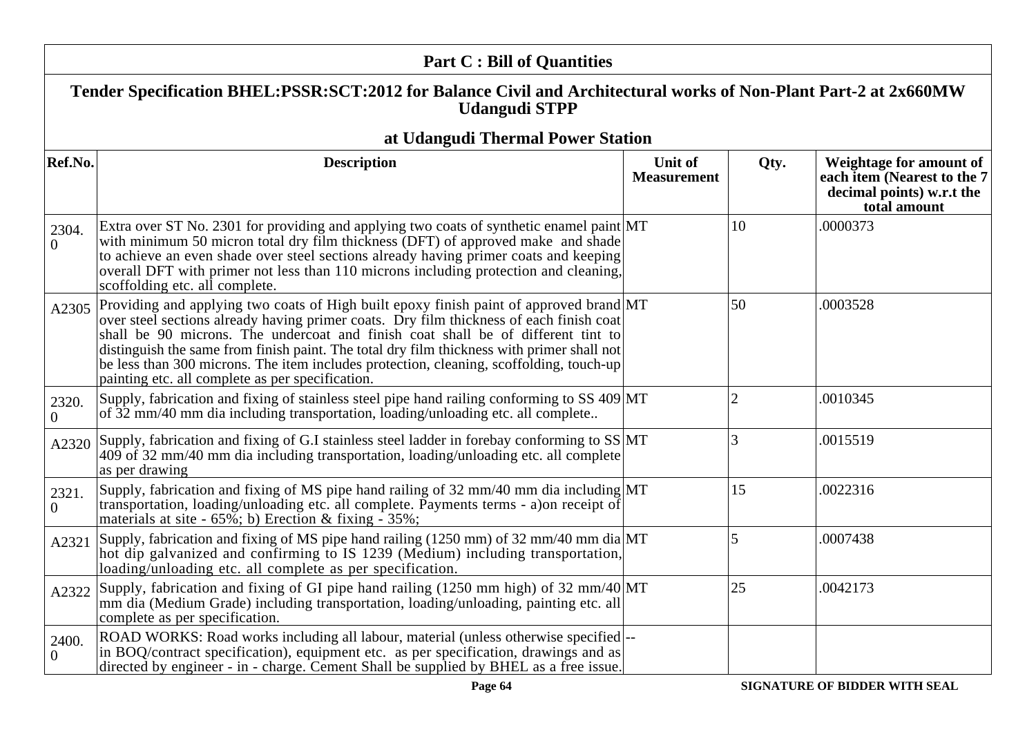## Part C : Bill of Quantities

### Tender Specification BHEL:PSSR:SCT:2012 for Balance Civil and Architectural works of Non-Plant Part-2 at 2x660MW Udangudi STPP

### at Udangudi Thermal Power Station

| Ref.No. | Description | Unit of Measurement | Qty. | Weightage for amount of each item (Nearest to the 7 decimal points) w.r.t the total amount |
|---|---|---|---|---|
| 2304.0 | Extra over ST No. 2301 for providing and applying two coats of synthetic enamel paint with minimum 50 micron total dry film thickness (DFT) of approved make and shade to achieve an even shade over steel sections already having primer coats and keeping overall DFT with primer not less than 110 microns including protection and cleaning, scoffolding etc. all complete. | MT | 10 | .0000373 |
| A2305 | Providing and applying two coats of High built epoxy finish paint of approved brand over steel sections already having primer coats. Dry film thickness of each finish coat shall be 90 microns. The undercoat and finish coat shall be of different tint to distinguish the same from finish paint. The total dry film thickness with primer shall not be less than 300 microns. The item includes protection, cleaning, scoffolding, touch-up painting etc. all complete as per specification. | MT | 50 | .0003528 |
| 2320.0 | Supply, fabrication and fixing of stainless steel pipe hand railing conforming to SS 409 of 32 mm/40 mm dia including transportation, loading/unloading etc. all complete.. | MT | 2 | .0010345 |
| A2320 | Supply, fabrication and fixing of G.I stainless steel ladder in forebay conforming to SS 409 of 32 mm/40 mm dia including transportation, loading/unloading etc. all complete as per drawing | MT | 3 | .0015519 |
| 2321.0 | Supply, fabrication and fixing of MS pipe hand railing of 32 mm/40 mm dia including transportation, loading/unloading etc. all complete. Payments terms - a)on receipt of materials at site - 65%; b) Erection & fixing - 35%; | MT | 15 | .0022316 |
| A2321 | Supply, fabrication and fixing of MS pipe hand railing (1250 mm) of 32 mm/40 mm dia hot dip galvanized and confirming to IS 1239 (Medium) including transportation, loading/unloading etc. all complete as per specification. | MT | 5 | .0007438 |
| A2322 | Supply, fabrication and fixing of GI pipe hand railing (1250 mm high) of 32 mm/40 mm dia (Medium Grade) including transportation, loading/unloading, painting etc. all complete as per specification. | MT | 25 | .0042173 |
| 2400.0 | ROAD WORKS: Road works including all labour, material (unless otherwise specified in BOQ/contract specification), equipment etc. as per specification, drawings and as directed by engineer - in - charge. Cement Shall be supplied by BHEL as a free issue. | -- | | |

SIGNATURE OF BIDDER WITH SEAL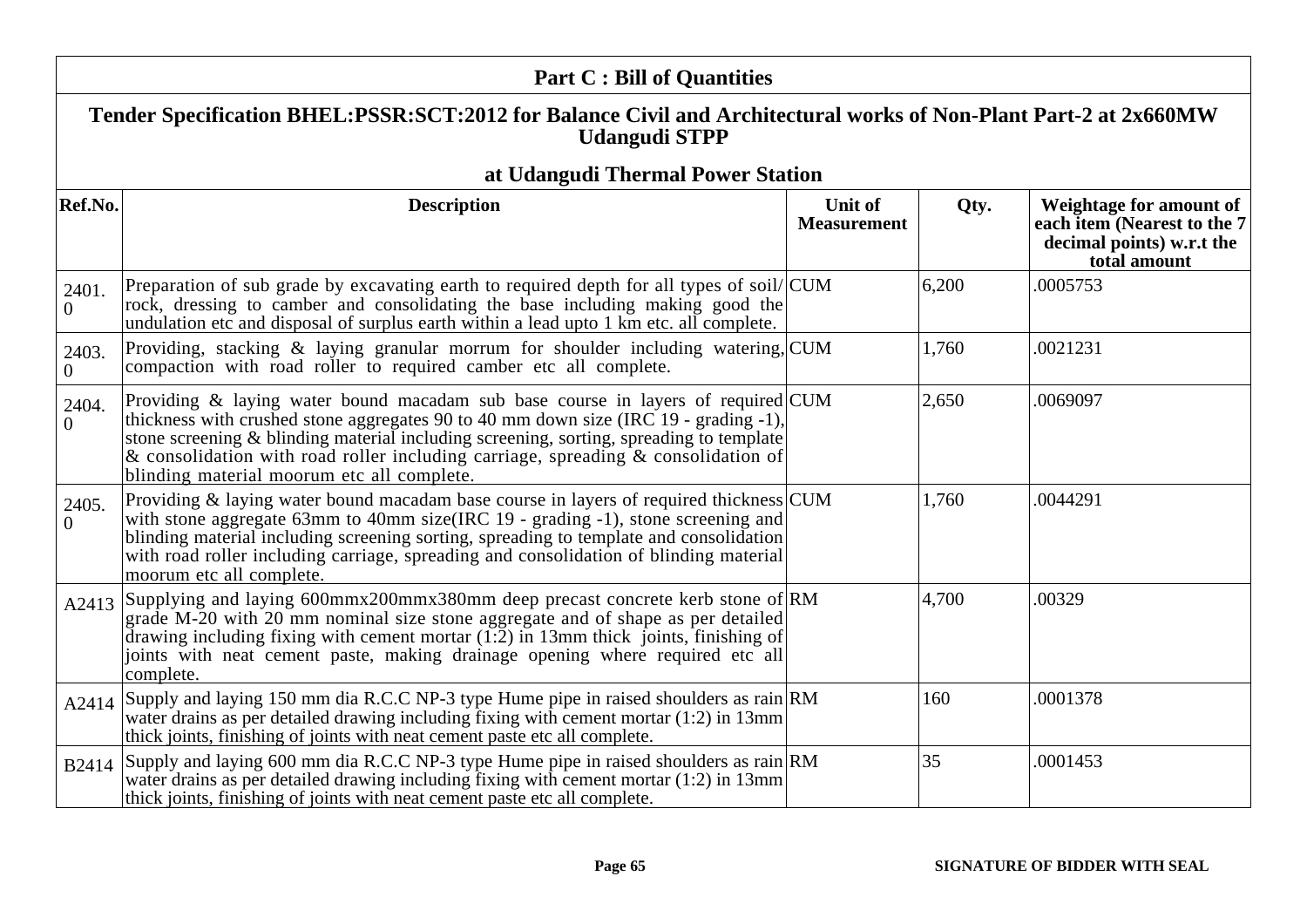## Part C : Bill of Quantities

### Tender Specification BHEL:PSSR:SCT:2012 for Balance Civil and Architectural works of Non-Plant Part-2 at 2x660MW Udangudi STPP

### at Udangudi Thermal Power Station

| Ref.No. | Description | Unit of Measurement | Qty. | Weightage for amount of each item (Nearest to the 7 decimal points) w.r.t the total amount |
|---|---|---|---|---|
| 2401.0 | Preparation of sub grade by excavating earth to required depth for all types of soil/rock, dressing to camber and consolidating the base including making good the undulation etc and disposal of surplus earth within a lead upto 1 km etc. all complete. | CUM | 6,200 | .0005753 |
| 2403.0 | Providing, stacking & laying granular morrum for shoulder including watering, compaction with road roller to required camber etc all complete. | CUM | 1,760 | .0021231 |
| 2404.0 | Providing & laying water bound macadam sub base course in layers of required thickness with crushed stone aggregates 90 to 40 mm down size (IRC 19 - grading -1), stone screening & blinding material including screening, sorting, spreading to template & consolidation with road roller including carriage, spreading & consolidation of blinding material moorum etc all complete. | CUM | 2,650 | .0069097 |
| 2405.0 | Providing & laying water bound macadam base course in layers of required thickness with stone aggregate 63mm to 40mm size(IRC 19 - grading -1), stone screening and blinding material including screening sorting, spreading to template and consolidation with road roller including carriage, spreading and consolidation of blinding material moorum etc all complete. | CUM | 1,760 | .0044291 |
| A2413 | Supplying and laying 600mmx200mmx380mm deep precast concrete kerb stone of grade M-20 with 20 mm nominal size stone aggregate and of shape as per detailed drawing including fixing with cement mortar (1:2) in 13mm thick joints, finishing of joints with neat cement paste, making drainage opening where required etc all complete. | RM | 4,700 | .00329 |
| A2414 | Supply and laying 150 mm dia R.C.C NP-3 type Hume pipe in raised shoulders as rain water drains as per detailed drawing including fixing with cement mortar (1:2) in 13mm thick joints, finishing of joints with neat cement paste etc all complete. | RM | 160 | .0001378 |
| B2414 | Supply and laying 600 mm dia R.C.C NP-3 type Hume pipe in raised shoulders as rain water drains as per detailed drawing including fixing with cement mortar (1:2) in 13mm thick joints, finishing of joints with neat cement paste etc all complete. | RM | 35 | .0001453 |

SIGNATURE OF BIDDER WITH SEAL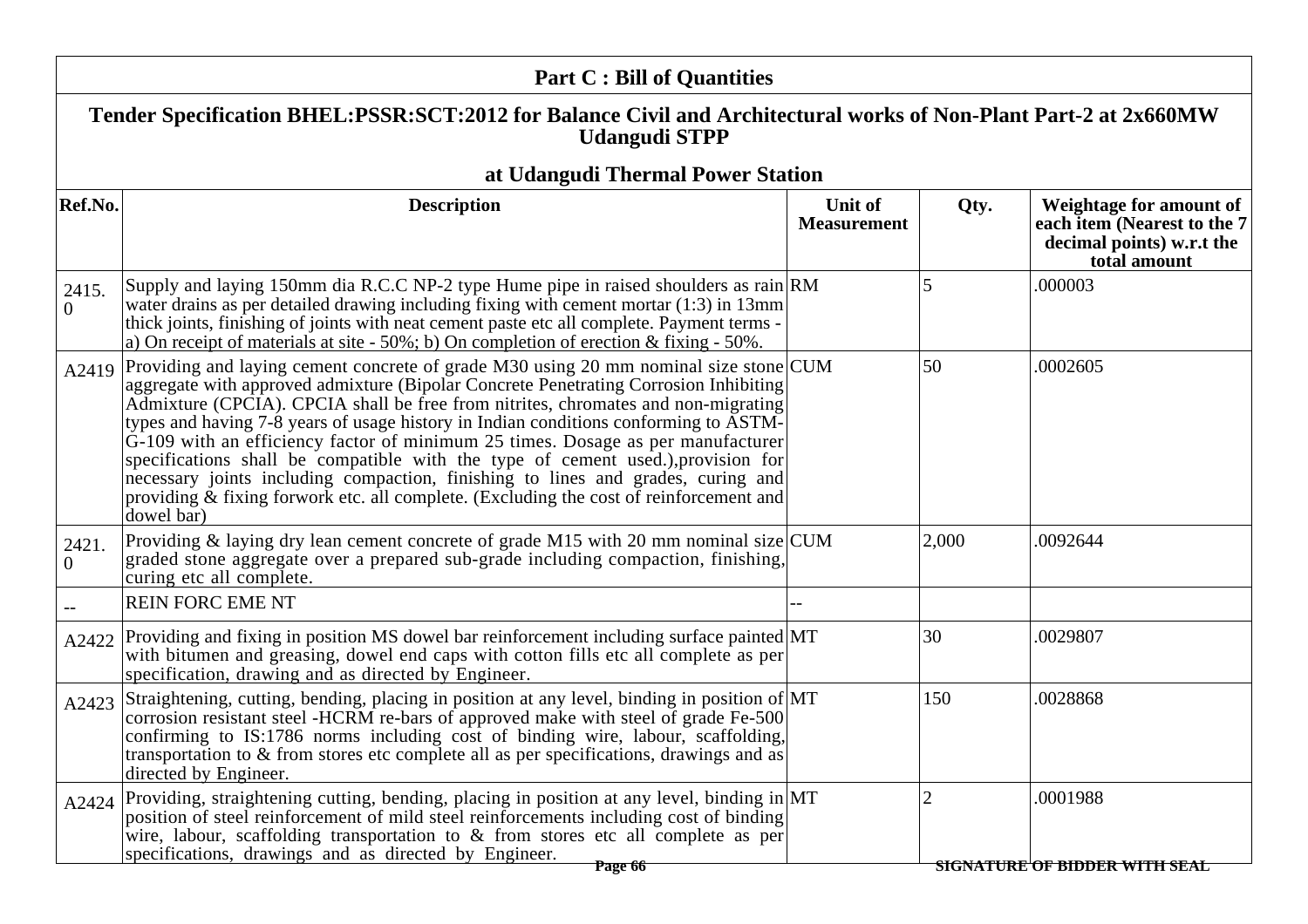## Part C : Bill of Quantities

### Tender Specification BHEL:PSSR:SCT:2012 for Balance Civil and Architectural works of Non-Plant Part-2 at 2x660MW Udangudi STPP

### at Udangudi Thermal Power Station

| Ref.No. | Description | Unit of Measurement | Qty. | Weightage for amount of each item (Nearest to the 7 decimal points) w.r.t the total amount |
|---|---|---|---|---|
| 2415.0 | Supply and laying 150mm dia R.C.C NP-2 type Hume pipe in raised shoulders as rain water drains as per detailed drawing including fixing with cement mortar (1:3) in 13mm thick joints, finishing of joints with neat cement paste etc all complete. Payment terms - a) On receipt of materials at site - 50%; b) On completion of erection & fixing - 50%. | RM | 5 | .000003 |
| A2419 | Providing and laying cement concrete of grade M30 using 20 mm nominal size stone aggregate with approved admixture (Bipolar Concrete Penetrating Corrosion Inhibiting Admixture (CPCIA). CPCIA shall be free from nitrites, chromates and non-migrating types and having 7-8 years of usage history in Indian conditions conforming to ASTM-G-109 with an efficiency factor of minimum 25 times. Dosage as per manufacturer specifications shall be compatible with the type of cement used.),provision for necessary joints including compaction, finishing to lines and grades, curing and providing & fixing forwork etc. all complete. (Excluding the cost of reinforcement and dowel bar) | CUM | 50 | .0002605 |
| 2421.0 | Providing & laying dry lean cement concrete of grade M15 with 20 mm nominal size graded stone aggregate over a prepared sub-grade including compaction, finishing, curing etc all complete. | CUM | 2,000 | .0092644 |
| -- | REIN FORC EME NT | -- | | |
| A2422 | Providing and fixing in position MS dowel bar reinforcement including surface painted with bitumen and greasing, dowel end caps with cotton fills etc all complete as per specification, drawing and as directed by Engineer. | MT | 30 | .0029807 |
| A2423 | Straightening, cutting, bending, placing in position at any level, binding in position of corrosion resistant steel -HCRM re-bars of approved make with steel of grade Fe-500 confirming to IS:1786 norms including cost of binding wire, labour, scaffolding, transportation to & from stores etc complete all as per specifications, drawings and as directed by Engineer. | MT | 150 | .0028868 |
| A2424 | Providing, straightening cutting, bending, placing in position at any level, binding in position of steel reinforcement of mild steel reinforcements including cost of binding wire, labour, scaffolding transportation to & from stores etc all complete as per specifications, drawings and as directed by Engineer. | MT | 2 | .0001988 |

SIGNATURE OF BIDDER WITH SEAL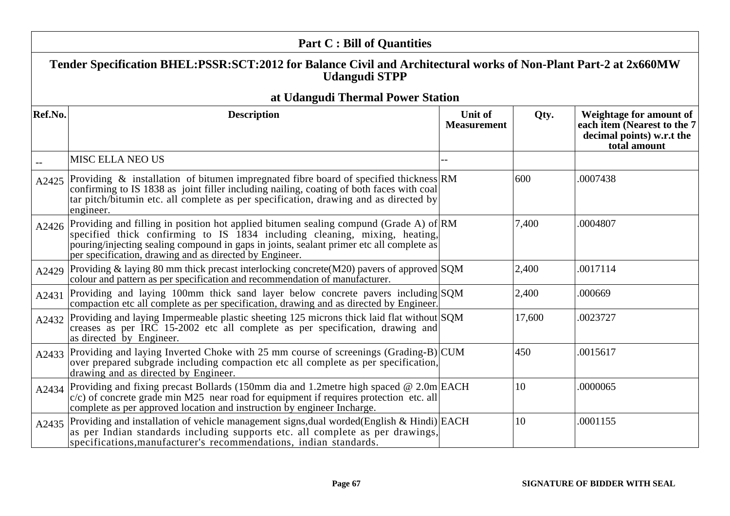## Part C : Bill of Quantities

### Tender Specification BHEL:PSSR:SCT:2012 for Balance Civil and Architectural works of Non-Plant Part-2 at 2x660MW Udangudi STPP

### at Udangudi Thermal Power Station

| Ref.No. | Description | Unit of Measurement | Qty. | Weightage for amount of each item (Nearest to the 7 decimal points) w.r.t the total amount |
|---|---|---|---|---|
| -- | MISC ELLA NEO US | -- | | |
| A2425 | Providing & installation of bitumen impregnated fibre board of specified thickness confirming to IS 1838 as joint filler including nailing, coating of both faces with coal tar pitch/bitumin etc. all complete as per specification, drawing and as directed by engineer. | RM | 600 | .0007438 |
| A2426 | Providing and filling in position hot applied bitumen sealing compund (Grade A) of specified thick confirming to IS 1834 including cleaning, mixing, heating, pouring/injecting sealing compound in gaps in joints, sealant primer etc all complete as per specification, drawing and as directed by Engineer. | RM | 7,400 | .0004807 |
| A2429 | Providing & laying 80 mm thick precast interlocking concrete(M20) pavers of approved colour and pattern as per specification and recommendation of manufacturer. | SQM | 2,400 | .0017114 |
| A2431 | Providing and laying 100mm thick sand layer below concrete pavers including compaction etc all complete as per specification, drawing and as directed by Engineer. | SQM | 2,400 | .000669 |
| A2432 | Providing and laying Impermeable plastic sheeting 125 microns thick laid flat without creases as per IRC 15-2002 etc all complete as per specification, drawing and as directed by Engineer. | SQM | 17,600 | .0023727 |
| A2433 | Providing and laying Inverted Choke with 25 mm course of screenings (Grading-B) over prepared subgrade including compaction etc all complete as per specification, drawing and as directed by Engineer. | CUM | 450 | .0015617 |
| A2434 | Providing and fixing precast Bollards (150mm dia and 1.2metre high spaced @ 2.0m c/c) of concrete grade min M25 near road for equipment if requires protection etc. all complete as per approved location and instruction by engineer Incharge. | EACH | 10 | .0000065 |
| A2435 | Providing and installation of vehicle management signs,dual worded(English & Hindi) as per Indian standards including supports etc. all complete as per drawings, specifications,manufacturer's recommendations, indian standards. | EACH | 10 | .0001155 |

SIGNATURE OF BIDDER WITH SEAL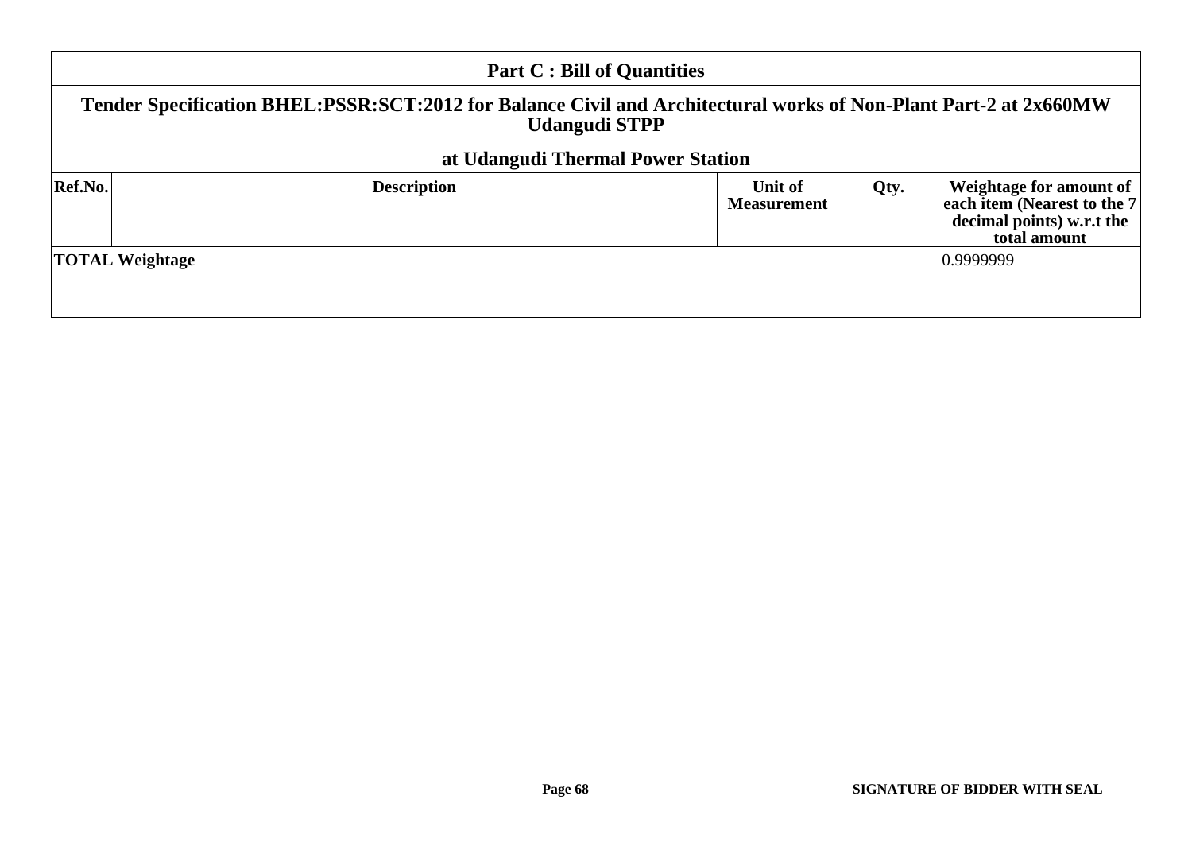## Part C : Bill of Quantities

### Tender Specification BHEL:PSSR:SCT:2012 for Balance Civil and Architectural works of Non-Plant Part-2 at 2x660MW Udangudi STPP

### at Udangudi Thermal Power Station

| Ref.No. | Description | Unit of Measurement | Qty. | Weightage for amount of each item (Nearest to the 7 decimal points) w.r.t the total amount |
|---|---|---|---|---|
| **TOTAL Weightage** | | | | 0.9999999 |

**SIGNATURE OF BIDDER WITH SEAL**